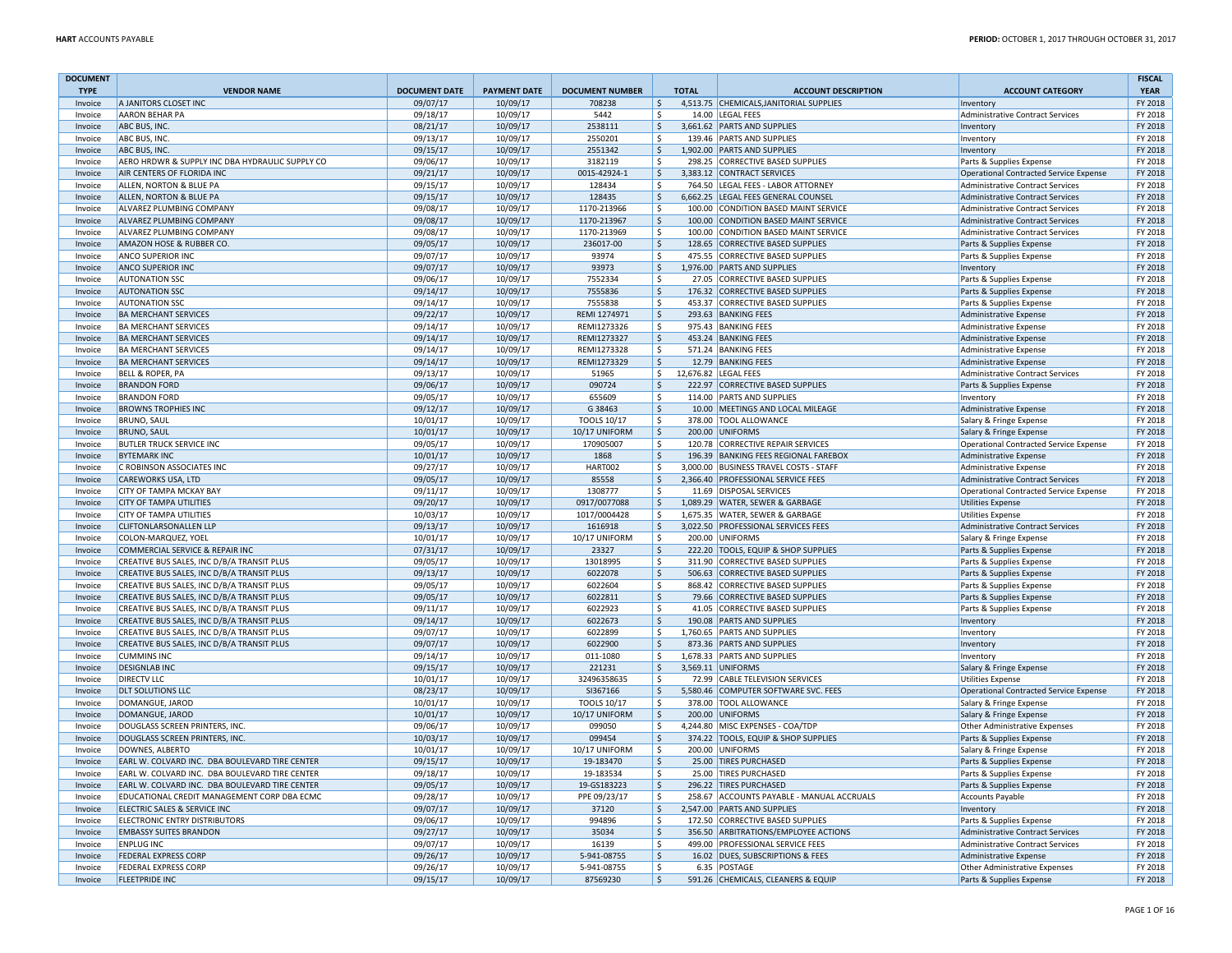| DOCUMENT TYPE | VENDOR NAME | DOCUMENT DATE | PAYMENT DATE | DOCUMENT NUMBER | TOTAL | ACCOUNT DESCRIPTION | ACCOUNT CATEGORY | FISCAL YEAR |
|---|---|---|---|---|---|---|---|---|
| Invoice | A JANITORS CLOSET INC | 09/07/17 | 10/09/17 | 708238 | $ 4,513.75 | CHEMICALS,JANITORIAL SUPPLIES | Inventory | FY 2018 |
| Invoice | AARON BEHAR PA | 09/18/17 | 10/09/17 | 5442 | $ 14.00 | LEGAL FEES | Administrative Contract Services | FY 2018 |
| Invoice | ABC BUS, INC. | 08/21/17 | 10/09/17 | 2538111 | $ 3,661.62 | PARTS AND SUPPLIES | Inventory | FY 2018 |
| Invoice | ABC BUS, INC. | 09/13/17 | 10/09/17 | 2550201 | $ 139.46 | PARTS AND SUPPLIES | Inventory | FY 2018 |
| Invoice | ABC BUS, INC. | 09/15/17 | 10/09/17 | 2551342 | $ 1,902.00 | PARTS AND SUPPLIES | Inventory | FY 2018 |
| Invoice | AERO HRDWR & SUPPLY INC DBA HYDRAULIC SUPPLY CO | 09/06/17 | 10/09/17 | 3182119 | $ 298.25 | CORRECTIVE BASED SUPPLIES | Parts & Supplies Expense | FY 2018 |
| Invoice | AIR CENTERS OF FLORIDA INC | 09/21/17 | 10/09/17 | 001S-42924-1 | $ 3,383.12 | CONTRACT SERVICES | Operational Contracted Service Expense | FY 2018 |
| Invoice | ALLEN, NORTON & BLUE PA | 09/15/17 | 10/09/17 | 128434 | $ 764.50 | LEGAL FEES - LABOR ATTORNEY | Administrative Contract Services | FY 2018 |
| Invoice | ALLEN, NORTON & BLUE PA | 09/15/17 | 10/09/17 | 128435 | $ 6,662.25 | LEGAL FEES GENERAL COUNSEL | Administrative Contract Services | FY 2018 |
| Invoice | ALVAREZ PLUMBING COMPANY | 09/08/17 | 10/09/17 | 1170-213966 | $ 100.00 | CONDITION BASED MAINT SERVICE | Administrative Contract Services | FY 2018 |
| Invoice | ALVAREZ PLUMBING COMPANY | 09/08/17 | 10/09/17 | 1170-213967 | $ 100.00 | CONDITION BASED MAINT SERVICE | Administrative Contract Services | FY 2018 |
| Invoice | ALVAREZ PLUMBING COMPANY | 09/08/17 | 10/09/17 | 1170-213969 | $ 100.00 | CONDITION BASED MAINT SERVICE | Administrative Contract Services | FY 2018 |
| Invoice | AMAZON HOSE & RUBBER CO. | 09/05/17 | 10/09/17 | 236017-00 | $ 128.65 | CORRECTIVE BASED SUPPLIES | Parts & Supplies Expense | FY 2018 |
| Invoice | ANCO SUPERIOR INC | 09/07/17 | 10/09/17 | 93974 | $ 475.55 | CORRECTIVE BASED SUPPLIES | Parts & Supplies Expense | FY 2018 |
| Invoice | ANCO SUPERIOR INC | 09/07/17 | 10/09/17 | 93973 | $ 1,976.00 | PARTS AND SUPPLIES | Inventory | FY 2018 |
| Invoice | AUTONATION SSC | 09/06/17 | 10/09/17 | 7552334 | $ 27.05 | CORRECTIVE BASED SUPPLIES | Parts & Supplies Expense | FY 2018 |
| Invoice | AUTONATION SSC | 09/14/17 | 10/09/17 | 7555836 | $ 176.32 | CORRECTIVE BASED SUPPLIES | Parts & Supplies Expense | FY 2018 |
| Invoice | AUTONATION SSC | 09/14/17 | 10/09/17 | 7555838 | $ 453.37 | CORRECTIVE BASED SUPPLIES | Parts & Supplies Expense | FY 2018 |
| Invoice | BA MERCHANT SERVICES | 09/22/17 | 10/09/17 | REMI 1274971 | $ 293.63 | BANKING FEES | Administrative Expense | FY 2018 |
| Invoice | BA MERCHANT SERVICES | 09/14/17 | 10/09/17 | REMI1273326 | $ 975.43 | BANKING FEES | Administrative Expense | FY 2018 |
| Invoice | BA MERCHANT SERVICES | 09/14/17 | 10/09/17 | REMI1273327 | $ 453.24 | BANKING FEES | Administrative Expense | FY 2018 |
| Invoice | BA MERCHANT SERVICES | 09/14/17 | 10/09/17 | REMI1273328 | $ 571.24 | BANKING FEES | Administrative Expense | FY 2018 |
| Invoice | BA MERCHANT SERVICES | 09/14/17 | 10/09/17 | REMI1273329 | $ 12.79 | BANKING FEES | Administrative Expense | FY 2018 |
| Invoice | BELL & ROPER, PA | 09/13/17 | 10/09/17 | 51965 | $ 12,676.82 | LEGAL FEES | Administrative Contract Services | FY 2018 |
| Invoice | BRANDON FORD | 09/06/17 | 10/09/17 | 090724 | $ 222.97 | CORRECTIVE BASED SUPPLIES | Parts & Supplies Expense | FY 2018 |
| Invoice | BRANDON FORD | 09/05/17 | 10/09/17 | 655609 | $ 114.00 | PARTS AND SUPPLIES | Inventory | FY 2018 |
| Invoice | BROWNS TROPHIES INC | 09/12/17 | 10/09/17 | G 38463 | $ 10.00 | MEETINGS AND LOCAL MILEAGE | Administrative Expense | FY 2018 |
| Invoice | BRUNO, SAUL | 10/01/17 | 10/09/17 | TOOLS 10/17 | $ 378.00 | TOOL ALLOWANCE | Salary & Fringe Expense | FY 2018 |
| Invoice | BRUNO, SAUL | 10/01/17 | 10/09/17 | 10/17 UNIFORM | $ 200.00 | UNIFORMS | Salary & Fringe Expense | FY 2018 |
| Invoice | BUTLER TRUCK SERVICE INC | 09/05/17 | 10/09/17 | 170905007 | $ 120.78 | CORRECTIVE REPAIR SERVICES | Operational Contracted Service Expense | FY 2018 |
| Invoice | BYTEMARK INC | 10/01/17 | 10/09/17 | 1868 | $ 196.39 | BANKING FEES REGIONAL FAREBOX | Administrative Expense | FY 2018 |
| Invoice | C ROBINSON ASSOCIATES INC | 09/27/17 | 10/09/17 | HART002 | $ 3,000.00 | BUSINESS TRAVEL COSTS - STAFF | Administrative Expense | FY 2018 |
| Invoice | CAREWORKS USA, LTD | 09/05/17 | 10/09/17 | 85558 | $ 2,366.40 | PROFESSIONAL SERVICE FEES | Administrative Contract Services | FY 2018 |
| Invoice | CITY OF TAMPA MCKAY BAY | 09/11/17 | 10/09/17 | 1308777 | $ 11.69 | DISPOSAL SERVICES | Operational Contracted Service Expense | FY 2018 |
| Invoice | CITY OF TAMPA UTILITIES | 09/20/17 | 10/09/17 | 0917/0077088 | $ 1,089.29 | WATER, SEWER & GARBAGE | Utilities Expense | FY 2018 |
| Invoice | CITY OF TAMPA UTILITIES | 10/03/17 | 10/09/17 | 1017/0004428 | $ 1,675.35 | WATER, SEWER & GARBAGE | Utilities Expense | FY 2018 |
| Invoice | CLIFTONLARSONALLEN LLP | 09/13/17 | 10/09/17 | 1616918 | $ 3,022.50 | PROFESSIONAL SERVICES FEES | Administrative Contract Services | FY 2018 |
| Invoice | COLON-MARQUEZ, YOEL | 10/01/17 | 10/09/17 | 10/17 UNIFORM | $ 200.00 | UNIFORMS | Salary & Fringe Expense | FY 2018 |
| Invoice | COMMERCIAL SERVICE & REPAIR INC | 07/31/17 | 10/09/17 | 23327 | $ 222.20 | TOOLS, EQUIP & SHOP SUPPLIES | Parts & Supplies Expense | FY 2018 |
| Invoice | CREATIVE BUS SALES, INC D/B/A TRANSIT PLUS | 09/05/17 | 10/09/17 | 13018995 | $ 311.90 | CORRECTIVE BASED SUPPLIES | Parts & Supplies Expense | FY 2018 |
| Invoice | CREATIVE BUS SALES, INC D/B/A TRANSIT PLUS | 09/13/17 | 10/09/17 | 6022078 | $ 506.63 | CORRECTIVE BASED SUPPLIES | Parts & Supplies Expense | FY 2018 |
| Invoice | CREATIVE BUS SALES, INC D/B/A TRANSIT PLUS | 09/05/17 | 10/09/17 | 6022604 | $ 868.42 | CORRECTIVE BASED SUPPLIES | Parts & Supplies Expense | FY 2018 |
| Invoice | CREATIVE BUS SALES, INC D/B/A TRANSIT PLUS | 09/05/17 | 10/09/17 | 6022811 | $ 79.66 | CORRECTIVE BASED SUPPLIES | Parts & Supplies Expense | FY 2018 |
| Invoice | CREATIVE BUS SALES, INC D/B/A TRANSIT PLUS | 09/11/17 | 10/09/17 | 6022923 | $ 41.05 | CORRECTIVE BASED SUPPLIES | Parts & Supplies Expense | FY 2018 |
| Invoice | CREATIVE BUS SALES, INC D/B/A TRANSIT PLUS | 09/14/17 | 10/09/17 | 6022673 | $ 190.08 | PARTS AND SUPPLIES | Inventory | FY 2018 |
| Invoice | CREATIVE BUS SALES, INC D/B/A TRANSIT PLUS | 09/07/17 | 10/09/17 | 6022899 | $ 1,760.65 | PARTS AND SUPPLIES | Inventory | FY 2018 |
| Invoice | CREATIVE BUS SALES, INC D/B/A TRANSIT PLUS | 09/07/17 | 10/09/17 | 6022900 | $ 873.36 | PARTS AND SUPPLIES | Inventory | FY 2018 |
| Invoice | CUMMINS INC | 09/14/17 | 10/09/17 | 011-1080 | $ 1,678.33 | PARTS AND SUPPLIES | Inventory | FY 2018 |
| Invoice | DESIGNLAB INC | 09/15/17 | 10/09/17 | 221231 | $ 3,569.11 | UNIFORMS | Salary & Fringe Expense | FY 2018 |
| Invoice | DIRECTV LLC | 10/01/17 | 10/09/17 | 32496358635 | $ 72.99 | CABLE TELEVISION SERVICES | Utilities Expense | FY 2018 |
| Invoice | DLT SOLUTIONS LLC | 08/23/17 | 10/09/17 | SI367166 | $ 5,580.46 | COMPUTER SOFTWARE SVC. FEES | Operational Contracted Service Expense | FY 2018 |
| Invoice | DOMANGUE, JAROD | 10/01/17 | 10/09/17 | TOOLS 10/17 | $ 378.00 | TOOL ALLOWANCE | Salary & Fringe Expense | FY 2018 |
| Invoice | DOMANGUE, JAROD | 10/01/17 | 10/09/17 | 10/17 UNIFORM | $ 200.00 | UNIFORMS | Salary & Fringe Expense | FY 2018 |
| Invoice | DOUGLASS SCREEN PRINTERS, INC. | 09/06/17 | 10/09/17 | 099050 | $ 4,244.80 | MISC EXPENSES - COA/TDP | Other Administrative Expenses | FY 2018 |
| Invoice | DOUGLASS SCREEN PRINTERS, INC. | 10/03/17 | 10/09/17 | 099454 | $ 374.22 | TOOLS, EQUIP & SHOP SUPPLIES | Parts & Supplies Expense | FY 2018 |
| Invoice | DOWNES, ALBERTO | 10/01/17 | 10/09/17 | 10/17 UNIFORM | $ 200.00 | UNIFORMS | Salary & Fringe Expense | FY 2018 |
| Invoice | EARL W. COLVARD INC. DBA BOULEVARD TIRE CENTER | 09/15/17 | 10/09/17 | 19-183470 | $ 25.00 | TIRES PURCHASED | Parts & Supplies Expense | FY 2018 |
| Invoice | EARL W. COLVARD INC. DBA BOULEVARD TIRE CENTER | 09/18/17 | 10/09/17 | 19-183534 | $ 25.00 | TIRES PURCHASED | Parts & Supplies Expense | FY 2018 |
| Invoice | EARL W. COLVARD INC. DBA BOULEVARD TIRE CENTER | 09/05/17 | 10/09/17 | 19-GS183223 | $ 296.22 | TIRES PURCHASED | Parts & Supplies Expense | FY 2018 |
| Invoice | EDUCATIONAL CREDIT MANAGEMENT CORP DBA ECMC | 09/28/17 | 10/09/17 | PPE 09/23/17 | $ 258.67 | ACCOUNTS PAYABLE - MANUAL ACCRUALS | Accounts Payable | FY 2018 |
| Invoice | ELECTRIC SALES & SERVICE INC | 09/07/17 | 10/09/17 | 37120 | $ 2,547.00 | PARTS AND SUPPLIES | Inventory | FY 2018 |
| Invoice | ELECTRONIC ENTRY DISTRIBUTORS | 09/06/17 | 10/09/17 | 994896 | $ 172.50 | CORRECTIVE BASED SUPPLIES | Parts & Supplies Expense | FY 2018 |
| Invoice | EMBASSY SUITES BRANDON | 09/27/17 | 10/09/17 | 35034 | $ 356.50 | ARBITRATIONS/EMPLOYEE ACTIONS | Administrative Contract Services | FY 2018 |
| Invoice | ENPLUG INC | 09/07/17 | 10/09/17 | 16139 | $ 499.00 | PROFESSIONAL SERVICE FEES | Administrative Contract Services | FY 2018 |
| Invoice | FEDERAL EXPRESS CORP | 09/26/17 | 10/09/17 | 5-941-08755 | $ 16.02 | DUES, SUBSCRIPTIONS & FEES | Administrative Expense | FY 2018 |
| Invoice | FEDERAL EXPRESS CORP | 09/26/17 | 10/09/17 | 5-941-08755 | $ 6.35 | POSTAGE | Other Administrative Expenses | FY 2018 |
| Invoice | FLEETPRIDE INC | 09/15/17 | 10/09/17 | 87569230 | $ 591.26 | CHEMICALS, CLEANERS & EQUIP | Parts & Supplies Expense | FY 2018 |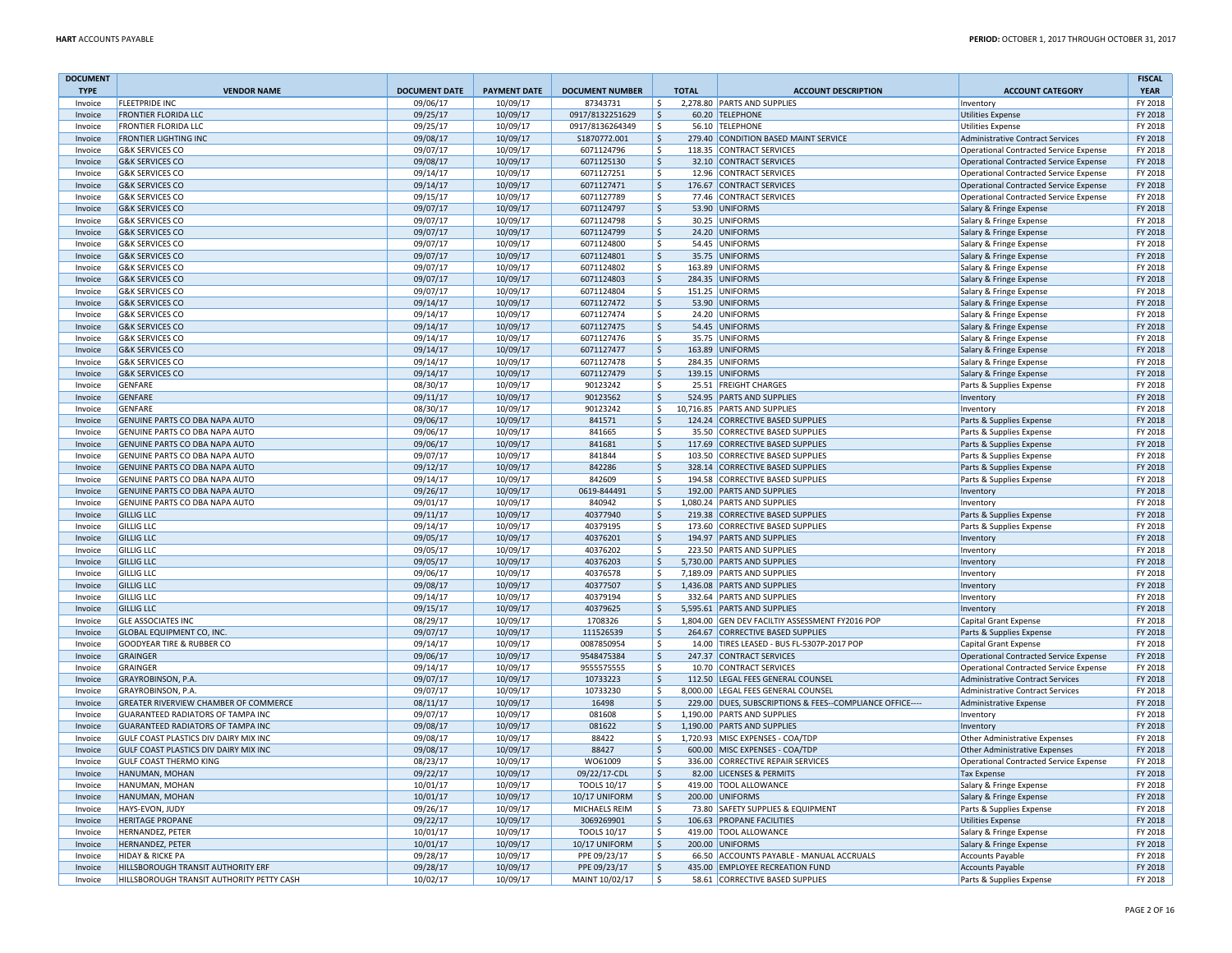| DOCUMENT TYPE | VENDOR NAME | DOCUMENT DATE | PAYMENT DATE | DOCUMENT NUMBER | TOTAL | ACCOUNT DESCRIPTION | ACCOUNT CATEGORY | FISCAL YEAR |
|---|---|---|---|---|---|---|---|---|
| Invoice | FLEETPRIDE INC | 09/06/17 | 10/09/17 | 87343731 | $ 2,278.80 | PARTS AND SUPPLIES | Inventory | FY 2018 |
| Invoice | FRONTIER FLORIDA LLC | 09/25/17 | 10/09/17 | 0917/8132251629 | $ 60.20 | TELEPHONE | Utilities Expense | FY 2018 |
| Invoice | FRONTIER FLORIDA LLC | 09/25/17 | 10/09/17 | 0917/8136264349 | $ 56.10 | TELEPHONE | Utilities Expense | FY 2018 |
| Invoice | FRONTIER LIGHTING INC | 09/08/17 | 10/09/17 | S1870772.001 | $ 279.40 | CONDITION BASED MAINT SERVICE | Administrative Contract Services | FY 2018 |
| Invoice | G&K SERVICES CO | 09/07/17 | 10/09/17 | 6071124796 | $ 118.35 | CONTRACT SERVICES | Operational Contracted Service Expense | FY 2018 |
| Invoice | G&K SERVICES CO | 09/08/17 | 10/09/17 | 6071125130 | $ 32.10 | CONTRACT SERVICES | Operational Contracted Service Expense | FY 2018 |
| Invoice | G&K SERVICES CO | 09/14/17 | 10/09/17 | 6071127251 | $ 12.96 | CONTRACT SERVICES | Operational Contracted Service Expense | FY 2018 |
| Invoice | G&K SERVICES CO | 09/14/17 | 10/09/17 | 6071127471 | $ 176.67 | CONTRACT SERVICES | Operational Contracted Service Expense | FY 2018 |
| Invoice | G&K SERVICES CO | 09/15/17 | 10/09/17 | 6071127789 | $ 77.46 | CONTRACT SERVICES | Operational Contracted Service Expense | FY 2018 |
| Invoice | G&K SERVICES CO | 09/07/17 | 10/09/17 | 6071124797 | $ 53.90 | UNIFORMS | Salary & Fringe Expense | FY 2018 |
| Invoice | G&K SERVICES CO | 09/07/17 | 10/09/17 | 6071124798 | $ 30.25 | UNIFORMS | Salary & Fringe Expense | FY 2018 |
| Invoice | G&K SERVICES CO | 09/07/17 | 10/09/17 | 6071124799 | $ 24.20 | UNIFORMS | Salary & Fringe Expense | FY 2018 |
| Invoice | G&K SERVICES CO | 09/07/17 | 10/09/17 | 6071124800 | $ 54.45 | UNIFORMS | Salary & Fringe Expense | FY 2018 |
| Invoice | G&K SERVICES CO | 09/07/17 | 10/09/17 | 6071124801 | $ 35.75 | UNIFORMS | Salary & Fringe Expense | FY 2018 |
| Invoice | G&K SERVICES CO | 09/07/17 | 10/09/17 | 6071124802 | $ 163.89 | UNIFORMS | Salary & Fringe Expense | FY 2018 |
| Invoice | G&K SERVICES CO | 09/07/17 | 10/09/17 | 6071124803 | $ 284.35 | UNIFORMS | Salary & Fringe Expense | FY 2018 |
| Invoice | G&K SERVICES CO | 09/07/17 | 10/09/17 | 6071124804 | $ 151.25 | UNIFORMS | Salary & Fringe Expense | FY 2018 |
| Invoice | G&K SERVICES CO | 09/14/17 | 10/09/17 | 6071127472 | $ 53.90 | UNIFORMS | Salary & Fringe Expense | FY 2018 |
| Invoice | G&K SERVICES CO | 09/14/17 | 10/09/17 | 6071127474 | $ 24.20 | UNIFORMS | Salary & Fringe Expense | FY 2018 |
| Invoice | G&K SERVICES CO | 09/14/17 | 10/09/17 | 6071127475 | $ 54.45 | UNIFORMS | Salary & Fringe Expense | FY 2018 |
| Invoice | G&K SERVICES CO | 09/14/17 | 10/09/17 | 6071127476 | $ 35.75 | UNIFORMS | Salary & Fringe Expense | FY 2018 |
| Invoice | G&K SERVICES CO | 09/14/17 | 10/09/17 | 6071127477 | $ 163.89 | UNIFORMS | Salary & Fringe Expense | FY 2018 |
| Invoice | G&K SERVICES CO | 09/14/17 | 10/09/17 | 6071127478 | $ 284.35 | UNIFORMS | Salary & Fringe Expense | FY 2018 |
| Invoice | G&K SERVICES CO | 09/14/17 | 10/09/17 | 6071127479 | $ 139.15 | UNIFORMS | Salary & Fringe Expense | FY 2018 |
| Invoice | GENFARE | 08/30/17 | 10/09/17 | 90123242 | $ 25.51 | FREIGHT CHARGES | Parts & Supplies Expense | FY 2018 |
| Invoice | GENFARE | 09/11/17 | 10/09/17 | 90123562 | $ 524.95 | PARTS AND SUPPLIES | Inventory | FY 2018 |
| Invoice | GENFARE | 08/30/17 | 10/09/17 | 90123242 | $ 10,716.85 | PARTS AND SUPPLIES | Inventory | FY 2018 |
| Invoice | GENUINE PARTS CO DBA NAPA AUTO | 09/06/17 | 10/09/17 | 841571 | $ 124.24 | CORRECTIVE BASED SUPPLIES | Parts & Supplies Expense | FY 2018 |
| Invoice | GENUINE PARTS CO DBA NAPA AUTO | 09/06/17 | 10/09/17 | 841665 | $ 35.50 | CORRECTIVE BASED SUPPLIES | Parts & Supplies Expense | FY 2018 |
| Invoice | GENUINE PARTS CO DBA NAPA AUTO | 09/06/17 | 10/09/17 | 841681 | $ 117.69 | CORRECTIVE BASED SUPPLIES | Parts & Supplies Expense | FY 2018 |
| Invoice | GENUINE PARTS CO DBA NAPA AUTO | 09/07/17 | 10/09/17 | 841844 | $ 103.50 | CORRECTIVE BASED SUPPLIES | Parts & Supplies Expense | FY 2018 |
| Invoice | GENUINE PARTS CO DBA NAPA AUTO | 09/12/17 | 10/09/17 | 842286 | $ 328.14 | CORRECTIVE BASED SUPPLIES | Parts & Supplies Expense | FY 2018 |
| Invoice | GENUINE PARTS CO DBA NAPA AUTO | 09/14/17 | 10/09/17 | 842609 | $ 194.58 | CORRECTIVE BASED SUPPLIES | Parts & Supplies Expense | FY 2018 |
| Invoice | GENUINE PARTS CO DBA NAPA AUTO | 09/26/17 | 10/09/17 | 0619-844491 | $ 192.00 | PARTS AND SUPPLIES | Inventory | FY 2018 |
| Invoice | GENUINE PARTS CO DBA NAPA AUTO | 09/01/17 | 10/09/17 | 840942 | $ 1,080.24 | PARTS AND SUPPLIES | Inventory | FY 2018 |
| Invoice | GILLIG LLC | 09/11/17 | 10/09/17 | 40377940 | $ 219.38 | CORRECTIVE BASED SUPPLIES | Parts & Supplies Expense | FY 2018 |
| Invoice | GILLIG LLC | 09/14/17 | 10/09/17 | 40379195 | $ 173.60 | CORRECTIVE BASED SUPPLIES | Parts & Supplies Expense | FY 2018 |
| Invoice | GILLIG LLC | 09/05/17 | 10/09/17 | 40376201 | $ 194.97 | PARTS AND SUPPLIES | Inventory | FY 2018 |
| Invoice | GILLIG LLC | 09/05/17 | 10/09/17 | 40376202 | $ 223.50 | PARTS AND SUPPLIES | Inventory | FY 2018 |
| Invoice | GILLIG LLC | 09/05/17 | 10/09/17 | 40376203 | $ 5,730.00 | PARTS AND SUPPLIES | Inventory | FY 2018 |
| Invoice | GILLIG LLC | 09/06/17 | 10/09/17 | 40376578 | $ 7,189.09 | PARTS AND SUPPLIES | Inventory | FY 2018 |
| Invoice | GILLIG LLC | 09/08/17 | 10/09/17 | 40377507 | $ 1,436.08 | PARTS AND SUPPLIES | Inventory | FY 2018 |
| Invoice | GILLIG LLC | 09/14/17 | 10/09/17 | 40379194 | $ 332.64 | PARTS AND SUPPLIES | Inventory | FY 2018 |
| Invoice | GILLIG LLC | 09/15/17 | 10/09/17 | 40379625 | $ 5,595.61 | PARTS AND SUPPLIES | Inventory | FY 2018 |
| Invoice | GLE ASSOCIATES INC | 08/29/17 | 10/09/17 | 1708326 | $ 1,804.00 | GEN DEV FACILTIY ASSESSMENT FY2016 POP | Capital Grant Expense | FY 2018 |
| Invoice | GLOBAL EQUIPMENT CO, INC. | 09/07/17 | 10/09/17 | 111526539 | $ 264.67 | CORRECTIVE BASED SUPPLIES | Parts & Supplies Expense | FY 2018 |
| Invoice | GOODYEAR TIRE & RUBBER CO | 09/14/17 | 10/09/17 | 0087850954 | $ 14.00 | TIRES LEASED - BUS FL-5307P-2017 POP | Capital Grant Expense | FY 2018 |
| Invoice | GRAINGER | 09/06/17 | 10/09/17 | 9548475384 | $ 247.37 | CONTRACT SERVICES | Operational Contracted Service Expense | FY 2018 |
| Invoice | GRAINGER | 09/14/17 | 10/09/17 | 9555575555 | $ 10.70 | CONTRACT SERVICES | Operational Contracted Service Expense | FY 2018 |
| Invoice | GRAYROBINSON, P.A. | 09/07/17 | 10/09/17 | 10733223 | $ 112.50 | LEGAL FEES GENERAL COUNSEL | Administrative Contract Services | FY 2018 |
| Invoice | GRAYROBINSON, P.A. | 09/07/17 | 10/09/17 | 10733230 | $ 8,000.00 | LEGAL FEES GENERAL COUNSEL | Administrative Contract Services | FY 2018 |
| Invoice | GREATER RIVERVIEW CHAMBER OF COMMERCE | 08/11/17 | 10/09/17 | 16498 | $ 229.00 | DUES, SUBSCRIPTIONS & FEES--COMPLIANCE OFFICE---- | Administrative Expense | FY 2018 |
| Invoice | GUARANTEED RADIATORS OF TAMPA INC | 09/07/17 | 10/09/17 | 081608 | $ 1,190.00 | PARTS AND SUPPLIES | Inventory | FY 2018 |
| Invoice | GUARANTEED RADIATORS OF TAMPA INC | 09/08/17 | 10/09/17 | 081622 | $ 1,190.00 | PARTS AND SUPPLIES | Inventory | FY 2018 |
| Invoice | GULF COAST PLASTICS DIV DAIRY MIX INC | 09/08/17 | 10/09/17 | 88422 | $ 1,720.93 | MISC EXPENSES - COA/TDP | Other Administrative Expenses | FY 2018 |
| Invoice | GULF COAST PLASTICS DIV DAIRY MIX INC | 09/08/17 | 10/09/17 | 88427 | $ 600.00 | MISC EXPENSES - COA/TDP | Other Administrative Expenses | FY 2018 |
| Invoice | GULF COAST THERMO KING | 08/23/17 | 10/09/17 | WO61009 | $ 336.00 | CORRECTIVE REPAIR SERVICES | Operational Contracted Service Expense | FY 2018 |
| Invoice | HANUMAN, MOHAN | 09/22/17 | 10/09/17 | 09/22/17-CDL | $ 82.00 | LICENSES & PERMITS | Tax Expense | FY 2018 |
| Invoice | HANUMAN, MOHAN | 10/01/17 | 10/09/17 | TOOLS 10/17 | $ 419.00 | TOOL ALLOWANCE | Salary & Fringe Expense | FY 2018 |
| Invoice | HANUMAN, MOHAN | 10/01/17 | 10/09/17 | 10/17 UNIFORM | $ 200.00 | UNIFORMS | Salary & Fringe Expense | FY 2018 |
| Invoice | HAYS-EVON, JUDY | 09/26/17 | 10/09/17 | MICHAELS REIM | $ 73.80 | SAFETY SUPPLIES & EQUIPMENT | Parts & Supplies Expense | FY 2018 |
| Invoice | HERITAGE PROPANE | 09/22/17 | 10/09/17 | 3069269901 | $ 106.63 | PROPANE FACILITIES | Utilities Expense | FY 2018 |
| Invoice | HERNANDEZ, PETER | 10/01/17 | 10/09/17 | TOOLS 10/17 | $ 419.00 | TOOL ALLOWANCE | Salary & Fringe Expense | FY 2018 |
| Invoice | HERNANDEZ, PETER | 10/01/17 | 10/09/17 | 10/17 UNIFORM | $ 200.00 | UNIFORMS | Salary & Fringe Expense | FY 2018 |
| Invoice | HIDAY & RICKE PA | 09/28/17 | 10/09/17 | PPE 09/23/17 | $ 66.50 | ACCOUNTS PAYABLE - MANUAL ACCRUALS | Accounts Payable | FY 2018 |
| Invoice | HILLSBOROUGH TRANSIT AUTHORITY ERF | 09/28/17 | 10/09/17 | PPE 09/23/17 | $ 435.00 | EMPLOYEE RECREATION FUND | Accounts Payable | FY 2018 |
| Invoice | HILLSBOROUGH TRANSIT AUTHORITY PETTY CASH | 10/02/17 | 10/09/17 | MAINT 10/02/17 | $ 58.61 | CORRECTIVE BASED SUPPLIES | Parts & Supplies Expense | FY 2018 |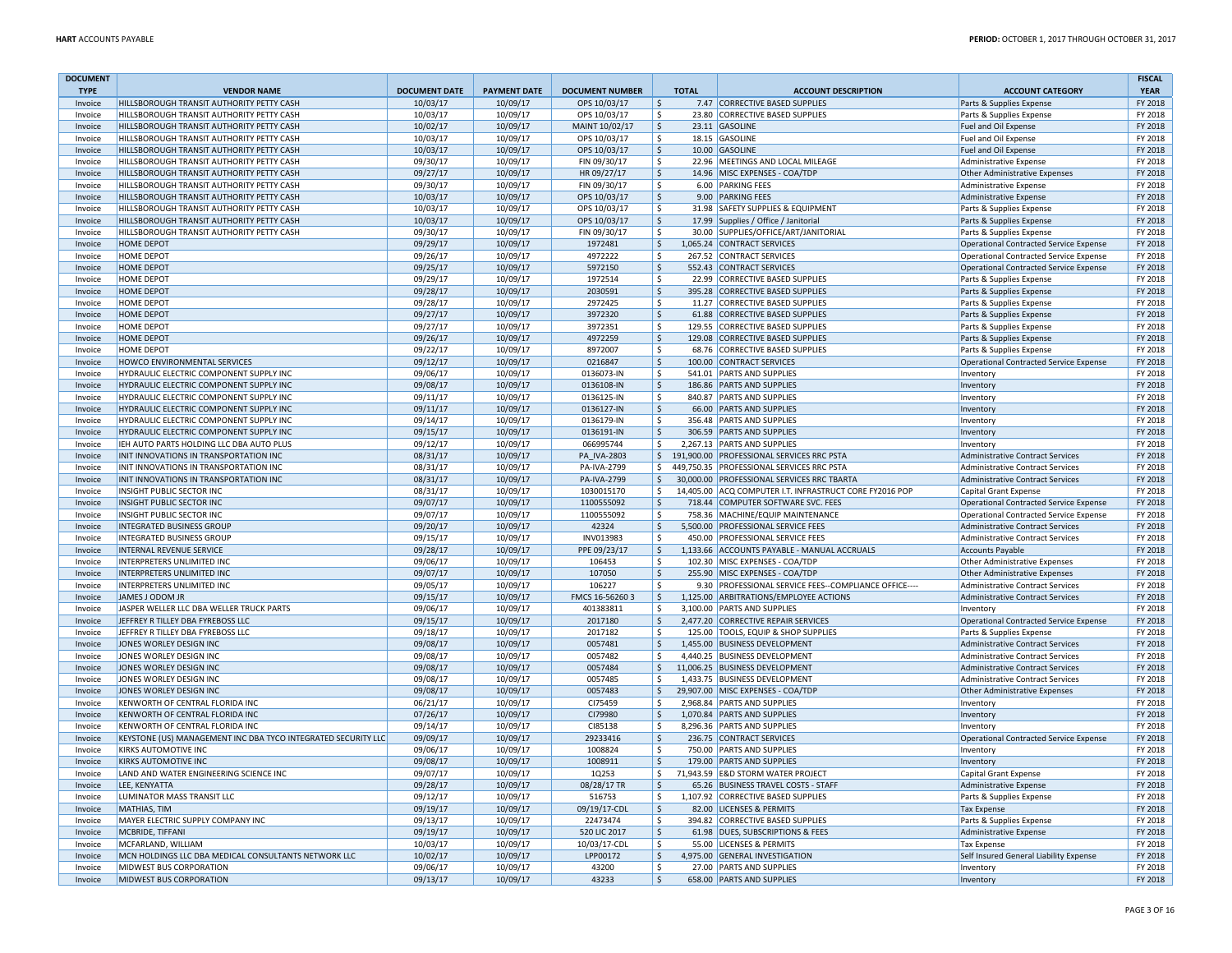| DOCUMENT TYPE | VENDOR NAME | DOCUMENT DATE | PAYMENT DATE | DOCUMENT NUMBER | TOTAL | ACCOUNT DESCRIPTION | ACCOUNT CATEGORY | FISCAL YEAR |
|---|---|---|---|---|---|---|---|---|
| Invoice | HILLSBOROUGH TRANSIT AUTHORITY PETTY CASH | 10/03/17 | 10/09/17 | OPS 10/03/17 | $ 7.47 | CORRECTIVE BASED SUPPLIES | Parts & Supplies Expense | FY 2018 |
| Invoice | HILLSBOROUGH TRANSIT AUTHORITY PETTY CASH | 10/03/17 | 10/09/17 | OPS 10/03/17 | $ 23.80 | CORRECTIVE BASED SUPPLIES | Parts & Supplies Expense | FY 2018 |
| Invoice | HILLSBOROUGH TRANSIT AUTHORITY PETTY CASH | 10/02/17 | 10/09/17 | MAINT 10/02/17 | $ 23.11 | GASOLINE | Fuel and Oil Expense | FY 2018 |
| Invoice | HILLSBOROUGH TRANSIT AUTHORITY PETTY CASH | 10/03/17 | 10/09/17 | OPS 10/03/17 | $ 18.15 | GASOLINE | Fuel and Oil Expense | FY 2018 |
| Invoice | HILLSBOROUGH TRANSIT AUTHORITY PETTY CASH | 10/03/17 | 10/09/17 | OPS 10/03/17 | $ 10.00 | GASOLINE | Fuel and Oil Expense | FY 2018 |
| Invoice | HILLSBOROUGH TRANSIT AUTHORITY PETTY CASH | 09/30/17 | 10/09/17 | FIN 09/30/17 | $ 22.96 | MEETINGS AND LOCAL MILEAGE | Administrative Expense | FY 2018 |
| Invoice | HILLSBOROUGH TRANSIT AUTHORITY PETTY CASH | 09/27/17 | 10/09/17 | HR 09/27/17 | $ 14.96 | MISC EXPENSES - COA/TDP | Other Administrative Expenses | FY 2018 |
| Invoice | HILLSBOROUGH TRANSIT AUTHORITY PETTY CASH | 09/30/17 | 10/09/17 | FIN 09/30/17 | $ 6.00 | PARKING FEES | Administrative Expense | FY 2018 |
| Invoice | HILLSBOROUGH TRANSIT AUTHORITY PETTY CASH | 10/03/17 | 10/09/17 | OPS 10/03/17 | $ 9.00 | PARKING FEES | Administrative Expense | FY 2018 |
| Invoice | HILLSBOROUGH TRANSIT AUTHORITY PETTY CASH | 10/03/17 | 10/09/17 | OPS 10/03/17 | $ 31.98 | SAFETY SUPPLIES & EQUIPMENT | Parts & Supplies Expense | FY 2018 |
| Invoice | HILLSBOROUGH TRANSIT AUTHORITY PETTY CASH | 10/03/17 | 10/09/17 | OPS 10/03/17 | $ 17.99 | Supplies / Office / Janitorial | Parts & Supplies Expense | FY 2018 |
| Invoice | HILLSBOROUGH TRANSIT AUTHORITY PETTY CASH | 09/30/17 | 10/09/17 | FIN 09/30/17 | $ 30.00 | SUPPLIES/OFFICE/ART/JANITORIAL | Parts & Supplies Expense | FY 2018 |
| Invoice | HOME DEPOT | 09/29/17 | 10/09/17 | 1972481 | $ 1,065.24 | CONTRACT SERVICES | Operational Contracted Service Expense | FY 2018 |
| Invoice | HOME DEPOT | 09/26/17 | 10/09/17 | 4972222 | $ 267.52 | CONTRACT SERVICES | Operational Contracted Service Expense | FY 2018 |
| Invoice | HOME DEPOT | 09/25/17 | 10/09/17 | 5972150 | $ 552.43 | CONTRACT SERVICES | Operational Contracted Service Expense | FY 2018 |
| Invoice | HOME DEPOT | 09/29/17 | 10/09/17 | 1972514 | $ 22.99 | CORRECTIVE BASED SUPPLIES | Parts & Supplies Expense | FY 2018 |
| Invoice | HOME DEPOT | 09/28/17 | 10/09/17 | 2030591 | $ 395.28 | CORRECTIVE BASED SUPPLIES | Parts & Supplies Expense | FY 2018 |
| Invoice | HOME DEPOT | 09/28/17 | 10/09/17 | 2972425 | $ 11.27 | CORRECTIVE BASED SUPPLIES | Parts & Supplies Expense | FY 2018 |
| Invoice | HOME DEPOT | 09/27/17 | 10/09/17 | 3972320 | $ 61.88 | CORRECTIVE BASED SUPPLIES | Parts & Supplies Expense | FY 2018 |
| Invoice | HOME DEPOT | 09/27/17 | 10/09/17 | 3972351 | $ 129.55 | CORRECTIVE BASED SUPPLIES | Parts & Supplies Expense | FY 2018 |
| Invoice | HOME DEPOT | 09/26/17 | 10/09/17 | 4972259 | $ 129.08 | CORRECTIVE BASED SUPPLIES | Parts & Supplies Expense | FY 2018 |
| Invoice | HOME DEPOT | 09/22/17 | 10/09/17 | 8972007 | $ 68.76 | CORRECTIVE BASED SUPPLIES | Parts & Supplies Expense | FY 2018 |
| Invoice | HOWCO ENVIRONMENTAL SERVICES | 09/12/17 | 10/09/17 | 0216847 | $ 100.00 | CONTRACT SERVICES | Operational Contracted Service Expense | FY 2018 |
| Invoice | HYDRAULIC ELECTRIC COMPONENT SUPPLY INC | 09/06/17 | 10/09/17 | 0136073-IN | $ 541.01 | PARTS AND SUPPLIES | Inventory | FY 2018 |
| Invoice | HYDRAULIC ELECTRIC COMPONENT SUPPLY INC | 09/08/17 | 10/09/17 | 0136108-IN | $ 186.86 | PARTS AND SUPPLIES | Inventory | FY 2018 |
| Invoice | HYDRAULIC ELECTRIC COMPONENT SUPPLY INC | 09/11/17 | 10/09/17 | 0136125-IN | $ 840.87 | PARTS AND SUPPLIES | Inventory | FY 2018 |
| Invoice | HYDRAULIC ELECTRIC COMPONENT SUPPLY INC | 09/11/17 | 10/09/17 | 0136127-IN | $ 66.00 | PARTS AND SUPPLIES | Inventory | FY 2018 |
| Invoice | HYDRAULIC ELECTRIC COMPONENT SUPPLY INC | 09/14/17 | 10/09/17 | 0136179-IN | $ 356.48 | PARTS AND SUPPLIES | Inventory | FY 2018 |
| Invoice | HYDRAULIC ELECTRIC COMPONENT SUPPLY INC | 09/15/17 | 10/09/17 | 0136191-IN | $ 306.59 | PARTS AND SUPPLIES | Inventory | FY 2018 |
| Invoice | IEH AUTO PARTS HOLDING LLC DBA AUTO PLUS | 09/12/17 | 10/09/17 | 066995744 | $ 2,267.13 | PARTS AND SUPPLIES | Inventory | FY 2018 |
| Invoice | INIT INNOVATIONS IN TRANSPORTATION INC | 08/31/17 | 10/09/17 | PA_IVA-2803 | $ 191,900.00 | PROFESSIONAL SERVICES RRC PSTA | Administrative Contract Services | FY 2018 |
| Invoice | INIT INNOVATIONS IN TRANSPORTATION INC | 08/31/17 | 10/09/17 | PA-IVA-2799 | $ 449,750.35 | PROFESSIONAL SERVICES RRC PSTA | Administrative Contract Services | FY 2018 |
| Invoice | INIT INNOVATIONS IN TRANSPORTATION INC | 08/31/17 | 10/09/17 | PA-IVA-2799 | $ 30,000.00 | PROFESSIONAL SERVICES RRC TBARTA | Administrative Contract Services | FY 2018 |
| Invoice | INSIGHT PUBLIC SECTOR INC | 08/31/17 | 10/09/17 | 1030015170 | $ 14,405.00 | ACQ COMPUTER I.T. INFRASTRUCT CORE FY2016 POP | Capital Grant Expense | FY 2018 |
| Invoice | INSIGHT PUBLIC SECTOR INC | 09/07/17 | 10/09/17 | 1100555092 | $ 718.44 | COMPUTER SOFTWARE SVC. FEES | Operational Contracted Service Expense | FY 2018 |
| Invoice | INSIGHT PUBLIC SECTOR INC | 09/07/17 | 10/09/17 | 1100555092 | $ 758.36 | MACHINE/EQUIP MAINTENANCE | Operational Contracted Service Expense | FY 2018 |
| Invoice | INTEGRATED BUSINESS GROUP | 09/20/17 | 10/09/17 | 42324 | $ 5,500.00 | PROFESSIONAL SERVICE FEES | Administrative Contract Services | FY 2018 |
| Invoice | INTEGRATED BUSINESS GROUP | 09/15/17 | 10/09/17 | INV013983 | $ 450.00 | PROFESSIONAL SERVICE FEES | Administrative Contract Services | FY 2018 |
| Invoice | INTERNAL REVENUE SERVICE | 09/28/17 | 10/09/17 | PPE 09/23/17 | $ 1,133.66 | ACCOUNTS PAYABLE - MANUAL ACCRUALS | Accounts Payable | FY 2018 |
| Invoice | INTERPRETERS UNLIMITED INC | 09/06/17 | 10/09/17 | 106453 | $ 102.30 | MISC EXPENSES - COA/TDP | Other Administrative Expenses | FY 2018 |
| Invoice | INTERPRETERS UNLIMITED INC | 09/07/17 | 10/09/17 | 107050 | $ 255.90 | MISC EXPENSES - COA/TDP | Other Administrative Expenses | FY 2018 |
| Invoice | INTERPRETERS UNLIMITED INC | 09/05/17 | 10/09/17 | 106227 | $ 9.30 | PROFESSIONAL SERVICE FEES--COMPLIANCE OFFICE---- | Administrative Contract Services | FY 2018 |
| Invoice | JAMES J ODOM JR | 09/15/17 | 10/09/17 | FMCS 16-56260 3 | $ 1,125.00 | ARBITRATIONS/EMPLOYEE ACTIONS | Administrative Contract Services | FY 2018 |
| Invoice | JASPER WELLER LLC DBA WELLER TRUCK PARTS | 09/06/17 | 10/09/17 | 401383811 | $ 3,100.00 | PARTS AND SUPPLIES | Inventory | FY 2018 |
| Invoice | JEFFREY R TILLEY DBA FYREBOSS LLC | 09/15/17 | 10/09/17 | 2017180 | $ 2,477.20 | CORRECTIVE REPAIR SERVICES | Operational Contracted Service Expense | FY 2018 |
| Invoice | JEFFREY R TILLEY DBA FYREBOSS LLC | 09/18/17 | 10/09/17 | 2017182 | $ 125.00 | TOOLS, EQUIP & SHOP SUPPLIES | Parts & Supplies Expense | FY 2018 |
| Invoice | JONES WORLEY DESIGN INC | 09/08/17 | 10/09/17 | 0057481 | $ 1,455.00 | BUSINESS DEVELOPMENT | Administrative Contract Services | FY 2018 |
| Invoice | JONES WORLEY DESIGN INC | 09/08/17 | 10/09/17 | 0057482 | $ 4,440.25 | BUSINESS DEVELOPMENT | Administrative Contract Services | FY 2018 |
| Invoice | JONES WORLEY DESIGN INC | 09/08/17 | 10/09/17 | 0057484 | $ 11,006.25 | BUSINESS DEVELOPMENT | Administrative Contract Services | FY 2018 |
| Invoice | JONES WORLEY DESIGN INC | 09/08/17 | 10/09/17 | 0057485 | $ 1,433.75 | BUSINESS DEVELOPMENT | Administrative Contract Services | FY 2018 |
| Invoice | JONES WORLEY DESIGN INC | 09/08/17 | 10/09/17 | 0057483 | $ 29,907.00 | MISC EXPENSES - COA/TDP | Other Administrative Expenses | FY 2018 |
| Invoice | KENWORTH OF CENTRAL FLORIDA INC | 06/21/17 | 10/09/17 | CI75459 | $ 2,968.84 | PARTS AND SUPPLIES | Inventory | FY 2018 |
| Invoice | KENWORTH OF CENTRAL FLORIDA INC | 07/26/17 | 10/09/17 | CI79980 | $ 1,070.84 | PARTS AND SUPPLIES | Inventory | FY 2018 |
| Invoice | KENWORTH OF CENTRAL FLORIDA INC | 09/14/17 | 10/09/17 | CI85138 | $ 8,296.36 | PARTS AND SUPPLIES | Inventory | FY 2018 |
| Invoice | KEYSTONE (US) MANAGEMENT INC DBA TYCO INTEGRATED SECURITY LLC | 09/09/17 | 10/09/17 | 29233416 | $ 236.75 | CONTRACT SERVICES | Operational Contracted Service Expense | FY 2018 |
| Invoice | KIRKS AUTOMOTIVE INC | 09/06/17 | 10/09/17 | 1008824 | $ 750.00 | PARTS AND SUPPLIES | Inventory | FY 2018 |
| Invoice | KIRKS AUTOMOTIVE INC | 09/08/17 | 10/09/17 | 1008911 | $ 179.00 | PARTS AND SUPPLIES | Inventory | FY 2018 |
| Invoice | LAND AND WATER ENGINEERING SCIENCE INC | 09/07/17 | 10/09/17 | 1Q253 | $ 71,943.59 | E&D STORM WATER PROJECT | Capital Grant Expense | FY 2018 |
| Invoice | LEE, KENYATTA | 09/28/17 | 10/09/17 | 08/28/17 TR | $ 65.26 | BUSINESS TRAVEL COSTS - STAFF | Administrative Expense | FY 2018 |
| Invoice | LUMINATOR MASS TRANSIT LLC | 09/12/17 | 10/09/17 | 516753 | $ 1,107.92 | CORRECTIVE BASED SUPPLIES | Parts & Supplies Expense | FY 2018 |
| Invoice | MATHIAS, TIM | 09/19/17 | 10/09/17 | 09/19/17-CDL | $ 82.00 | LICENSES & PERMITS | Tax Expense | FY 2018 |
| Invoice | MAYER ELECTRIC SUPPLY COMPANY INC | 09/13/17 | 10/09/17 | 22473474 | $ 394.82 | CORRECTIVE BASED SUPPLIES | Parts & Supplies Expense | FY 2018 |
| Invoice | MCBRIDE, TIFFANI | 09/19/17 | 10/09/17 | 520 LIC 2017 | $ 61.98 | DUES, SUBSCRIPTIONS & FEES | Administrative Expense | FY 2018 |
| Invoice | MCFARLAND, WILLIAM | 10/03/17 | 10/09/17 | 10/03/17-CDL | $ 55.00 | LICENSES & PERMITS | Tax Expense | FY 2018 |
| Invoice | MCN HOLDINGS LLC DBA MEDICAL CONSULTANTS NETWORK LLC | 10/02/17 | 10/09/17 | LPP00172 | $ 4,975.00 | GENERAL INVESTIGATION | Self Insured General Liability Expense | FY 2018 |
| Invoice | MIDWEST BUS CORPORATION | 09/06/17 | 10/09/17 | 43200 | $ 27.00 | PARTS AND SUPPLIES | Inventory | FY 2018 |
| Invoice | MIDWEST BUS CORPORATION | 09/13/17 | 10/09/17 | 43233 | $ 658.00 | PARTS AND SUPPLIES | Inventory | FY 2018 |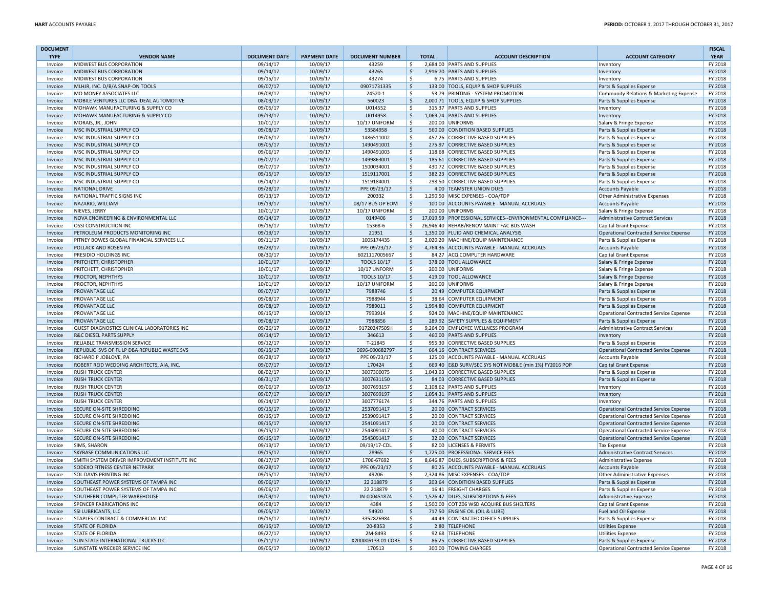| DOCUMENT TYPE | VENDOR NAME | DOCUMENT DATE | PAYMENT DATE | DOCUMENT NUMBER | TOTAL | ACCOUNT DESCRIPTION | ACCOUNT CATEGORY | FISCAL YEAR |
|---|---|---|---|---|---|---|---|---|
| Invoice | MIDWEST BUS CORPORATION | 09/14/17 | 10/09/17 | 43259 | $ 2,684.00 | PARTS AND SUPPLIES | Inventory | FY 2018 |
| Invoice | MIDWEST BUS CORPORATION | 09/14/17 | 10/09/17 | 43265 | $ 7,916.70 | PARTS AND SUPPLIES | Inventory | FY 2018 |
| Invoice | MIDWEST BUS CORPORATION | 09/15/17 | 10/09/17 | 43274 | $ 6.75 | PARTS AND SUPPLIES | Inventory | FY 2018 |
| Invoice | MLHJR, INC. D/B/A SNAP-ON TOOLS | 09/07/17 | 10/09/17 | 09071731335 | $ 133.00 | TOOLS, EQUIP & SHOP SUPPLIES | Parts & Supplies Expense | FY 2018 |
| Invoice | MO MONEY ASSOCIATES LLC | 09/08/17 | 10/09/17 | 24520-1 | $ 53.79 | PRINTING - SYSTEM PROMOTION | Community Relations & Marketing Expense | FY 2018 |
| Invoice | MOBILE VENTURES LLC DBA IDEAL AUTOMOTIVE | 08/03/17 | 10/09/17 | 560023 | $ 2,000.71 | TOOLS, EQUIP & SHOP SUPPLIES | Parts & Supplies Expense | FY 2018 |
| Invoice | MOHAWK MANUFACTURING & SUPPLY CO | 09/05/17 | 10/09/17 | U014552 | $ 315.37 | PARTS AND SUPPLIES | Inventory | FY 2018 |
| Invoice | MOHAWK MANUFACTURING & SUPPLY CO | 09/13/17 | 10/09/17 | U014958 | $ 1,069.74 | PARTS AND SUPPLIES | Inventory | FY 2018 |
| Invoice | MORAIS, JR., JOHN | 10/01/17 | 10/09/17 | 10/17 UNIFORM | $ 200.00 | UNIFORMS | Salary & Fringe Expense | FY 2018 |
| Invoice | MSC INDUSTRIAL SUPPLY CO | 09/08/17 | 10/09/17 | 53584958 | $ 560.00 | CONDITION BASED SUPPLIES | Parts & Supplies Expense | FY 2018 |
| Invoice | MSC INDUSTRIAL SUPPLY CO | 09/06/17 | 10/09/17 | 1486511002 | $ 457.26 | CORRECTIVE BASED SUPPLIES | Parts & Supplies Expense | FY 2018 |
| Invoice | MSC INDUSTRIAL SUPPLY CO | 09/05/17 | 10/09/17 | 1490491001 | $ 275.97 | CORRECTIVE BASED SUPPLIES | Parts & Supplies Expense | FY 2018 |
| Invoice | MSC INDUSTRIAL SUPPLY CO | 09/06/17 | 10/09/17 | 1490491003 | $ 118.68 | CORRECTIVE BASED SUPPLIES | Parts & Supplies Expense | FY 2018 |
| Invoice | MSC INDUSTRIAL SUPPLY CO | 09/07/17 | 10/09/17 | 1499863001 | $ 185.61 | CORRECTIVE BASED SUPPLIES | Parts & Supplies Expense | FY 2018 |
| Invoice | MSC INDUSTRIAL SUPPLY CO | 09/07/17 | 10/09/17 | 1500034001 | $ 430.72 | CORRECTIVE BASED SUPPLIES | Parts & Supplies Expense | FY 2018 |
| Invoice | MSC INDUSTRIAL SUPPLY CO | 09/15/17 | 10/09/17 | 1519117001 | $ 382.23 | CORRECTIVE BASED SUPPLIES | Parts & Supplies Expense | FY 2018 |
| Invoice | MSC INDUSTRIAL SUPPLY CO | 09/14/17 | 10/09/17 | 1519184001 | $ 298.50 | CORRECTIVE BASED SUPPLIES | Parts & Supplies Expense | FY 2018 |
| Invoice | NATIONAL DRIVE | 09/28/17 | 10/09/17 | PPE 09/23/17 | $ 4.00 | TEAMSTER UNION DUES | Accounts Payable | FY 2018 |
| Invoice | NATIONAL TRAFFIC SIGNS INC | 09/13/17 | 10/09/17 | 200332 | $ 1,290.50 | MISC EXPENSES - COA/TDP | Other Administrative Expenses | FY 2018 |
| Invoice | NAZARIO, WILLIAM | 09/19/17 | 10/09/17 | 08/17 BUS OP EOM | $ 100.00 | ACCOUNTS PAYABLE - MANUAL ACCRUALS | Accounts Payable | FY 2018 |
| Invoice | NIEVES, JERRY | 10/01/17 | 10/09/17 | 10/17 UNIFORM | $ 200.00 | UNIFORMS | Salary & Fringe Expense | FY 2018 |
| Invoice | NOVA ENGINEERING & ENVIRONMENTAL LLC | 09/14/17 | 10/09/17 | 0149406 | $ 17,019.59 | PROFESSIONAL SERVICES--ENVIRONMENTAL COMPLIANCE--- | Administrative Contract Services | FY 2018 |
| Invoice | OSSI CONSTRUCTION INC | 09/16/17 | 10/09/17 | 15368-6 | $ 26,946.40 | REHAB/RENOV MAINT FAC BUS WASH | Capital Grant Expense | FY 2018 |
| Invoice | PETROLEUM PRODUCTS MONITORING INC | 09/19/17 | 10/09/17 | 21951 | $ 1,350.00 | FLUID AND CHEMICAL ANALYSIS | Operational Contracted Service Expense | FY 2018 |
| Invoice | PITNEY BOWES GLOBAL FINANCIAL SERVICES LLC | 09/11/17 | 10/09/17 | 1005174435 | $ 2,020.20 | MACHINE/EQUIP MAINTENANCE | Parts & Supplies Expense | FY 2018 |
| Invoice | POLLACK AND ROSEN PA | 09/28/17 | 10/09/17 | PPE 09/23/17 | $ 4,764.36 | ACCOUNTS PAYABLE - MANUAL ACCRUALS | Accounts Payable | FY 2018 |
| Invoice | PRESIDIO HOLDINGS INC | 08/30/17 | 10/09/17 | 6021117005667 | $ 84.27 | ACQ COMPUTER HARDWARE | Capital Grant Expense | FY 2018 |
| Invoice | PRITCHETT, CHRISTOPHER | 10/01/17 | 10/09/17 | TOOLS 10/17 | $ 378.00 | TOOL ALLOWANCE | Salary & Fringe Expense | FY 2018 |
| Invoice | PRITCHETT, CHRISTOPHER | 10/01/17 | 10/09/17 | 10/17 UNFORM | $ 200.00 | UNIFORMS | Salary & Fringe Expense | FY 2018 |
| Invoice | PROCTOR, NEPHTHYS | 10/01/17 | 10/09/17 | TOOLS 10/17 | $ 419.00 | TOOL ALLOWANCE | Salary & Fringe Expense | FY 2018 |
| Invoice | PROCTOR, NEPHTHYS | 10/01/17 | 10/09/17 | 10/17 UNIFORM | $ 200.00 | UNIFORMS | Salary & Fringe Expense | FY 2018 |
| Invoice | PROVANTAGE LLC | 09/07/17 | 10/09/17 | 7988746 | $ 20.49 | COMPUTER EQUIPMENT | Parts & Supplies Expense | FY 2018 |
| Invoice | PROVANTAGE LLC | 09/08/17 | 10/09/17 | 7988944 | $ 38.64 | COMPUTER EQUIPMENT | Parts & Supplies Expense | FY 2018 |
| Invoice | PROVANTAGE LLC | 09/08/17 | 10/09/17 | 7989011 | $ 1,994.80 | COMPUTER EQUIPMENT | Parts & Supplies Expense | FY 2018 |
| Invoice | PROVANTAGE LLC | 09/15/17 | 10/09/17 | 7993914 | $ 924.00 | MACHINE/EQUIP MAINTENANCE | Operational Contracted Service Expense | FY 2018 |
| Invoice | PROVANTAGE LLC | 09/08/17 | 10/09/17 | 7988856 | $ 289.92 | SAFETY SUPPLIES & EQUIPMENT | Parts & Supplies Expense | FY 2018 |
| Invoice | QUEST DIAGNOSTICS CLINICAL LABORATORIES INC | 09/26/17 | 10/09/17 | 9172024750SH | $ 9,264.00 | EMPLOYEE WELLNESS PROGRAM | Administrative Contract Services | FY 2018 |
| Invoice | R&C DIESEL PARTS SUPPLY | 09/14/17 | 10/09/17 | 346613 | $ 460.00 | PARTS AND SUPPLIES | Inventory | FY 2018 |
| Invoice | RELIABLE TRANSMISSION SERVICE | 09/12/17 | 10/09/17 | T-21845 | $ 955.30 | CORRECTIVE BASED SUPPLIES | Parts & Supplies Expense | FY 2018 |
| Invoice | REPUBLIC SVS OF FL LP DBA REPUBLIC WASTE SVS | 09/15/17 | 10/09/17 | 0696-000682797 | $ 664.16 | CONTRACT SERVICES | Operational Contracted Service Expense | FY 2018 |
| Invoice | RICHARD P JOBLOVE, PA | 09/28/17 | 10/09/17 | PPE 09/23/17 | $ 125.00 | ACCOUNTS PAYABLE - MANUAL ACCRUALS | Accounts Payable | FY 2018 |
| Invoice | ROBERT REID WEDDING ARCHITECTS, AIA, INC. | 09/07/17 | 10/09/17 | 170424 | $ 669.40 | E&D SURV/SEC SYS NOT MOBILE (min 1%) FY2016 POP | Capital Grant Expense | FY 2018 |
| Invoice | RUSH TRUCK CENTER | 08/02/17 | 10/09/17 | 3007300075 | $ 1,043.93 | CORRECTIVE BASED SUPPLIES | Parts & Supplies Expense | FY 2018 |
| Invoice | RUSH TRUCK CENTER | 08/31/17 | 10/09/17 | 3007631150 | $ 84.03 | CORRECTIVE BASED SUPPLIES | Parts & Supplies Expense | FY 2018 |
| Invoice | RUSH TRUCK CENTER | 09/06/17 | 10/09/17 | 3007693157 | $ 2,108.62 | PARTS AND SUPPLIES | Inventory | FY 2018 |
| Invoice | RUSH TRUCK CENTER | 09/07/17 | 10/09/17 | 3007699197 | $ 1,054.31 | PARTS AND SUPPLIES | Inventory | FY 2018 |
| Invoice | RUSH TRUCK CENTER | 09/14/17 | 10/09/17 | 3007776174 | $ 344.76 | PARTS AND SUPPLIES | Inventory | FY 2018 |
| Invoice | SECURE ON-SITE SHREDDING | 09/15/17 | 10/09/17 | 2537091417 | $ 20.00 | CONTRACT SERVICES | Operational Contracted Service Expense | FY 2018 |
| Invoice | SECURE ON-SITE SHREDDING | 09/15/17 | 10/09/17 | 2539091417 | $ 20.00 | CONTRACT SERVICES | Operational Contracted Service Expense | FY 2018 |
| Invoice | SECURE ON-SITE SHREDDING | 09/15/17 | 10/09/17 | 2541091417 | $ 20.00 | CONTRACT SERVICES | Operational Contracted Service Expense | FY 2018 |
| Invoice | SECURE ON-SITE SHREDDING | 09/15/17 | 10/09/17 | 2543091417 | $ 40.00 | CONTRACT SERVICES | Operational Contracted Service Expense | FY 2018 |
| Invoice | SECURE ON-SITE SHREDDING | 09/15/17 | 10/09/17 | 2545091417 | $ 32.00 | CONTRACT SERVICES | Operational Contracted Service Expense | FY 2018 |
| Invoice | SIMS, SHARON | 09/19/17 | 10/09/17 | 09/19/17-CDL | $ 82.00 | LICENSES & PERMITS | Tax Expense | FY 2018 |
| Invoice | SKYBASE COMMUNICATIONS LLC | 09/15/17 | 10/09/17 | 28965 | $ 1,725.00 | PROFESSIONAL SERVICE FEES | Administrative Contract Services | FY 2018 |
| Invoice | SMITH SYSTEM DRIVER IMPROVEMENT INSTITUTE INC | 08/17/17 | 10/09/17 | 1706-67692 | $ 8,646.87 | DUES, SUBSCRIPTIONS & FEES | Administrative Expense | FY 2018 |
| Invoice | SODEXO FITNESS CENTER NETPARK | 09/28/17 | 10/09/17 | PPE 09/23/17 | $ 80.25 | ACCOUNTS PAYABLE - MANUAL ACCRUALS | Accounts Payable | FY 2018 |
| Invoice | SOL DAVIS PRINTING INC | 09/15/17 | 10/09/17 | 49206 | $ 2,324.86 | MISC EXPENSES - COA/TDP | Other Administrative Expenses | FY 2018 |
| Invoice | SOUTHEAST POWER SYSTEMS OF TAMPA INC | 09/06/17 | 10/09/17 | 22 218879 | $ 203.64 | CONDITION BASED SUPPLIES | Parts & Supplies Expense | FY 2018 |
| Invoice | SOUTHEAST POWER SYSTEMS OF TAMPA INC | 09/06/17 | 10/09/17 | 22 218879 | $ 16.41 | FREIGHT CHARGES | Parts & Supplies Expense | FY 2018 |
| Invoice | SOUTHERN COMPUTER WAREHOUSE | 09/09/17 | 10/09/17 | IN-000451874 | $ 1,526.47 | DUES, SUBSCRIPTIONS & FEES | Administrative Expense | FY 2018 |
| Invoice | SPENCER FABRICATIONS INC | 09/08/17 | 10/09/17 | 4384 | $ 1,500.00 | COT Z06 WSD ACQUIRE BUS SHELTERS | Capital Grant Expense | FY 2018 |
| Invoice | SSI LUBRICANTS, LLC | 09/05/17 | 10/09/17 | 54920 | $ 717.50 | ENGINE OIL (OIL & LUBE) | Fuel and Oil Expense | FY 2018 |
| Invoice | STAPLES CONTRACT & COMMERCIAL INC | 09/16/17 | 10/09/17 | 3352826984 | $ 44.49 | CONTRACTED OFFICE SUPPLIES | Parts & Supplies Expense | FY 2018 |
| Invoice | STATE OF FLORIDA | 09/15/17 | 10/09/17 | 20-8353 | $ 2.80 | TELEPHONE | Utilities Expense | FY 2018 |
| Invoice | STATE OF FLORIDA | 09/27/17 | 10/09/17 | 2M-8493 | $ 92.68 | TELEPHONE | Utilities Expense | FY 2018 |
| Invoice | SUN STATE INTERNATIONAL TRUCKS LLC | 05/11/17 | 10/09/17 | X200006133 01 CORE | $ 86.25 | CORRECTIVE BASED SUPPLIES | Parts & Supplies Expense | FY 2018 |
| Invoice | SUNSTATE WRECKER SERVICE INC | 09/05/17 | 10/09/17 | 170513 | $ 300.00 | TOWING CHARGES | Operational Contracted Service Expense | FY 2018 |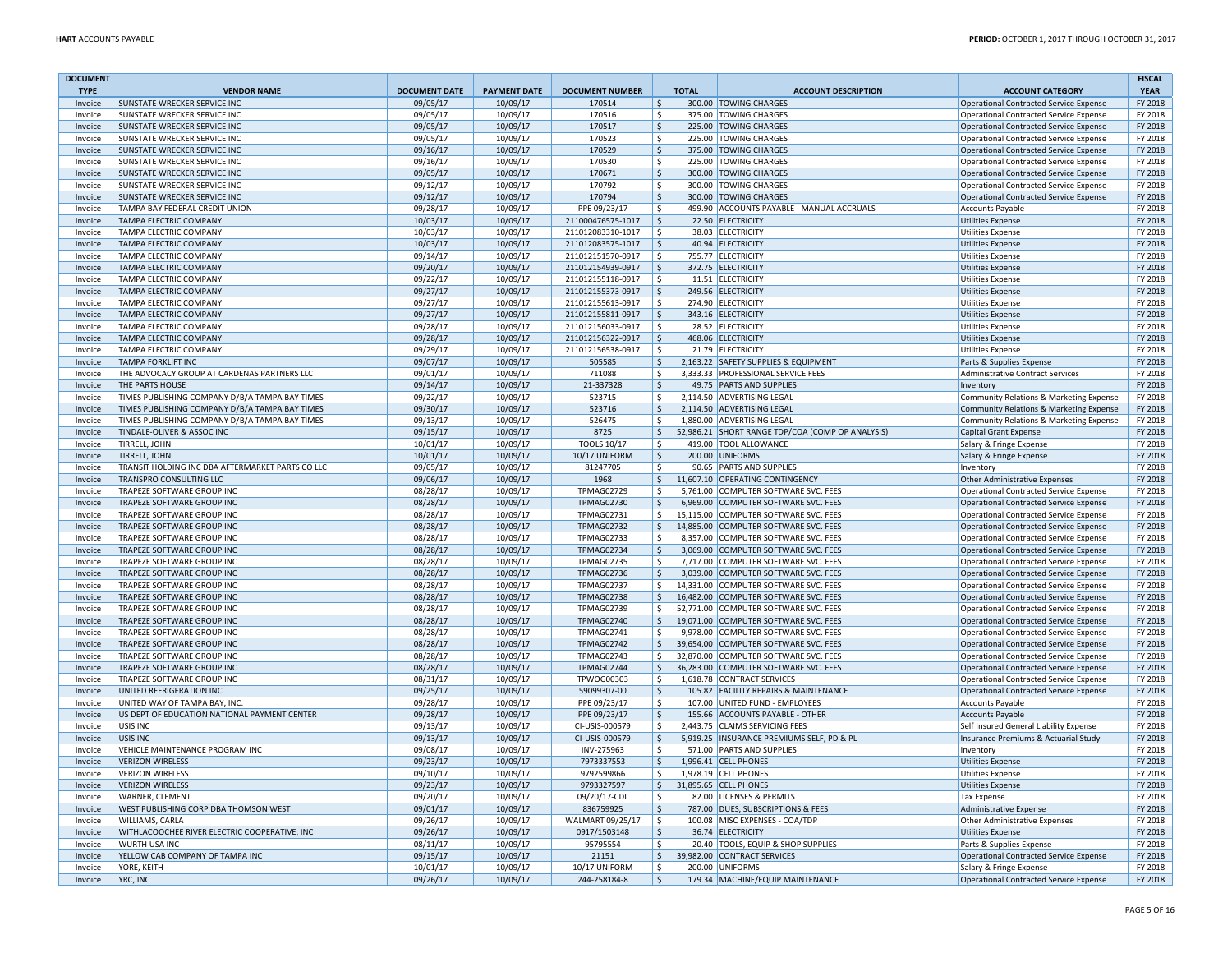| DOCUMENT TYPE | VENDOR NAME | DOCUMENT DATE | PAYMENT DATE | DOCUMENT NUMBER | TOTAL | ACCOUNT DESCRIPTION | ACCOUNT CATEGORY | FISCAL YEAR |
|---|---|---|---|---|---|---|---|---|
| Invoice | SUNSTATE WRECKER SERVICE INC | 09/05/17 | 10/09/17 | 170514 | $ 300.00 | TOWING CHARGES | Operational Contracted Service Expense | FY 2018 |
| Invoice | SUNSTATE WRECKER SERVICE INC | 09/05/17 | 10/09/17 | 170516 | $ 375.00 | TOWING CHARGES | Operational Contracted Service Expense | FY 2018 |
| Invoice | SUNSTATE WRECKER SERVICE INC | 09/05/17 | 10/09/17 | 170517 | $ 225.00 | TOWING CHARGES | Operational Contracted Service Expense | FY 2018 |
| Invoice | SUNSTATE WRECKER SERVICE INC | 09/05/17 | 10/09/17 | 170523 | $ 225.00 | TOWING CHARGES | Operational Contracted Service Expense | FY 2018 |
| Invoice | SUNSTATE WRECKER SERVICE INC | 09/16/17 | 10/09/17 | 170529 | $ 375.00 | TOWING CHARGES | Operational Contracted Service Expense | FY 2018 |
| Invoice | SUNSTATE WRECKER SERVICE INC | 09/16/17 | 10/09/17 | 170530 | $ 225.00 | TOWING CHARGES | Operational Contracted Service Expense | FY 2018 |
| Invoice | SUNSTATE WRECKER SERVICE INC | 09/05/17 | 10/09/17 | 170671 | $ 300.00 | TOWING CHARGES | Operational Contracted Service Expense | FY 2018 |
| Invoice | SUNSTATE WRECKER SERVICE INC | 09/12/17 | 10/09/17 | 170792 | $ 300.00 | TOWING CHARGES | Operational Contracted Service Expense | FY 2018 |
| Invoice | SUNSTATE WRECKER SERVICE INC | 09/12/17 | 10/09/17 | 170794 | $ 300.00 | TOWING CHARGES | Operational Contracted Service Expense | FY 2018 |
| Invoice | TAMPA BAY FEDERAL CREDIT UNION | 09/28/17 | 10/09/17 | PPE 09/23/17 | $ 499.90 | ACCOUNTS PAYABLE - MANUAL ACCRUALS | Accounts Payable | FY 2018 |
| Invoice | TAMPA ELECTRIC COMPANY | 10/03/17 | 10/09/17 | 211000476575-1017 | $ 22.50 | ELECTRICITY | Utilities Expense | FY 2018 |
| Invoice | TAMPA ELECTRIC COMPANY | 10/03/17 | 10/09/17 | 211012083310-1017 | $ 38.03 | ELECTRICITY | Utilities Expense | FY 2018 |
| Invoice | TAMPA ELECTRIC COMPANY | 10/03/17 | 10/09/17 | 211012083575-1017 | $ 40.94 | ELECTRICITY | Utilities Expense | FY 2018 |
| Invoice | TAMPA ELECTRIC COMPANY | 09/14/17 | 10/09/17 | 211012151570-0917 | $ 755.77 | ELECTRICITY | Utilities Expense | FY 2018 |
| Invoice | TAMPA ELECTRIC COMPANY | 09/20/17 | 10/09/17 | 211012154939-0917 | $ 372.75 | ELECTRICITY | Utilities Expense | FY 2018 |
| Invoice | TAMPA ELECTRIC COMPANY | 09/22/17 | 10/09/17 | 211012155118-0917 | $ 11.51 | ELECTRICITY | Utilities Expense | FY 2018 |
| Invoice | TAMPA ELECTRIC COMPANY | 09/27/17 | 10/09/17 | 211012155373-0917 | $ 249.56 | ELECTRICITY | Utilities Expense | FY 2018 |
| Invoice | TAMPA ELECTRIC COMPANY | 09/27/17 | 10/09/17 | 211012155613-0917 | $ 274.90 | ELECTRICITY | Utilities Expense | FY 2018 |
| Invoice | TAMPA ELECTRIC COMPANY | 09/27/17 | 10/09/17 | 211012155811-0917 | $ 343.16 | ELECTRICITY | Utilities Expense | FY 2018 |
| Invoice | TAMPA ELECTRIC COMPANY | 09/28/17 | 10/09/17 | 211012156033-0917 | $ 28.52 | ELECTRICITY | Utilities Expense | FY 2018 |
| Invoice | TAMPA ELECTRIC COMPANY | 09/28/17 | 10/09/17 | 211012156322-0917 | $ 468.06 | ELECTRICITY | Utilities Expense | FY 2018 |
| Invoice | TAMPA ELECTRIC COMPANY | 09/29/17 | 10/09/17 | 211012156538-0917 | $ 21.79 | ELECTRICITY | Utilities Expense | FY 2018 |
| Invoice | TAMPA FORKLIFT INC | 09/07/17 | 10/09/17 | 505585 | $ 2,163.22 | SAFETY SUPPLIES & EQUIPMENT | Parts & Supplies Expense | FY 2018 |
| Invoice | THE ADVOCACY GROUP AT CARDENAS PARTNERS LLC | 09/01/17 | 10/09/17 | 711088 | $ 3,333.33 | PROFESSIONAL SERVICE FEES | Administrative Contract Services | FY 2018 |
| Invoice | THE PARTS HOUSE | 09/14/17 | 10/09/17 | 21-337328 | $ 49.75 | PARTS AND SUPPLIES | Inventory | FY 2018 |
| Invoice | TIMES PUBLISHING COMPANY D/B/A TAMPA BAY TIMES | 09/22/17 | 10/09/17 | 523715 | $ 2,114.50 | ADVERTISING LEGAL | Community Relations & Marketing Expense | FY 2018 |
| Invoice | TIMES PUBLISHING COMPANY D/B/A TAMPA BAY TIMES | 09/30/17 | 10/09/17 | 523716 | $ 2,114.50 | ADVERTISING LEGAL | Community Relations & Marketing Expense | FY 2018 |
| Invoice | TIMES PUBLISHING COMPANY D/B/A TAMPA BAY TIMES | 09/13/17 | 10/09/17 | 526475 | $ 1,880.00 | ADVERTISING LEGAL | Community Relations & Marketing Expense | FY 2018 |
| Invoice | TINDALE-OLIVER & ASSOC INC | 09/15/17 | 10/09/17 | 8725 | $ 52,986.21 | SHORT RANGE TDP/COA (COMP OP ANALYSIS) | Capital Grant Expense | FY 2018 |
| Invoice | TIRRELL, JOHN | 10/01/17 | 10/09/17 | TOOLS 10/17 | $ 419.00 | TOOL ALLOWANCE | Salary & Fringe Expense | FY 2018 |
| Invoice | TIRRELL, JOHN | 10/01/17 | 10/09/17 | 10/17 UNIFORM | $ 200.00 | UNIFORMS | Salary & Fringe Expense | FY 2018 |
| Invoice | TRANSIT HOLDING INC DBA AFTERMARKET PARTS CO LLC | 09/05/17 | 10/09/17 | 81247705 | $ 90.65 | PARTS AND SUPPLIES | Inventory | FY 2018 |
| Invoice | TRANSPRO CONSULTING LLC | 09/06/17 | 10/09/17 | 1968 | $ 11,607.10 | OPERATING CONTINGENCY | Other Administrative Expenses | FY 2018 |
| Invoice | TRAPEZE SOFTWARE GROUP INC | 08/28/17 | 10/09/17 | TPMAG02729 | $ 5,761.00 | COMPUTER SOFTWARE SVC. FEES | Operational Contracted Service Expense | FY 2018 |
| Invoice | TRAPEZE SOFTWARE GROUP INC | 08/28/17 | 10/09/17 | TPMAG02730 | $ 6,969.00 | COMPUTER SOFTWARE SVC. FEES | Operational Contracted Service Expense | FY 2018 |
| Invoice | TRAPEZE SOFTWARE GROUP INC | 08/28/17 | 10/09/17 | TPMAG02731 | $ 15,115.00 | COMPUTER SOFTWARE SVC. FEES | Operational Contracted Service Expense | FY 2018 |
| Invoice | TRAPEZE SOFTWARE GROUP INC | 08/28/17 | 10/09/17 | TPMAG02732 | $ 14,885.00 | COMPUTER SOFTWARE SVC. FEES | Operational Contracted Service Expense | FY 2018 |
| Invoice | TRAPEZE SOFTWARE GROUP INC | 08/28/17 | 10/09/17 | TPMAG02733 | $ 8,357.00 | COMPUTER SOFTWARE SVC. FEES | Operational Contracted Service Expense | FY 2018 |
| Invoice | TRAPEZE SOFTWARE GROUP INC | 08/28/17 | 10/09/17 | TPMAG02734 | $ 3,069.00 | COMPUTER SOFTWARE SVC. FEES | Operational Contracted Service Expense | FY 2018 |
| Invoice | TRAPEZE SOFTWARE GROUP INC | 08/28/17 | 10/09/17 | TPMAG02735 | $ 7,717.00 | COMPUTER SOFTWARE SVC. FEES | Operational Contracted Service Expense | FY 2018 |
| Invoice | TRAPEZE SOFTWARE GROUP INC | 08/28/17 | 10/09/17 | TPMAG02736 | $ 3,039.00 | COMPUTER SOFTWARE SVC. FEES | Operational Contracted Service Expense | FY 2018 |
| Invoice | TRAPEZE SOFTWARE GROUP INC | 08/28/17 | 10/09/17 | TPMAG02737 | $ 14,331.00 | COMPUTER SOFTWARE SVC. FEES | Operational Contracted Service Expense | FY 2018 |
| Invoice | TRAPEZE SOFTWARE GROUP INC | 08/28/17 | 10/09/17 | TPMAG02738 | $ 16,482.00 | COMPUTER SOFTWARE SVC. FEES | Operational Contracted Service Expense | FY 2018 |
| Invoice | TRAPEZE SOFTWARE GROUP INC | 08/28/17 | 10/09/17 | TPMAG02739 | $ 52,771.00 | COMPUTER SOFTWARE SVC. FEES | Operational Contracted Service Expense | FY 2018 |
| Invoice | TRAPEZE SOFTWARE GROUP INC | 08/28/17 | 10/09/17 | TPMAG02740 | $ 19,071.00 | COMPUTER SOFTWARE SVC. FEES | Operational Contracted Service Expense | FY 2018 |
| Invoice | TRAPEZE SOFTWARE GROUP INC | 08/28/17 | 10/09/17 | TPMAG02741 | $ 9,978.00 | COMPUTER SOFTWARE SVC. FEES | Operational Contracted Service Expense | FY 2018 |
| Invoice | TRAPEZE SOFTWARE GROUP INC | 08/28/17 | 10/09/17 | TPMAG02742 | $ 39,654.00 | COMPUTER SOFTWARE SVC. FEES | Operational Contracted Service Expense | FY 2018 |
| Invoice | TRAPEZE SOFTWARE GROUP INC | 08/28/17 | 10/09/17 | TPMAG02743 | $ 32,870.00 | COMPUTER SOFTWARE SVC. FEES | Operational Contracted Service Expense | FY 2018 |
| Invoice | TRAPEZE SOFTWARE GROUP INC | 08/28/17 | 10/09/17 | TPMAG02744 | $ 36,283.00 | COMPUTER SOFTWARE SVC. FEES | Operational Contracted Service Expense | FY 2018 |
| Invoice | TRAPEZE SOFTWARE GROUP INC | 08/31/17 | 10/09/17 | TPWOG00303 | $ 1,618.78 | CONTRACT SERVICES | Operational Contracted Service Expense | FY 2018 |
| Invoice | UNITED REFRIGERATION INC | 09/25/17 | 10/09/17 | 59099307-00 | $ 105.82 | FACILITY REPAIRS & MAINTENANCE | Operational Contracted Service Expense | FY 2018 |
| Invoice | UNITED WAY OF TAMPA BAY, INC. | 09/28/17 | 10/09/17 | PPE 09/23/17 | $ 107.00 | UNITED FUND - EMPLOYEES | Accounts Payable | FY 2018 |
| Invoice | US DEPT OF EDUCATION NATIONAL PAYMENT CENTER | 09/28/17 | 10/09/17 | PPE 09/23/17 | $ 155.66 | ACCOUNTS PAYABLE - OTHER | Accounts Payable | FY 2018 |
| Invoice | USIS INC | 09/13/17 | 10/09/17 | CI-USIS-000579 | $ 2,443.75 | CLAIMS SERVICING FEES | Self Insured General Liability Expense | FY 2018 |
| Invoice | USIS INC | 09/13/17 | 10/09/17 | CI-USIS-000579 | $ 5,919.25 | INSURANCE PREMIUMS SELF, PD & PL | Insurance Premiums & Actuarial Study | FY 2018 |
| Invoice | VEHICLE MAINTENANCE PROGRAM INC | 09/08/17 | 10/09/17 | INV-275963 | $ 571.00 | PARTS AND SUPPLIES | Inventory | FY 2018 |
| Invoice | VERIZON WIRELESS | 09/23/17 | 10/09/17 | 7973337553 | $ 1,996.41 | CELL PHONES | Utilities Expense | FY 2018 |
| Invoice | VERIZON WIRELESS | 09/10/17 | 10/09/17 | 9792599866 | $ 1,978.19 | CELL PHONES | Utilities Expense | FY 2018 |
| Invoice | VERIZON WIRELESS | 09/23/17 | 10/09/17 | 9793327597 | $ 31,895.65 | CELL PHONES | Utilities Expense | FY 2018 |
| Invoice | WARNER, CLEMENT | 09/20/17 | 10/09/17 | 09/20/17-CDL | $ 82.00 | LICENSES & PERMITS | Tax Expense | FY 2018 |
| Invoice | WEST PUBLISHING CORP DBA THOMSON WEST | 09/01/17 | 10/09/17 | 836759925 | $ 787.00 | DUES, SUBSCRIPTIONS & FEES | Administrative Expense | FY 2018 |
| Invoice | WILLIAMS, CARLA | 09/26/17 | 10/09/17 | WALMART 09/25/17 | $ 100.08 | MISC EXPENSES - COA/TDP | Other Administrative Expenses | FY 2018 |
| Invoice | WITHLACOOCHEE RIVER ELECTRIC COOPERATIVE, INC | 09/26/17 | 10/09/17 | 0917/1503148 | $ 36.74 | ELECTRICITY | Utilities Expense | FY 2018 |
| Invoice | WURTH USA INC | 08/11/17 | 10/09/17 | 95795554 | $ 20.40 | TOOLS, EQUIP & SHOP SUPPLIES | Parts & Supplies Expense | FY 2018 |
| Invoice | YELLOW CAB COMPANY OF TAMPA INC | 09/15/17 | 10/09/17 | 21151 | $ 39,982.00 | CONTRACT SERVICES | Operational Contracted Service Expense | FY 2018 |
| Invoice | YORE, KEITH | 10/01/17 | 10/09/17 | 10/17 UNIFORM | $ 200.00 | UNIFORMS | Salary & Fringe Expense | FY 2018 |
| Invoice | YRC, INC | 09/26/17 | 10/09/17 | 244-258184-8 | $ 179.34 | MACHINE/EQUIP MAINTENANCE | Operational Contracted Service Expense | FY 2018 |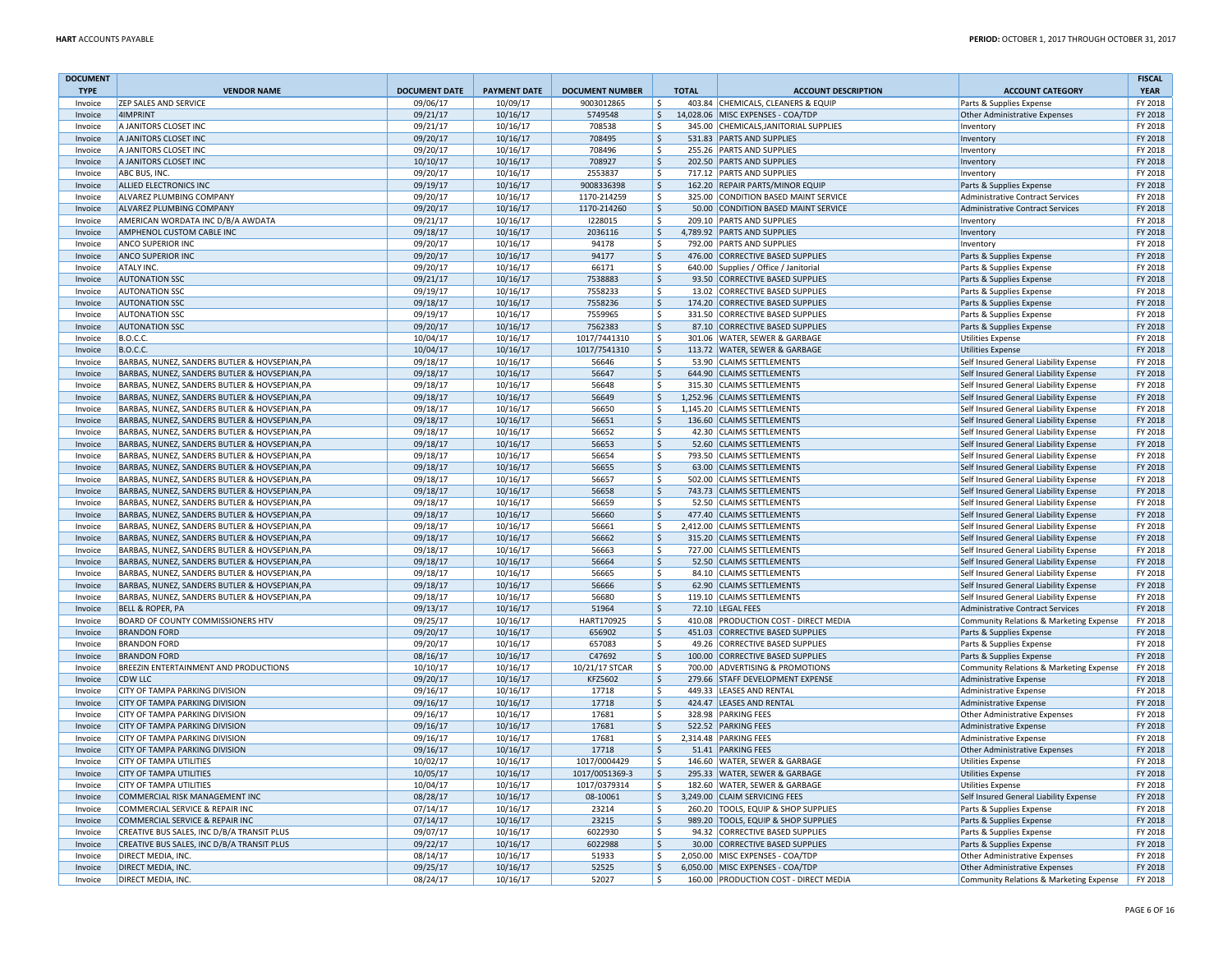| DOCUMENT TYPE | VENDOR NAME | DOCUMENT DATE | PAYMENT DATE | DOCUMENT NUMBER | TOTAL | ACCOUNT DESCRIPTION | ACCOUNT CATEGORY | FISCAL YEAR |
|---|---|---|---|---|---|---|---|---|
| Invoice | ZEP SALES AND SERVICE | 09/06/17 | 10/09/17 | 9003012865 | $ 403.84 | CHEMICALS, CLEANERS & EQUIP | Parts & Supplies Expense | FY 2018 |
| Invoice | 4IMPRINT | 09/21/17 | 10/16/17 | 5749548 | $ 14,028.06 | MISC EXPENSES - COA/TDP | Other Administrative Expenses | FY 2018 |
| Invoice | A JANITORS CLOSET INC | 09/21/17 | 10/16/17 | 708538 | $ 345.00 | CHEMICALS,JANITORIAL SUPPLIES | Inventory | FY 2018 |
| Invoice | A JANITORS CLOSET INC | 09/20/17 | 10/16/17 | 708495 | $ 531.83 | PARTS AND SUPPLIES | Inventory | FY 2018 |
| Invoice | A JANITORS CLOSET INC | 09/20/17 | 10/16/17 | 708496 | $ 255.26 | PARTS AND SUPPLIES | Inventory | FY 2018 |
| Invoice | A JANITORS CLOSET INC | 10/10/17 | 10/16/17 | 708927 | $ 202.50 | PARTS AND SUPPLIES | Inventory | FY 2018 |
| Invoice | ABC BUS, INC. | 09/20/17 | 10/16/17 | 2553837 | $ 717.12 | PARTS AND SUPPLIES | Inventory | FY 2018 |
| Invoice | ALLIED ELECTRONICS INC | 09/19/17 | 10/16/17 | 9008336398 | $ 162.20 | REPAIR PARTS/MINOR EQUIP | Parts & Supplies Expense | FY 2018 |
| Invoice | ALVAREZ PLUMBING COMPANY | 09/20/17 | 10/16/17 | 1170-214259 | $ 325.00 | CONDITION BASED MAINT SERVICE | Administrative Contract Services | FY 2018 |
| Invoice | ALVAREZ PLUMBING COMPANY | 09/20/17 | 10/16/17 | 1170-214260 | $ 50.00 | CONDITION BASED MAINT SERVICE | Administrative Contract Services | FY 2018 |
| Invoice | AMERICAN WORDATA INC D/B/A AWDATA | 09/21/17 | 10/16/17 | I228015 | $ 209.10 | PARTS AND SUPPLIES | Inventory | FY 2018 |
| Invoice | AMPHENOL CUSTOM CABLE INC | 09/18/17 | 10/16/17 | 2036116 | $ 4,789.92 | PARTS AND SUPPLIES | Inventory | FY 2018 |
| Invoice | ANCO SUPERIOR INC | 09/20/17 | 10/16/17 | 94178 | $ 792.00 | PARTS AND SUPPLIES | Inventory | FY 2018 |
| Invoice | ANCO SUPERIOR INC | 09/20/17 | 10/16/17 | 94177 | $ 476.00 | CORRECTIVE BASED SUPPLIES | Parts & Supplies Expense | FY 2018 |
| Invoice | ATALY INC. | 09/20/17 | 10/16/17 | 66171 | $ 640.00 | Supplies / Office / Janitorial | Parts & Supplies Expense | FY 2018 |
| Invoice | AUTONATION SSC | 09/21/17 | 10/16/17 | 7538883 | $ 93.50 | CORRECTIVE BASED SUPPLIES | Parts & Supplies Expense | FY 2018 |
| Invoice | AUTONATION SSC | 09/19/17 | 10/16/17 | 7558233 | $ 13.02 | CORRECTIVE BASED SUPPLIES | Parts & Supplies Expense | FY 2018 |
| Invoice | AUTONATION SSC | 09/18/17 | 10/16/17 | 7558236 | $ 174.20 | CORRECTIVE BASED SUPPLIES | Parts & Supplies Expense | FY 2018 |
| Invoice | AUTONATION SSC | 09/19/17 | 10/16/17 | 7559965 | $ 331.50 | CORRECTIVE BASED SUPPLIES | Parts & Supplies Expense | FY 2018 |
| Invoice | AUTONATION SSC | 09/20/17 | 10/16/17 | 7562383 | $ 87.10 | CORRECTIVE BASED SUPPLIES | Parts & Supplies Expense | FY 2018 |
| Invoice | B.O.C.C. | 10/04/17 | 10/16/17 | 1017/7441310 | $ 301.06 | WATER, SEWER & GARBAGE | Utilities Expense | FY 2018 |
| Invoice | B.O.C.C. | 10/04/17 | 10/16/17 | 1017/7541310 | $ 113.72 | WATER, SEWER & GARBAGE | Utilities Expense | FY 2018 |
| Invoice | BARBAS, NUNEZ, SANDERS BUTLER & HOVSEPIAN,PA | 09/18/17 | 10/16/17 | 56646 | $ 53.90 | CLAIMS SETTLEMENTS | Self Insured General Liability Expense | FY 2018 |
| Invoice | BARBAS, NUNEZ, SANDERS BUTLER & HOVSEPIAN,PA | 09/18/17 | 10/16/17 | 56647 | $ 644.90 | CLAIMS SETTLEMENTS | Self Insured General Liability Expense | FY 2018 |
| Invoice | BARBAS, NUNEZ, SANDERS BUTLER & HOVSEPIAN,PA | 09/18/17 | 10/16/17 | 56648 | $ 315.30 | CLAIMS SETTLEMENTS | Self Insured General Liability Expense | FY 2018 |
| Invoice | BARBAS, NUNEZ, SANDERS BUTLER & HOVSEPIAN,PA | 09/18/17 | 10/16/17 | 56649 | $ 1,252.96 | CLAIMS SETTLEMENTS | Self Insured General Liability Expense | FY 2018 |
| Invoice | BARBAS, NUNEZ, SANDERS BUTLER & HOVSEPIAN,PA | 09/18/17 | 10/16/17 | 56650 | $ 1,145.20 | CLAIMS SETTLEMENTS | Self Insured General Liability Expense | FY 2018 |
| Invoice | BARBAS, NUNEZ, SANDERS BUTLER & HOVSEPIAN,PA | 09/18/17 | 10/16/17 | 56651 | $ 136.60 | CLAIMS SETTLEMENTS | Self Insured General Liability Expense | FY 2018 |
| Invoice | BARBAS, NUNEZ, SANDERS BUTLER & HOVSEPIAN,PA | 09/18/17 | 10/16/17 | 56652 | $ 42.30 | CLAIMS SETTLEMENTS | Self Insured General Liability Expense | FY 2018 |
| Invoice | BARBAS, NUNEZ, SANDERS BUTLER & HOVSEPIAN,PA | 09/18/17 | 10/16/17 | 56653 | $ 52.60 | CLAIMS SETTLEMENTS | Self Insured General Liability Expense | FY 2018 |
| Invoice | BARBAS, NUNEZ, SANDERS BUTLER & HOVSEPIAN,PA | 09/18/17 | 10/16/17 | 56654 | $ 793.50 | CLAIMS SETTLEMENTS | Self Insured General Liability Expense | FY 2018 |
| Invoice | BARBAS, NUNEZ, SANDERS BUTLER & HOVSEPIAN,PA | 09/18/17 | 10/16/17 | 56655 | $ 63.00 | CLAIMS SETTLEMENTS | Self Insured General Liability Expense | FY 2018 |
| Invoice | BARBAS, NUNEZ, SANDERS BUTLER & HOVSEPIAN,PA | 09/18/17 | 10/16/17 | 56657 | $ 502.00 | CLAIMS SETTLEMENTS | Self Insured General Liability Expense | FY 2018 |
| Invoice | BARBAS, NUNEZ, SANDERS BUTLER & HOVSEPIAN,PA | 09/18/17 | 10/16/17 | 56658 | $ 743.73 | CLAIMS SETTLEMENTS | Self Insured General Liability Expense | FY 2018 |
| Invoice | BARBAS, NUNEZ, SANDERS BUTLER & HOVSEPIAN,PA | 09/18/17 | 10/16/17 | 56659 | $ 52.50 | CLAIMS SETTLEMENTS | Self Insured General Liability Expense | FY 2018 |
| Invoice | BARBAS, NUNEZ, SANDERS BUTLER & HOVSEPIAN,PA | 09/18/17 | 10/16/17 | 56660 | $ 477.40 | CLAIMS SETTLEMENTS | Self Insured General Liability Expense | FY 2018 |
| Invoice | BARBAS, NUNEZ, SANDERS BUTLER & HOVSEPIAN,PA | 09/18/17 | 10/16/17 | 56661 | $ 2,412.00 | CLAIMS SETTLEMENTS | Self Insured General Liability Expense | FY 2018 |
| Invoice | BARBAS, NUNEZ, SANDERS BUTLER & HOVSEPIAN,PA | 09/18/17 | 10/16/17 | 56662 | $ 315.20 | CLAIMS SETTLEMENTS | Self Insured General Liability Expense | FY 2018 |
| Invoice | BARBAS, NUNEZ, SANDERS BUTLER & HOVSEPIAN,PA | 09/18/17 | 10/16/17 | 56663 | $ 727.00 | CLAIMS SETTLEMENTS | Self Insured General Liability Expense | FY 2018 |
| Invoice | BARBAS, NUNEZ, SANDERS BUTLER & HOVSEPIAN,PA | 09/18/17 | 10/16/17 | 56664 | $ 52.50 | CLAIMS SETTLEMENTS | Self Insured General Liability Expense | FY 2018 |
| Invoice | BARBAS, NUNEZ, SANDERS BUTLER & HOVSEPIAN,PA | 09/18/17 | 10/16/17 | 56665 | $ 84.10 | CLAIMS SETTLEMENTS | Self Insured General Liability Expense | FY 2018 |
| Invoice | BARBAS, NUNEZ, SANDERS BUTLER & HOVSEPIAN,PA | 09/18/17 | 10/16/17 | 56666 | $ 62.90 | CLAIMS SETTLEMENTS | Self Insured General Liability Expense | FY 2018 |
| Invoice | BARBAS, NUNEZ, SANDERS BUTLER & HOVSEPIAN,PA | 09/18/17 | 10/16/17 | 56680 | $ 119.10 | CLAIMS SETTLEMENTS | Self Insured General Liability Expense | FY 2018 |
| Invoice | BELL & ROPER, PA | 09/13/17 | 10/16/17 | 51964 | $ 72.10 | LEGAL FEES | Administrative Contract Services | FY 2018 |
| Invoice | BOARD OF COUNTY COMMISSIONERS HTV | 09/25/17 | 10/16/17 | HART170925 | $ 410.08 | PRODUCTION COST - DIRECT MEDIA | Community Relations & Marketing Expense | FY 2018 |
| Invoice | BRANDON FORD | 09/20/17 | 10/16/17 | 656902 | $ 451.03 | CORRECTIVE BASED SUPPLIES | Parts & Supplies Expense | FY 2018 |
| Invoice | BRANDON FORD | 09/20/17 | 10/16/17 | 657083 | $ 49.26 | CORRECTIVE BASED SUPPLIES | Parts & Supplies Expense | FY 2018 |
| Invoice | BRANDON FORD | 08/16/17 | 10/16/17 | C47692 | $ 100.00 | CORRECTIVE BASED SUPPLIES | Parts & Supplies Expense | FY 2018 |
| Invoice | BREEZIN ENTERTAINMENT AND PRODUCTIONS | 10/10/17 | 10/16/17 | 10/21/17 STCAR | $ 700.00 | ADVERTISING & PROMOTIONS | Community Relations & Marketing Expense | FY 2018 |
| Invoice | CDW LLC | 09/20/17 | 10/16/17 | KFZ5602 | $ 279.66 | STAFF DEVELOPMENT EXPENSE | Administrative Expense | FY 2018 |
| Invoice | CITY OF TAMPA PARKING DIVISION | 09/16/17 | 10/16/17 | 17718 | $ 449.33 | LEASES AND RENTAL | Administrative Expense | FY 2018 |
| Invoice | CITY OF TAMPA PARKING DIVISION | 09/16/17 | 10/16/17 | 17718 | $ 424.47 | LEASES AND RENTAL | Administrative Expense | FY 2018 |
| Invoice | CITY OF TAMPA PARKING DIVISION | 09/16/17 | 10/16/17 | 17681 | $ 328.98 | PARKING FEES | Other Administrative Expenses | FY 2018 |
| Invoice | CITY OF TAMPA PARKING DIVISION | 09/16/17 | 10/16/17 | 17681 | $ 522.52 | PARKING FEES | Administrative Expense | FY 2018 |
| Invoice | CITY OF TAMPA PARKING DIVISION | 09/16/17 | 10/16/17 | 17681 | $ 2,314.48 | PARKING FEES | Administrative Expense | FY 2018 |
| Invoice | CITY OF TAMPA PARKING DIVISION | 09/16/17 | 10/16/17 | 17718 | $ 51.41 | PARKING FEES | Other Administrative Expenses | FY 2018 |
| Invoice | CITY OF TAMPA UTILITIES | 10/02/17 | 10/16/17 | 1017/0004429 | $ 146.60 | WATER, SEWER & GARBAGE | Utilities Expense | FY 2018 |
| Invoice | CITY OF TAMPA UTILITIES | 10/05/17 | 10/16/17 | 1017/0051369-3 | $ 295.33 | WATER, SEWER & GARBAGE | Utilities Expense | FY 2018 |
| Invoice | CITY OF TAMPA UTILITIES | 10/04/17 | 10/16/17 | 1017/0379314 | $ 182.60 | WATER, SEWER & GARBAGE | Utilities Expense | FY 2018 |
| Invoice | COMMERCIAL RISK MANAGEMENT INC | 08/28/17 | 10/16/17 | 08-10061 | $ 3,249.00 | CLAIM SERVICING FEES | Self Insured General Liability Expense | FY 2018 |
| Invoice | COMMERCIAL SERVICE & REPAIR INC | 07/14/17 | 10/16/17 | 23214 | $ 260.20 | TOOLS, EQUIP & SHOP SUPPLIES | Parts & Supplies Expense | FY 2018 |
| Invoice | COMMERCIAL SERVICE & REPAIR INC | 07/14/17 | 10/16/17 | 23215 | $ 989.20 | TOOLS, EQUIP & SHOP SUPPLIES | Parts & Supplies Expense | FY 2018 |
| Invoice | CREATIVE BUS SALES, INC D/B/A TRANSIT PLUS | 09/07/17 | 10/16/17 | 6022930 | $ 94.32 | CORRECTIVE BASED SUPPLIES | Parts & Supplies Expense | FY 2018 |
| Invoice | CREATIVE BUS SALES, INC D/B/A TRANSIT PLUS | 09/22/17 | 10/16/17 | 6022988 | $ 30.00 | CORRECTIVE BASED SUPPLIES | Parts & Supplies Expense | FY 2018 |
| Invoice | DIRECT MEDIA, INC. | 08/14/17 | 10/16/17 | 51933 | $ 2,050.00 | MISC EXPENSES - COA/TDP | Other Administrative Expenses | FY 2018 |
| Invoice | DIRECT MEDIA, INC. | 09/25/17 | 10/16/17 | 52525 | $ 6,050.00 | MISC EXPENSES - COA/TDP | Other Administrative Expenses | FY 2018 |
| Invoice | DIRECT MEDIA, INC. | 08/24/17 | 10/16/17 | 52027 | $ 160.00 | PRODUCTION COST - DIRECT MEDIA | Community Relations & Marketing Expense | FY 2018 |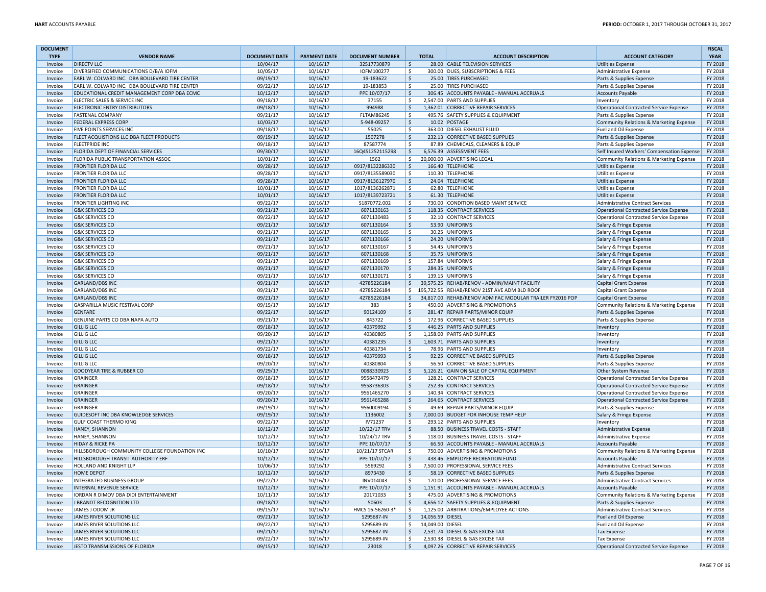| DOCUMENT TYPE | VENDOR NAME | DOCUMENT DATE | PAYMENT DATE | DOCUMENT NUMBER | TOTAL | ACCOUNT DESCRIPTION | ACCOUNT CATEGORY | FISCAL YEAR |
|---|---|---|---|---|---|---|---|---|
| Invoice | DIRECTV LLC | 10/04/17 | 10/16/17 | 32517730879 | $ 28.00 | CABLE TELEVISION SERVICES | Utilities Expense | FY 2018 |
| Invoice | DIVERSIFIED COMMUNICATIONS D/B/A IOFM | 10/05/17 | 10/16/17 | IOFM100277 | $ 300.00 | DUES, SUBSCRIPTIONS & FEES | Administrative Expense | FY 2018 |
| Invoice | EARL W. COLVARD INC. DBA BOULEVARD TIRE CENTER | 09/19/17 | 10/16/17 | 19-183622 | $ 25.00 | TIRES PURCHASED | Parts & Supplies Expense | FY 2018 |
| Invoice | EARL W. COLVARD INC. DBA BOULEVARD TIRE CENTER | 09/22/17 | 10/16/17 | 19-183853 | $ 25.00 | TIRES PURCHASED | Parts & Supplies Expense | FY 2018 |
| Invoice | EDUCATIONAL CREDIT MANAGEMENT CORP DBA ECMC | 10/12/17 | 10/16/17 | PPE 10/07/17 | $ 306.45 | ACCOUNTS PAYABLE - MANUAL ACCRUALS | Accounts Payable | FY 2018 |
| Invoice | ELECTRIC SALES & SERVICE INC | 09/18/17 | 10/16/17 | 37155 | $ 2,547.00 | PARTS AND SUPPLIES | Inventory | FY 2018 |
| Invoice | ELECTRONIC ENTRY DISTRIBUTORS | 09/18/17 | 10/16/17 | 994988 | $ 1,362.01 | CORRECTIVE REPAIR SERVICES | Operational Contracted Service Expense | FY 2018 |
| Invoice | FASTENAL COMPANY | 09/21/17 | 10/16/17 | FLTAM86245 | $ 495.76 | SAFETY SUPPLIES & EQUIPMENT | Parts & Supplies Expense | FY 2018 |
| Invoice | FEDERAL EXPRESS CORP | 10/03/17 | 10/16/17 | 5-948-09257 | $ 10.02 | POSTAGE | Community Relations & Marketing Expense | FY 2018 |
| Invoice | FIVE POINTS SERVICES INC | 09/18/17 | 10/16/17 | 55025 | $ 363.00 | DIESEL EXHAUST FLUID | Fuel and Oil Expense | FY 2018 |
| Invoice | FLEET ACQUISTIONS LLC DBA FLEET PRODUCTS | 09/19/17 | 10/16/17 | 1507278 | $ 232.13 | CORRECTIVE BASED SUPPLIES | Parts & Supplies Expense | FY 2018 |
| Invoice | FLEETPRIDE INC | 09/18/17 | 10/16/17 | 87587774 | $ 87.89 | CHEMICALS, CLEANERS & EQUIP | Parts & Supplies Expense | FY 2018 |
| Invoice | FLORIDA DEPT OF FINANCIAL SERVICES | 09/30/17 | 10/16/17 | 16Q4S1252115298 | $ 6,576.39 | ASSESSMENT FEES | Self Insured Workers' Compensation Expense | FY 2018 |
| Invoice | FLORIDA PUBLIC TRANSPORTATION ASSOC | 10/01/17 | 10/16/17 | 1562 | $ 20,000.00 | ADVERTISING LEGAL | Community Relations & Marketing Expense | FY 2018 |
| Invoice | FRONTIER FLORIDA LLC | 09/28/17 | 10/16/17 | 0917/8132286330 | $ 166.40 | TELEPHONE | Utilities Expense | FY 2018 |
| Invoice | FRONTIER FLORIDA LLC | 09/28/17 | 10/16/17 | 0917/8135589030 | $ 110.30 | TELEPHONE | Utilities Expense | FY 2018 |
| Invoice | FRONTIER FLORIDA LLC | 09/28/17 | 10/16/17 | 0917/8136127970 | $ 24.04 | TELEPHONE | Utilities Expense | FY 2018 |
| Invoice | FRONTIER FLORIDA LLC | 10/01/17 | 10/16/17 | 1017/8136262871 | $ 62.80 | TELEPHONE | Utilities Expense | FY 2018 |
| Invoice | FRONTIER FLORIDA LLC | 10/01/17 | 10/16/17 | 1017/8139723721 | $ 61.30 | TELEPHONE | Utilities Expense | FY 2018 |
| Invoice | FRONTIER LIGHTING INC | 09/22/17 | 10/16/17 | S1870772.002 | $ 730.00 | CONDITION BASED MAINT SERVICE | Administrative Contract Services | FY 2018 |
| Invoice | G&K SERVICES CO | 09/21/17 | 10/16/17 | 6071130163 | $ 118.35 | CONTRACT SERVICES | Operational Contracted Service Expense | FY 2018 |
| Invoice | G&K SERVICES CO | 09/22/17 | 10/16/17 | 6071130483 | $ 32.10 | CONTRACT SERVICES | Operational Contracted Service Expense | FY 2018 |
| Invoice | G&K SERVICES CO | 09/21/17 | 10/16/17 | 6071130164 | $ 53.90 | UNIFORMS | Salary & Fringe Expense | FY 2018 |
| Invoice | G&K SERVICES CO | 09/21/17 | 10/16/17 | 6071130165 | $ 30.25 | UNIFORMS | Salary & Fringe Expense | FY 2018 |
| Invoice | G&K SERVICES CO | 09/21/17 | 10/16/17 | 6071130166 | $ 24.20 | UNIFORMS | Salary & Fringe Expense | FY 2018 |
| Invoice | G&K SERVICES CO | 09/21/17 | 10/16/17 | 6071130167 | $ 54.45 | UNIFORMS | Salary & Fringe Expense | FY 2018 |
| Invoice | G&K SERVICES CO | 09/21/17 | 10/16/17 | 6071130168 | $ 35.75 | UNIFORMS | Salary & Fringe Expense | FY 2018 |
| Invoice | G&K SERVICES CO | 09/21/17 | 10/16/17 | 6071130169 | $ 157.84 | UNIFORMS | Salary & Fringe Expense | FY 2018 |
| Invoice | G&K SERVICES CO | 09/21/17 | 10/16/17 | 6071130170 | $ 284.35 | UNIFORMS | Salary & Fringe Expense | FY 2018 |
| Invoice | G&K SERVICES CO | 09/21/17 | 10/16/17 | 6071130171 | $ 139.15 | UNIFORMS | Salary & Fringe Expense | FY 2018 |
| Invoice | GARLAND/DBS INC | 09/21/17 | 10/16/17 | 42785226184 | $ 39,575.25 | REHAB/RENOV - ADMIN/MAINT FACILITY | Capital Grant Expense | FY 2018 |
| Invoice | GARLAND/DBS INC | 09/21/17 | 10/16/17 | 42785226184 | $ 195,722.55 | REHAB/RENOV 21ST AVE ADM BLD ROOF | Capital Grant Expense | FY 2018 |
| Invoice | GARLAND/DBS INC | 09/21/17 | 10/16/17 | 42785226184 | $ 34,817.00 | REHAB/RENOV ADM FAC MODULAR TRAILER FY2016 POP | Capital Grant Expense | FY 2018 |
| Invoice | GASPARILLA MUSIC FESTIVAL CORP | 09/15/17 | 10/16/17 | 383 | $ 450.00 | ADVERTISING & PROMOTIONS | Community Relations & Marketing Expense | FY 2018 |
| Invoice | GENFARE | 09/22/17 | 10/16/17 | 90124109 | $ 281.47 | REPAIR PARTS/MINOR EQUIP | Parts & Supplies Expense | FY 2018 |
| Invoice | GENUINE PARTS CO DBA NAPA AUTO | 09/21/17 | 10/16/17 | 843722 | $ 172.96 | CORRECTIVE BASED SUPPLIES | Parts & Supplies Expense | FY 2018 |
| Invoice | GILLIG LLC | 09/18/17 | 10/16/17 | 40379992 | $ 446.25 | PARTS AND SUPPLIES | Inventory | FY 2018 |
| Invoice | GILLIG LLC | 09/20/17 | 10/16/17 | 40380805 | $ 1,158.00 | PARTS AND SUPPLIES | Inventory | FY 2018 |
| Invoice | GILLIG LLC | 09/21/17 | 10/16/17 | 40381235 | $ 1,603.71 | PARTS AND SUPPLIES | Inventory | FY 2018 |
| Invoice | GILLIG LLC | 09/22/17 | 10/16/17 | 40381734 | $ 78.96 | PARTS AND SUPPLIES | Inventory | FY 2018 |
| Invoice | GILLIG LLC | 09/18/17 | 10/16/17 | 40379993 | $ 92.25 | CORRECTIVE BASED SUPPLIES | Parts & Supplies Expense | FY 2018 |
| Invoice | GILLIG LLC | 09/20/17 | 10/16/17 | 40380804 | $ 56.50 | CORRECTIVE BASED SUPPLIES | Parts & Supplies Expense | FY 2018 |
| Invoice | GOODYEAR TIRE & RUBBER CO | 09/29/17 | 10/16/17 | 0088330923 | $ 5,126.21 | GAIN ON SALE OF CAPITAL EQUIPMENT | Other System Revenue | FY 2018 |
| Invoice | GRAINGER | 09/18/17 | 10/16/17 | 9558472479 | $ 128.21 | CONTRACT SERVICES | Operational Contracted Service Expense | FY 2018 |
| Invoice | GRAINGER | 09/18/17 | 10/16/17 | 9558736303 | $ 252.36 | CONTRACT SERVICES | Operational Contracted Service Expense | FY 2018 |
| Invoice | GRAINGER | 09/20/17 | 10/16/17 | 9561465270 | $ 140.34 | CONTRACT SERVICES | Operational Contracted Service Expense | FY 2018 |
| Invoice | GRAINGER | 09/20/17 | 10/16/17 | 9561465288 | $ 264.65 | CONTRACT SERVICES | Operational Contracted Service Expense | FY 2018 |
| Invoice | GRAINGER | 09/19/17 | 10/16/17 | 9560009194 | $ 49.69 | REPAIR PARTS/MINOR EQUIP | Parts & Supplies Expense | FY 2018 |
| Invoice | GUIDESOFT INC DBA KNOWLEDGE SERVICES | 09/19/17 | 10/16/17 | 1136002 | $ 7,000.00 | BUDGET FOR INHOUSE TEMP HELP | Salary & Fringe Expense | FY 2018 |
| Invoice | GULF COAST THERMO KING | 09/22/17 | 10/16/17 | IV71237 | $ 293.12 | PARTS AND SUPPLIES | Inventory | FY 2018 |
| Invoice | HANEY, SHANNON | 10/12/17 | 10/16/17 | 10/22/17 TRV | $ 88.50 | BUSINESS TRAVEL COSTS - STAFF | Administrative Expense | FY 2018 |
| Invoice | HANEY, SHANNON | 10/12/17 | 10/16/17 | 10/24/17 TRV | $ 118.00 | BUSINESS TRAVEL COSTS - STAFF | Administrative Expense | FY 2018 |
| Invoice | HIDAY & RICKE PA | 10/12/17 | 10/16/17 | PPE 10/07/17 | $ 66.50 | ACCOUNTS PAYABLE - MANUAL ACCRUALS | Accounts Payable | FY 2018 |
| Invoice | HILLSBOROUGH COMMUNITY COLLEGE FOUNDATION INC | 10/10/17 | 10/16/17 | 10/21/17 STCAR | $ 750.00 | ADVERTISING & PROMOTIONS | Community Relations & Marketing Expense | FY 2018 |
| Invoice | HILLSBOROUGH TRANSIT AUTHORITY ERF | 10/12/17 | 10/16/17 | PPE 10/07/17 | $ 438.46 | EMPLOYEE RECREATION FUND | Accounts Payable | FY 2018 |
| Invoice | HOLLAND AND KNIGHT LLP | 10/06/17 | 10/16/17 | 5569292 | $ 7,500.00 | PROFESSIONAL SERVICE FEES | Administrative Contract Services | FY 2018 |
| Invoice | HOME DEPOT | 10/12/17 | 10/16/17 | 8973430 | $ 58.19 | CORRECTIVE BASED SUPPLIES | Parts & Supplies Expense | FY 2018 |
| Invoice | INTEGRATED BUSINESS GROUP | 09/22/17 | 10/16/17 | INV014043 | $ 170.00 | PROFESSIONAL SERVICE FEES | Administrative Contract Services | FY 2018 |
| Invoice | INTERNAL REVENUE SERVICE | 10/12/17 | 10/16/17 | PPE 10/07/17 | $ 1,151.91 | ACCOUNTS PAYABLE - MANUAL ACCRUALS | Accounts Payable | FY 2018 |
| Invoice | IORDAN R DIMOV DBA DIDI ENTERTAINMENT | 10/11/17 | 10/16/17 | 20171033 | $ 475.00 | ADVERTISING & PROMOTIONS | Community Relations & Marketing Expense | FY 2018 |
| Invoice | J BRANDT RECOGNITION LTD | 09/18/17 | 10/16/17 | 50603 | $ 4,656.12 | SAFETY SUPPLIES & EQUIPMENT | Parts & Supplies Expense | FY 2018 |
| Invoice | JAMES J ODOM JR | 09/15/17 | 10/16/17 | FMCS 16-56260-3* | $ 1,125.00 | ARBITRATIONS/EMPLOYEE ACTIONS | Administrative Contract Services | FY 2018 |
| Invoice | JAMES RIVER SOLUTIONS LLC | 09/21/17 | 10/16/17 | S295687-IN | $ 14,056.59 | DIESEL | Fuel and Oil Expense | FY 2018 |
| Invoice | JAMES RIVER SOLUTIONS LLC | 09/22/17 | 10/16/17 | S295689-IN | $ 14,049.00 | DIESEL | Fuel and Oil Expense | FY 2018 |
| Invoice | JAMES RIVER SOLUTIONS LLC | 09/21/17 | 10/16/17 | S295687-IN | $ 2,531.74 | DIESEL & GAS EXCISE TAX | Tax Expense | FY 2018 |
| Invoice | JAMES RIVER SOLUTIONS LLC | 09/22/17 | 10/16/17 | S295689-IN | $ 2,530.38 | DIESEL & GAS EXCISE TAX | Tax Expense | FY 2018 |
| Invoice | JESTO TRANSMISSIONS OF FLORIDA | 09/15/17 | 10/16/17 | 23018 | $ 4,097.26 | CORRECTIVE REPAIR SERVICES | Operational Contracted Service Expense | FY 2018 |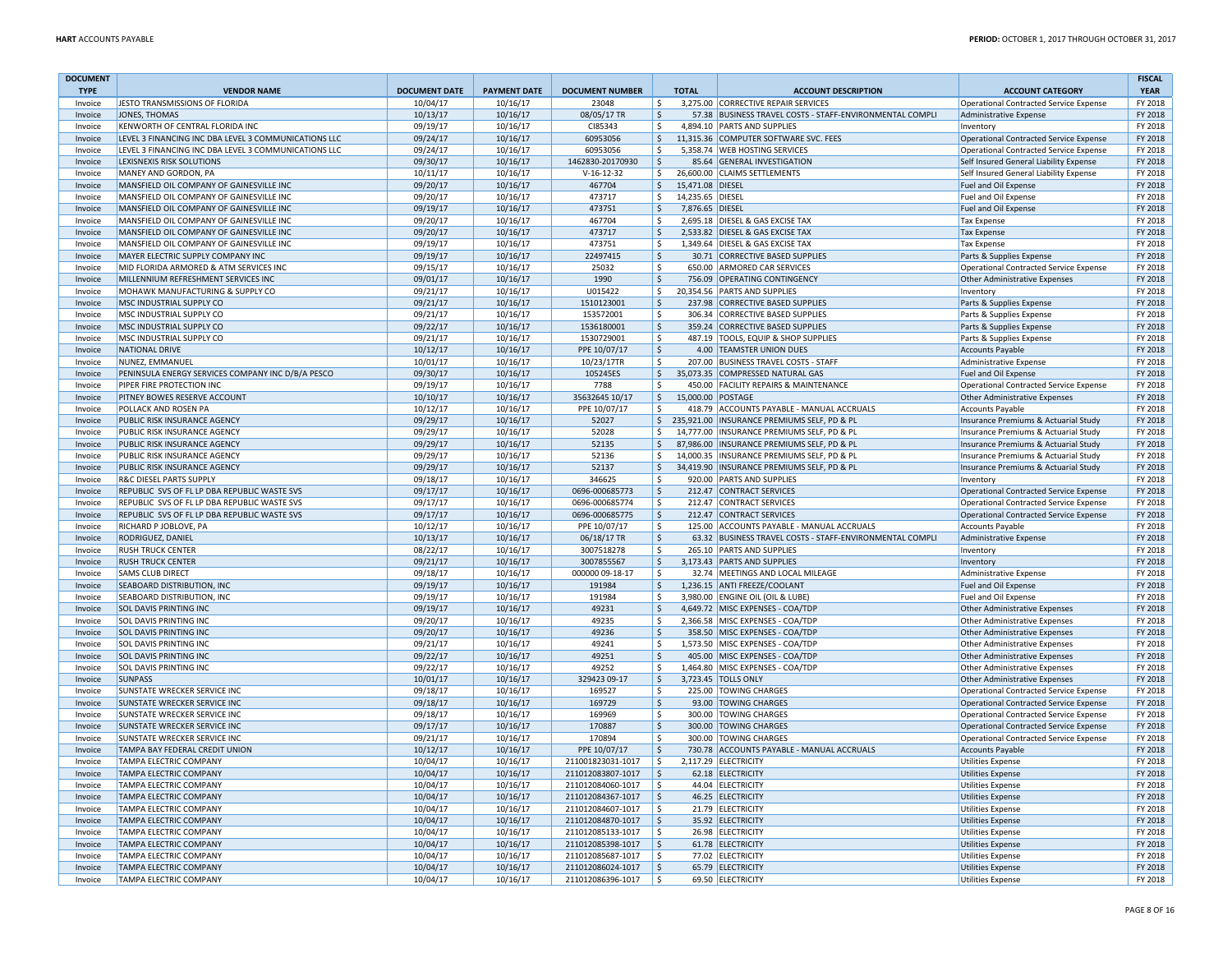| DOCUMENT TYPE | VENDOR NAME | DOCUMENT DATE | PAYMENT DATE | DOCUMENT NUMBER | TOTAL | ACCOUNT DESCRIPTION | ACCOUNT CATEGORY | FISCAL YEAR |
|---|---|---|---|---|---|---|---|---|
| Invoice | JESTO TRANSMISSIONS OF FLORIDA | 10/04/17 | 10/16/17 | 23048 | $ 3,275.00 | CORRECTIVE REPAIR SERVICES | Operational Contracted Service Expense | FY 2018 |
| Invoice | JONES, THOMAS | 10/13/17 | 10/16/17 | 08/05/17 TR | $ 57.38 | BUSINESS TRAVEL COSTS - STAFF-ENVIRONMENTAL COMPLI | Administrative Expense | FY 2018 |
| Invoice | KENWORTH OF CENTRAL FLORIDA INC | 09/19/17 | 10/16/17 | CI85343 | $ 4,894.10 | PARTS AND SUPPLIES | Inventory | FY 2018 |
| Invoice | LEVEL 3 FINANCING INC DBA LEVEL 3 COMMUNICATIONS LLC | 09/24/17 | 10/16/17 | 60953056 | $ 11,315.36 | COMPUTER SOFTWARE SVC. FEES | Operational Contracted Service Expense | FY 2018 |
| Invoice | LEVEL 3 FINANCING INC DBA LEVEL 3 COMMUNICATIONS LLC | 09/24/17 | 10/16/17 | 60953056 | $ 5,358.74 | WEB HOSTING SERVICES | Operational Contracted Service Expense | FY 2018 |
| Invoice | LEXISNEXIS RISK SOLUTIONS | 09/30/17 | 10/16/17 | 1462830-20170930 | $ 85.64 | GENERAL INVESTIGATION | Self Insured General Liability Expense | FY 2018 |
| Invoice | MANEY AND GORDON, PA | 10/11/17 | 10/16/17 | V-16-12-32 | $ 26,600.00 | CLAIMS SETTLEMENTS | Self Insured General Liability Expense | FY 2018 |
| Invoice | MANSFIELD OIL COMPANY OF GAINESVILLE INC | 09/20/17 | 10/16/17 | 467704 | $ 15,471.08 | DIESEL | Fuel and Oil Expense | FY 2018 |
| Invoice | MANSFIELD OIL COMPANY OF GAINESVILLE INC | 09/20/17 | 10/16/17 | 473717 | $ 14,235.65 | DIESEL | Fuel and Oil Expense | FY 2018 |
| Invoice | MANSFIELD OIL COMPANY OF GAINESVILLE INC | 09/19/17 | 10/16/17 | 473751 | $ 7,876.65 | DIESEL | Fuel and Oil Expense | FY 2018 |
| Invoice | MANSFIELD OIL COMPANY OF GAINESVILLE INC | 09/20/17 | 10/16/17 | 467704 | $ 2,695.18 | DIESEL & GAS EXCISE TAX | Tax Expense | FY 2018 |
| Invoice | MANSFIELD OIL COMPANY OF GAINESVILLE INC | 09/20/17 | 10/16/17 | 473717 | $ 2,533.82 | DIESEL & GAS EXCISE TAX | Tax Expense | FY 2018 |
| Invoice | MANSFIELD OIL COMPANY OF GAINESVILLE INC | 09/19/17 | 10/16/17 | 473751 | $ 1,349.64 | DIESEL & GAS EXCISE TAX | Tax Expense | FY 2018 |
| Invoice | MAYER ELECTRIC SUPPLY COMPANY INC | 09/19/17 | 10/16/17 | 22497415 | $ 30.71 | CORRECTIVE BASED SUPPLIES | Parts & Supplies Expense | FY 2018 |
| Invoice | MID FLORIDA ARMORED & ATM SERVICES INC | 09/15/17 | 10/16/17 | 25032 | $ 650.00 | ARMORED CAR SERVICES | Operational Contracted Service Expense | FY 2018 |
| Invoice | MILLENNIUM REFRESHMENT SERVICES INC | 09/01/17 | 10/16/17 | 1990 | $ 756.09 | OPERATING CONTINGENCY | Other Administrative Expenses | FY 2018 |
| Invoice | MOHAWK MANUFACTURING & SUPPLY CO | 09/21/17 | 10/16/17 | U015422 | $ 20,354.56 | PARTS AND SUPPLIES | Inventory | FY 2018 |
| Invoice | MSC INDUSTRIAL SUPPLY CO | 09/21/17 | 10/16/17 | 1510123001 | $ 237.98 | CORRECTIVE BASED SUPPLIES | Parts & Supplies Expense | FY 2018 |
| Invoice | MSC INDUSTRIAL SUPPLY CO | 09/21/17 | 10/16/17 | 153572001 | $ 306.34 | CORRECTIVE BASED SUPPLIES | Parts & Supplies Expense | FY 2018 |
| Invoice | MSC INDUSTRIAL SUPPLY CO | 09/22/17 | 10/16/17 | 1536180001 | $ 359.24 | CORRECTIVE BASED SUPPLIES | Parts & Supplies Expense | FY 2018 |
| Invoice | MSC INDUSTRIAL SUPPLY CO | 09/21/17 | 10/16/17 | 1530729001 | $ 487.19 | TOOLS, EQUIP & SHOP SUPPLIES | Parts & Supplies Expense | FY 2018 |
| Invoice | NATIONAL DRIVE | 10/12/17 | 10/16/17 | PPE 10/07/17 | $ 4.00 | TEAMSTER UNION DUES | Accounts Payable | FY 2018 |
| Invoice | NUNEZ, EMMANUEL | 10/01/17 | 10/16/17 | 10/23/17TR | $ 207.00 | BUSINESS TRAVEL COSTS - STAFF | Administrative Expense | FY 2018 |
| Invoice | PENINSULA ENERGY SERVICES COMPANY INC D/B/A PESCO | 09/30/17 | 10/16/17 | 105245ES | $ 35,073.35 | COMPRESSED NATURAL GAS | Fuel and Oil Expense | FY 2018 |
| Invoice | PIPER FIRE PROTECTION INC | 09/19/17 | 10/16/17 | 7788 | $ 450.00 | FACILITY REPAIRS & MAINTENANCE | Operational Contracted Service Expense | FY 2018 |
| Invoice | PITNEY BOWES RESERVE ACCOUNT | 10/10/17 | 10/16/17 | 35632645 10/17 | $ 15,000.00 | POSTAGE | Other Administrative Expenses | FY 2018 |
| Invoice | POLLACK AND ROSEN PA | 10/12/17 | 10/16/17 | PPE 10/07/17 | $ 418.79 | ACCOUNTS PAYABLE - MANUAL ACCRUALS | Accounts Payable | FY 2018 |
| Invoice | PUBLIC RISK INSURANCE AGENCY | 09/29/17 | 10/16/17 | 52027 | $ 235,921.00 | INSURANCE PREMIUMS SELF, PD & PL | Insurance Premiums & Actuarial Study | FY 2018 |
| Invoice | PUBLIC RISK INSURANCE AGENCY | 09/29/17 | 10/16/17 | 52028 | $ 14,777.00 | INSURANCE PREMIUMS SELF, PD & PL | Insurance Premiums & Actuarial Study | FY 2018 |
| Invoice | PUBLIC RISK INSURANCE AGENCY | 09/29/17 | 10/16/17 | 52135 | $ 87,986.00 | INSURANCE PREMIUMS SELF, PD & PL | Insurance Premiums & Actuarial Study | FY 2018 |
| Invoice | PUBLIC RISK INSURANCE AGENCY | 09/29/17 | 10/16/17 | 52136 | $ 14,000.35 | INSURANCE PREMIUMS SELF, PD & PL | Insurance Premiums & Actuarial Study | FY 2018 |
| Invoice | PUBLIC RISK INSURANCE AGENCY | 09/29/17 | 10/16/17 | 52137 | $ 34,419.90 | INSURANCE PREMIUMS SELF, PD & PL | Insurance Premiums & Actuarial Study | FY 2018 |
| Invoice | R&C DIESEL PARTS SUPPLY | 09/18/17 | 10/16/17 | 346625 | $ 920.00 | PARTS AND SUPPLIES | Inventory | FY 2018 |
| Invoice | REPUBLIC SVS OF FL LP DBA REPUBLIC WASTE SVS | 09/17/17 | 10/16/17 | 0696-000685773 | $ 212.47 | CONTRACT SERVICES | Operational Contracted Service Expense | FY 2018 |
| Invoice | REPUBLIC SVS OF FL LP DBA REPUBLIC WASTE SVS | 09/17/17 | 10/16/17 | 0696-000685774 | $ 212.47 | CONTRACT SERVICES | Operational Contracted Service Expense | FY 2018 |
| Invoice | REPUBLIC SVS OF FL LP DBA REPUBLIC WASTE SVS | 09/17/17 | 10/16/17 | 0696-000685775 | $ 212.47 | CONTRACT SERVICES | Operational Contracted Service Expense | FY 2018 |
| Invoice | RICHARD P JOBLOVE, PA | 10/12/17 | 10/16/17 | PPE 10/07/17 | $ 125.00 | ACCOUNTS PAYABLE - MANUAL ACCRUALS | Accounts Payable | FY 2018 |
| Invoice | RODRIGUEZ, DANIEL | 10/13/17 | 10/16/17 | 06/18/17 TR | $ 63.32 | BUSINESS TRAVEL COSTS - STAFF-ENVIRONMENTAL COMPLI | Administrative Expense | FY 2018 |
| Invoice | RUSH TRUCK CENTER | 08/22/17 | 10/16/17 | 3007518278 | $ 265.10 | PARTS AND SUPPLIES | Inventory | FY 2018 |
| Invoice | RUSH TRUCK CENTER | 09/21/17 | 10/16/17 | 3007855567 | $ 3,173.43 | PARTS AND SUPPLIES | Inventory | FY 2018 |
| Invoice | SAMS CLUB DIRECT | 09/18/17 | 10/16/17 | 000000 09-18-17 | $ 32.74 | MEETINGS AND LOCAL MILEAGE | Administrative Expense | FY 2018 |
| Invoice | SEABOARD DISTRIBUTION, INC | 09/19/17 | 10/16/17 | 191984 | $ 1,236.15 | ANTI FREEZE/COOLANT | Fuel and Oil Expense | FY 2018 |
| Invoice | SEABOARD DISTRIBUTION, INC | 09/19/17 | 10/16/17 | 191984 | $ 3,980.00 | ENGINE OIL (OIL & LUBE) | Fuel and Oil Expense | FY 2018 |
| Invoice | SOL DAVIS PRINTING INC | 09/19/17 | 10/16/17 | 49231 | $ 4,649.72 | MISC EXPENSES - COA/TDP | Other Administrative Expenses | FY 2018 |
| Invoice | SOL DAVIS PRINTING INC | 09/20/17 | 10/16/17 | 49235 | $ 2,366.58 | MISC EXPENSES - COA/TDP | Other Administrative Expenses | FY 2018 |
| Invoice | SOL DAVIS PRINTING INC | 09/20/17 | 10/16/17 | 49236 | $ 358.50 | MISC EXPENSES - COA/TDP | Other Administrative Expenses | FY 2018 |
| Invoice | SOL DAVIS PRINTING INC | 09/21/17 | 10/16/17 | 49241 | $ 1,573.50 | MISC EXPENSES - COA/TDP | Other Administrative Expenses | FY 2018 |
| Invoice | SOL DAVIS PRINTING INC | 09/22/17 | 10/16/17 | 49251 | $ 405.00 | MISC EXPENSES - COA/TDP | Other Administrative Expenses | FY 2018 |
| Invoice | SOL DAVIS PRINTING INC | 09/22/17 | 10/16/17 | 49252 | $ 1,464.80 | MISC EXPENSES - COA/TDP | Other Administrative Expenses | FY 2018 |
| Invoice | SUNPASS | 10/01/17 | 10/16/17 | 329423 09-17 | $ 3,723.45 | TOLLS ONLY | Other Administrative Expenses | FY 2018 |
| Invoice | SUNSTATE WRECKER SERVICE INC | 09/18/17 | 10/16/17 | 169527 | $ 225.00 | TOWING CHARGES | Operational Contracted Service Expense | FY 2018 |
| Invoice | SUNSTATE WRECKER SERVICE INC | 09/18/17 | 10/16/17 | 169729 | $ 93.00 | TOWING CHARGES | Operational Contracted Service Expense | FY 2018 |
| Invoice | SUNSTATE WRECKER SERVICE INC | 09/18/17 | 10/16/17 | 169969 | $ 300.00 | TOWING CHARGES | Operational Contracted Service Expense | FY 2018 |
| Invoice | SUNSTATE WRECKER SERVICE INC | 09/17/17 | 10/16/17 | 170887 | $ 300.00 | TOWING CHARGES | Operational Contracted Service Expense | FY 2018 |
| Invoice | SUNSTATE WRECKER SERVICE INC | 09/21/17 | 10/16/17 | 170894 | $ 300.00 | TOWING CHARGES | Operational Contracted Service Expense | FY 2018 |
| Invoice | TAMPA BAY FEDERAL CREDIT UNION | 10/12/17 | 10/16/17 | PPE 10/07/17 | $ 730.78 | ACCOUNTS PAYABLE - MANUAL ACCRUALS | Accounts Payable | FY 2018 |
| Invoice | TAMPA ELECTRIC COMPANY | 10/04/17 | 10/16/17 | 211001823031-1017 | $ 2,117.29 | ELECTRICITY | Utilities Expense | FY 2018 |
| Invoice | TAMPA ELECTRIC COMPANY | 10/04/17 | 10/16/17 | 211012083807-1017 | $ 62.18 | ELECTRICITY | Utilities Expense | FY 2018 |
| Invoice | TAMPA ELECTRIC COMPANY | 10/04/17 | 10/16/17 | 211012084060-1017 | $ 44.04 | ELECTRICITY | Utilities Expense | FY 2018 |
| Invoice | TAMPA ELECTRIC COMPANY | 10/04/17 | 10/16/17 | 211012084367-1017 | $ 46.25 | ELECTRICITY | Utilities Expense | FY 2018 |
| Invoice | TAMPA ELECTRIC COMPANY | 10/04/17 | 10/16/17 | 211012084607-1017 | $ 21.79 | ELECTRICITY | Utilities Expense | FY 2018 |
| Invoice | TAMPA ELECTRIC COMPANY | 10/04/17 | 10/16/17 | 211012084870-1017 | $ 35.92 | ELECTRICITY | Utilities Expense | FY 2018 |
| Invoice | TAMPA ELECTRIC COMPANY | 10/04/17 | 10/16/17 | 211012085133-1017 | $ 26.98 | ELECTRICITY | Utilities Expense | FY 2018 |
| Invoice | TAMPA ELECTRIC COMPANY | 10/04/17 | 10/16/17 | 211012085398-1017 | $ 61.78 | ELECTRICITY | Utilities Expense | FY 2018 |
| Invoice | TAMPA ELECTRIC COMPANY | 10/04/17 | 10/16/17 | 211012085687-1017 | $ 77.02 | ELECTRICITY | Utilities Expense | FY 2018 |
| Invoice | TAMPA ELECTRIC COMPANY | 10/04/17 | 10/16/17 | 211012086024-1017 | $ 65.79 | ELECTRICITY | Utilities Expense | FY 2018 |
| Invoice | TAMPA ELECTRIC COMPANY | 10/04/17 | 10/16/17 | 211012086396-1017 | $ 69.50 | ELECTRICITY | Utilities Expense | FY 2018 |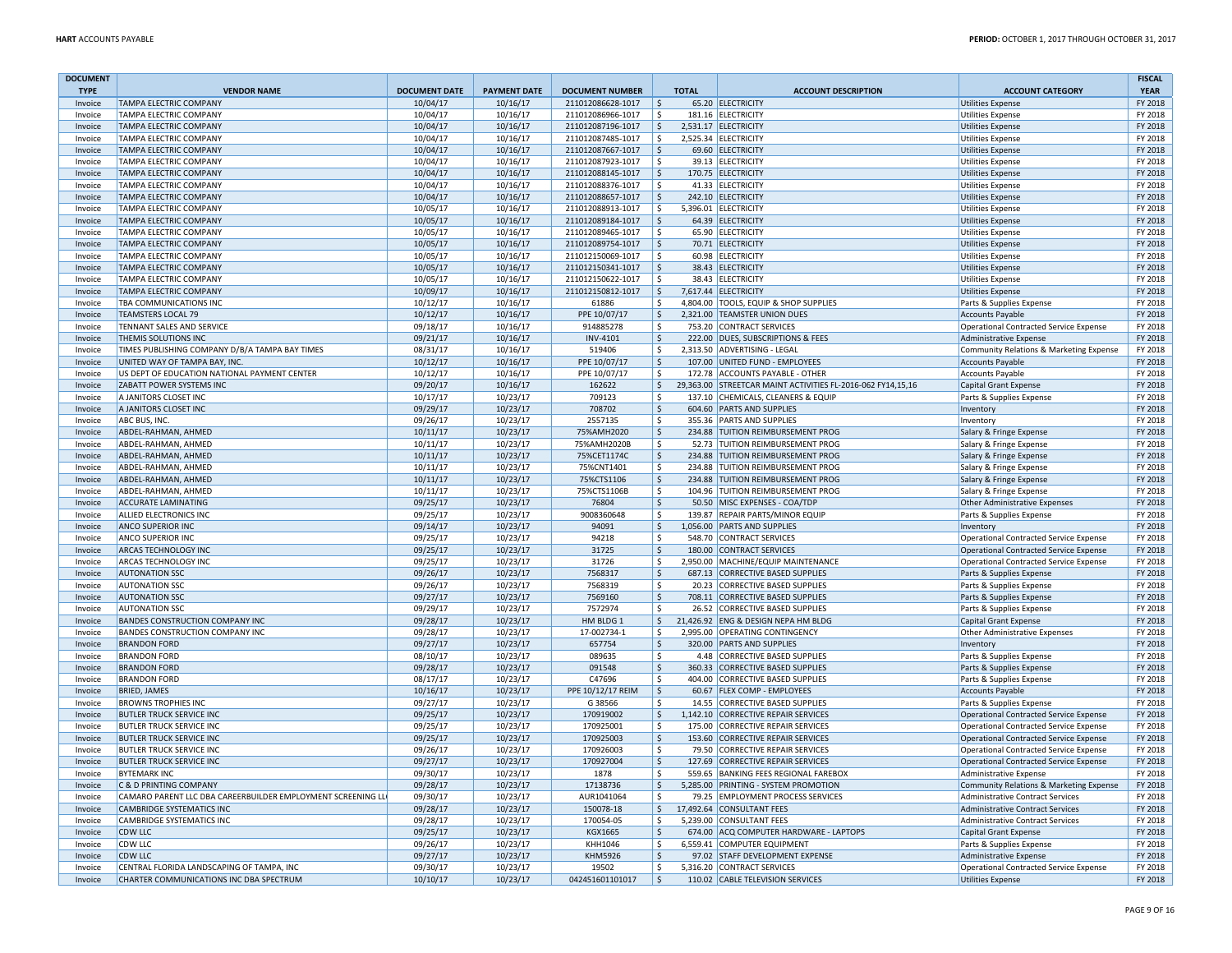| DOCUMENT TYPE | VENDOR NAME | DOCUMENT DATE | PAYMENT DATE | DOCUMENT NUMBER | TOTAL | ACCOUNT DESCRIPTION | ACCOUNT CATEGORY | FISCAL YEAR |
|---|---|---|---|---|---|---|---|---|
| Invoice | TAMPA ELECTRIC COMPANY | 10/04/17 | 10/16/17 | 211012086628-1017 | $ 65.20 | ELECTRICITY | Utilities Expense | FY 2018 |
| Invoice | TAMPA ELECTRIC COMPANY | 10/04/17 | 10/16/17 | 211012086966-1017 | $ 181.16 | ELECTRICITY | Utilities Expense | FY 2018 |
| Invoice | TAMPA ELECTRIC COMPANY | 10/04/17 | 10/16/17 | 211012087196-1017 | $ 2,531.17 | ELECTRICITY | Utilities Expense | FY 2018 |
| Invoice | TAMPA ELECTRIC COMPANY | 10/04/17 | 10/16/17 | 211012087485-1017 | $ 2,525.34 | ELECTRICITY | Utilities Expense | FY 2018 |
| Invoice | TAMPA ELECTRIC COMPANY | 10/04/17 | 10/16/17 | 211012087667-1017 | $ 69.60 | ELECTRICITY | Utilities Expense | FY 2018 |
| Invoice | TAMPA ELECTRIC COMPANY | 10/04/17 | 10/16/17 | 211012087923-1017 | $ 39.13 | ELECTRICITY | Utilities Expense | FY 2018 |
| Invoice | TAMPA ELECTRIC COMPANY | 10/04/17 | 10/16/17 | 211012088145-1017 | $ 170.75 | ELECTRICITY | Utilities Expense | FY 2018 |
| Invoice | TAMPA ELECTRIC COMPANY | 10/04/17 | 10/16/17 | 211012088376-1017 | $ 41.33 | ELECTRICITY | Utilities Expense | FY 2018 |
| Invoice | TAMPA ELECTRIC COMPANY | 10/04/17 | 10/16/17 | 211012088657-1017 | $ 242.10 | ELECTRICITY | Utilities Expense | FY 2018 |
| Invoice | TAMPA ELECTRIC COMPANY | 10/05/17 | 10/16/17 | 211012088913-1017 | $ 5,396.01 | ELECTRICITY | Utilities Expense | FY 2018 |
| Invoice | TAMPA ELECTRIC COMPANY | 10/05/17 | 10/16/17 | 211012089184-1017 | $ 64.39 | ELECTRICITY | Utilities Expense | FY 2018 |
| Invoice | TAMPA ELECTRIC COMPANY | 10/05/17 | 10/16/17 | 211012089465-1017 | $ 65.90 | ELECTRICITY | Utilities Expense | FY 2018 |
| Invoice | TAMPA ELECTRIC COMPANY | 10/05/17 | 10/16/17 | 211012089754-1017 | $ 70.71 | ELECTRICITY | Utilities Expense | FY 2018 |
| Invoice | TAMPA ELECTRIC COMPANY | 10/05/17 | 10/16/17 | 211012150069-1017 | $ 60.98 | ELECTRICITY | Utilities Expense | FY 2018 |
| Invoice | TAMPA ELECTRIC COMPANY | 10/05/17 | 10/16/17 | 211012150341-1017 | $ 38.43 | ELECTRICITY | Utilities Expense | FY 2018 |
| Invoice | TAMPA ELECTRIC COMPANY | 10/05/17 | 10/16/17 | 211012150622-1017 | $ 38.43 | ELECTRICITY | Utilities Expense | FY 2018 |
| Invoice | TAMPA ELECTRIC COMPANY | 10/09/17 | 10/16/17 | 211012150812-1017 | $ 7,617.44 | ELECTRICITY | Utilities Expense | FY 2018 |
| Invoice | TBA COMMUNICATIONS INC | 10/12/17 | 10/16/17 | 61886 | $ 4,804.00 | TOOLS, EQUIP & SHOP SUPPLIES | Parts & Supplies Expense | FY 2018 |
| Invoice | TEAMSTERS LOCAL 79 | 10/12/17 | 10/16/17 | PPE 10/07/17 | $ 2,321.00 | TEAMSTER UNION DUES | Accounts Payable | FY 2018 |
| Invoice | TENNANT SALES AND SERVICE | 09/18/17 | 10/16/17 | 914885278 | $ 753.20 | CONTRACT SERVICES | Operational Contracted Service Expense | FY 2018 |
| Invoice | THEMIS SOLUTIONS INC | 09/21/17 | 10/16/17 | INV-4101 | $ 222.00 | DUES, SUBSCRIPTIONS & FEES | Administrative Expense | FY 2018 |
| Invoice | TIMES PUBLISHING COMPANY D/B/A TAMPA BAY TIMES | 08/31/17 | 10/16/17 | 519406 | $ 2,313.50 | ADVERTISING - LEGAL | Community Relations & Marketing Expense | FY 2018 |
| Invoice | UNITED WAY OF TAMPA BAY, INC. | 10/12/17 | 10/16/17 | PPE 10/07/17 | $ 107.00 | UNITED FUND - EMPLOYEES | Accounts Payable | FY 2018 |
| Invoice | US DEPT OF EDUCATION NATIONAL PAYMENT CENTER | 10/12/17 | 10/16/17 | PPE 10/07/17 | $ 172.78 | ACCOUNTS PAYABLE - OTHER | Accounts Payable | FY 2018 |
| Invoice | ZABATT POWER SYSTEMS INC | 09/20/17 | 10/16/17 | 162622 | $ 29,363.00 | STREETCAR MAINT ACTIVITIES FL-2016-062 FY14,15,16 | Capital Grant Expense | FY 2018 |
| Invoice | A JANITORS CLOSET INC | 10/17/17 | 10/23/17 | 709123 | $ 137.10 | CHEMICALS, CLEANERS & EQUIP | Parts & Supplies Expense | FY 2018 |
| Invoice | A JANITORS CLOSET INC | 09/29/17 | 10/23/17 | 708702 | $ 604.60 | PARTS AND SUPPLIES | Inventory | FY 2018 |
| Invoice | ABC BUS, INC. | 09/26/17 | 10/23/17 | 2557135 | $ 355.36 | PARTS AND SUPPLIES | Inventory | FY 2018 |
| Invoice | ABDEL-RAHMAN, AHMED | 10/11/17 | 10/23/17 | 75%AMH2020 | $ 234.88 | TUITION REIMBURSEMENT PROG | Salary & Fringe Expense | FY 2018 |
| Invoice | ABDEL-RAHMAN, AHMED | 10/11/17 | 10/23/17 | 75%AMH2020B | $ 52.73 | TUITION REIMBURSEMENT PROG | Salary & Fringe Expense | FY 2018 |
| Invoice | ABDEL-RAHMAN, AHMED | 10/11/17 | 10/23/17 | 75%CET1174C | $ 234.88 | TUITION REIMBURSEMENT PROG | Salary & Fringe Expense | FY 2018 |
| Invoice | ABDEL-RAHMAN, AHMED | 10/11/17 | 10/23/17 | 75%CNT1401 | $ 234.88 | TUITION REIMBURSEMENT PROG | Salary & Fringe Expense | FY 2018 |
| Invoice | ABDEL-RAHMAN, AHMED | 10/11/17 | 10/23/17 | 75%CTS1106 | $ 234.88 | TUITION REIMBURSEMENT PROG | Salary & Fringe Expense | FY 2018 |
| Invoice | ABDEL-RAHMAN, AHMED | 10/11/17 | 10/23/17 | 75%CTS1106B | $ 104.96 | TUITION REIMBURSEMENT PROG | Salary & Fringe Expense | FY 2018 |
| Invoice | ACCURATE LAMINATING | 09/25/17 | 10/23/17 | 76804 | $ 50.50 | MISC EXPENSES - COA/TDP | Other Administrative Expenses | FY 2018 |
| Invoice | ALLIED ELECTRONICS INC | 09/25/17 | 10/23/17 | 9008360648 | $ 139.87 | REPAIR PARTS/MINOR EQUIP | Parts & Supplies Expense | FY 2018 |
| Invoice | ANCO SUPERIOR INC | 09/14/17 | 10/23/17 | 94091 | $ 1,056.00 | PARTS AND SUPPLIES | Inventory | FY 2018 |
| Invoice | ANCO SUPERIOR INC | 09/25/17 | 10/23/17 | 94218 | $ 548.70 | CONTRACT SERVICES | Operational Contracted Service Expense | FY 2018 |
| Invoice | ARCAS TECHNOLOGY INC | 09/25/17 | 10/23/17 | 31725 | $ 180.00 | CONTRACT SERVICES | Operational Contracted Service Expense | FY 2018 |
| Invoice | ARCAS TECHNOLOGY INC | 09/25/17 | 10/23/17 | 31726 | $ 2,950.00 | MACHINE/EQUIP MAINTENANCE | Operational Contracted Service Expense | FY 2018 |
| Invoice | AUTONATION SSC | 09/26/17 | 10/23/17 | 7568317 | $ 687.13 | CORRECTIVE BASED SUPPLIES | Parts & Supplies Expense | FY 2018 |
| Invoice | AUTONATION SSC | 09/26/17 | 10/23/17 | 7568319 | $ 20.23 | CORRECTIVE BASED SUPPLIES | Parts & Supplies Expense | FY 2018 |
| Invoice | AUTONATION SSC | 09/27/17 | 10/23/17 | 7569160 | $ 708.11 | CORRECTIVE BASED SUPPLIES | Parts & Supplies Expense | FY 2018 |
| Invoice | AUTONATION SSC | 09/29/17 | 10/23/17 | 7572974 | $ 26.52 | CORRECTIVE BASED SUPPLIES | Parts & Supplies Expense | FY 2018 |
| Invoice | BANDES CONSTRUCTION COMPANY INC | 09/28/17 | 10/23/17 | HM BLDG 1 | $ 21,426.92 | ENG & DESIGN NEPA HM BLDG | Capital Grant Expense | FY 2018 |
| Invoice | BANDES CONSTRUCTION COMPANY INC | 09/28/17 | 10/23/17 | 17-002734-1 | $ 2,995.00 | OPERATING CONTINGENCY | Other Administrative Expenses | FY 2018 |
| Invoice | BRANDON FORD | 09/27/17 | 10/23/17 | 657754 | $ 320.00 | PARTS AND SUPPLIES | Inventory | FY 2018 |
| Invoice | BRANDON FORD | 08/10/17 | 10/23/17 | 089635 | $ 4.48 | CORRECTIVE BASED SUPPLIES | Parts & Supplies Expense | FY 2018 |
| Invoice | BRANDON FORD | 09/28/17 | 10/23/17 | 091548 | $ 360.33 | CORRECTIVE BASED SUPPLIES | Parts & Supplies Expense | FY 2018 |
| Invoice | BRANDON FORD | 08/17/17 | 10/23/17 | C47696 | $ 404.00 | CORRECTIVE BASED SUPPLIES | Parts & Supplies Expense | FY 2018 |
| Invoice | BRIED, JAMES | 10/16/17 | 10/23/17 | PPE 10/12/17 REIM | $ 60.67 | FLEX COMP - EMPLOYEES | Accounts Payable | FY 2018 |
| Invoice | BROWNS TROPHIES INC | 09/27/17 | 10/23/17 | G 38566 | $ 14.55 | CORRECTIVE BASED SUPPLIES | Parts & Supplies Expense | FY 2018 |
| Invoice | BUTLER TRUCK SERVICE INC | 09/25/17 | 10/23/17 | 170919002 | $ 1,142.10 | CORRECTIVE REPAIR SERVICES | Operational Contracted Service Expense | FY 2018 |
| Invoice | BUTLER TRUCK SERVICE INC | 09/25/17 | 10/23/17 | 170925001 | $ 175.00 | CORRECTIVE REPAIR SERVICES | Operational Contracted Service Expense | FY 2018 |
| Invoice | BUTLER TRUCK SERVICE INC | 09/25/17 | 10/23/17 | 170925003 | $ 153.60 | CORRECTIVE REPAIR SERVICES | Operational Contracted Service Expense | FY 2018 |
| Invoice | BUTLER TRUCK SERVICE INC | 09/26/17 | 10/23/17 | 170926003 | $ 79.50 | CORRECTIVE REPAIR SERVICES | Operational Contracted Service Expense | FY 2018 |
| Invoice | BUTLER TRUCK SERVICE INC | 09/27/17 | 10/23/17 | 170927004 | $ 127.69 | CORRECTIVE REPAIR SERVICES | Operational Contracted Service Expense | FY 2018 |
| Invoice | BYTEMARK INC | 09/30/17 | 10/23/17 | 1878 | $ 559.65 | BANKING FEES REGIONAL FAREBOX | Administrative Expense | FY 2018 |
| Invoice | C & D PRINTING COMPANY | 09/28/17 | 10/23/17 | 17138736 | $ 5,285.00 | PRINTING - SYSTEM PROMOTION | Community Relations & Marketing Expense | FY 2018 |
| Invoice | CAMARO PARENT LLC DBA CAREERBUILDER EMPLOYMENT SCREENING LL | 09/30/17 | 10/23/17 | AUR1041064 | $ 79.25 | EMPLOYMENT PROCESS SERVICES | Administrative Contract Services | FY 2018 |
| Invoice | CAMBRIDGE SYSTEMATICS INC | 09/28/17 | 10/23/17 | 150078-18 | $ 17,492.64 | CONSULTANT FEES | Administrative Contract Services | FY 2018 |
| Invoice | CAMBRIDGE SYSTEMATICS INC | 09/28/17 | 10/23/17 | 170054-05 | $ 5,239.00 | CONSULTANT FEES | Administrative Contract Services | FY 2018 |
| Invoice | CDW LLC | 09/25/17 | 10/23/17 | KGX1665 | $ 674.00 | ACQ COMPUTER HARDWARE - LAPTOPS | Capital Grant Expense | FY 2018 |
| Invoice | CDW LLC | 09/26/17 | 10/23/17 | KHH1046 | $ 6,559.41 | COMPUTER EQUIPMENT | Parts & Supplies Expense | FY 2018 |
| Invoice | CDW LLC | 09/27/17 | 10/23/17 | KHM5926 | $ 97.02 | STAFF DEVELOPMENT EXPENSE | Administrative Expense | FY 2018 |
| Invoice | CENTRAL FLORIDA LANDSCAPING OF TAMPA, INC | 09/30/17 | 10/23/17 | 19502 | $ 5,316.20 | CONTRACT SERVICES | Operational Contracted Service Expense | FY 2018 |
| Invoice | CHARTER COMMUNICATIONS INC DBA SPECTRUM | 10/10/17 | 10/23/17 | 042451601101017 | $ 110.02 | CABLE TELEVISION SERVICES | Utilities Expense | FY 2018 |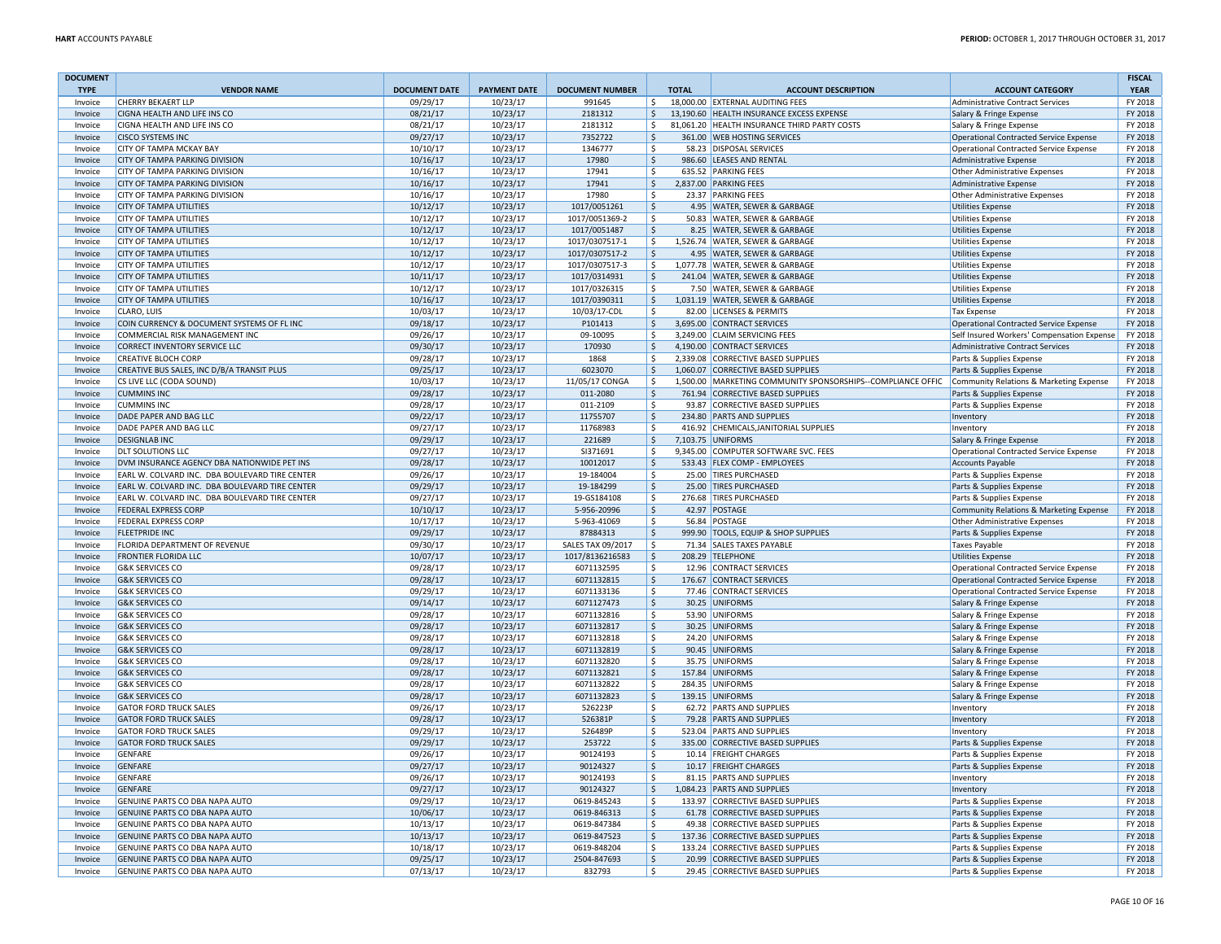| DOCUMENT TYPE | VENDOR NAME | DOCUMENT DATE | PAYMENT DATE | DOCUMENT NUMBER | TOTAL | ACCOUNT DESCRIPTION | ACCOUNT CATEGORY | FISCAL YEAR |
|---|---|---|---|---|---|---|---|---|
| Invoice | CHERRY BEKAERT LLP | 09/29/17 | 10/23/17 | 991645 | $ 18,000.00 | EXTERNAL AUDITING FEES | Administrative Contract Services | FY 2018 |
| Invoice | CIGNA HEALTH AND LIFE INS CO | 08/21/17 | 10/23/17 | 2181312 | $ 13,190.60 | HEALTH INSURANCE EXCESS EXPENSE | Salary & Fringe Expense | FY 2018 |
| Invoice | CIGNA HEALTH AND LIFE INS CO | 08/21/17 | 10/23/17 | 2181312 | $ 81,061.20 | HEALTH INSURANCE THIRD PARTY COSTS | Salary & Fringe Expense | FY 2018 |
| Invoice | CISCO SYSTEMS INC | 09/27/17 | 10/23/17 | 7352722 | $ 361.00 | WEB HOSTING SERVICES | Operational Contracted Service Expense | FY 2018 |
| Invoice | CITY OF TAMPA MCKAY BAY | 10/10/17 | 10/23/17 | 1346777 | $ 58.23 | DISPOSAL SERVICES | Operational Contracted Service Expense | FY 2018 |
| Invoice | CITY OF TAMPA PARKING DIVISION | 10/16/17 | 10/23/17 | 17980 | $ 986.60 | LEASES AND RENTAL | Administrative Expense | FY 2018 |
| Invoice | CITY OF TAMPA PARKING DIVISION | 10/16/17 | 10/23/17 | 17941 | $ 635.52 | PARKING FEES | Other Administrative Expenses | FY 2018 |
| Invoice | CITY OF TAMPA PARKING DIVISION | 10/16/17 | 10/23/17 | 17941 | $ 2,837.00 | PARKING FEES | Administrative Expense | FY 2018 |
| Invoice | CITY OF TAMPA PARKING DIVISION | 10/16/17 | 10/23/17 | 17980 | $ 23.37 | PARKING FEES | Other Administrative Expenses | FY 2018 |
| Invoice | CITY OF TAMPA UTILITIES | 10/12/17 | 10/23/17 | 1017/0051261 | $ 4.95 | WATER, SEWER & GARBAGE | Utilities Expense | FY 2018 |
| Invoice | CITY OF TAMPA UTILITIES | 10/12/17 | 10/23/17 | 1017/0051369-2 | $ 50.83 | WATER, SEWER & GARBAGE | Utilities Expense | FY 2018 |
| Invoice | CITY OF TAMPA UTILITIES | 10/12/17 | 10/23/17 | 1017/0051487 | $ 8.25 | WATER, SEWER & GARBAGE | Utilities Expense | FY 2018 |
| Invoice | CITY OF TAMPA UTILITIES | 10/12/17 | 10/23/17 | 1017/0307517-1 | $ 1,526.74 | WATER, SEWER & GARBAGE | Utilities Expense | FY 2018 |
| Invoice | CITY OF TAMPA UTILITIES | 10/12/17 | 10/23/17 | 1017/0307517-2 | $ 4.95 | WATER, SEWER & GARBAGE | Utilities Expense | FY 2018 |
| Invoice | CITY OF TAMPA UTILITIES | 10/12/17 | 10/23/17 | 1017/0307517-3 | $ 1,077.78 | WATER, SEWER & GARBAGE | Utilities Expense | FY 2018 |
| Invoice | CITY OF TAMPA UTILITIES | 10/11/17 | 10/23/17 | 1017/0314931 | $ 241.04 | WATER, SEWER & GARBAGE | Utilities Expense | FY 2018 |
| Invoice | CITY OF TAMPA UTILITIES | 10/12/17 | 10/23/17 | 1017/0326315 | $ 7.50 | WATER, SEWER & GARBAGE | Utilities Expense | FY 2018 |
| Invoice | CITY OF TAMPA UTILITIES | 10/16/17 | 10/23/17 | 1017/0390311 | $ 1,031.19 | WATER, SEWER & GARBAGE | Utilities Expense | FY 2018 |
| Invoice | CLARO, LUIS | 10/03/17 | 10/23/17 | 10/03/17-CDL | $ 82.00 | LICENSES & PERMITS | Tax Expense | FY 2018 |
| Invoice | COIN CURRENCY & DOCUMENT SYSTEMS OF FL INC | 09/18/17 | 10/23/17 | P101413 | $ 3,695.00 | CONTRACT SERVICES | Operational Contracted Service Expense | FY 2018 |
| Invoice | COMMERCIAL RISK MANAGEMENT INC | 09/26/17 | 10/23/17 | 09-10095 | $ 3,249.00 | CLAIM SERVICING FEES | Self Insured Workers' Compensation Expense | FY 2018 |
| Invoice | CORRECT INVENTORY SERVICE LLC | 09/30/17 | 10/23/17 | 170930 | $ 4,190.00 | CONTRACT SERVICES | Administrative Contract Services | FY 2018 |
| Invoice | CREATIVE BLOCH CORP | 09/28/17 | 10/23/17 | 1868 | $ 2,339.08 | CORRECTIVE BASED SUPPLIES | Parts & Supplies Expense | FY 2018 |
| Invoice | CREATIVE BUS SALES, INC D/B/A TRANSIT PLUS | 09/25/17 | 10/23/17 | 6023070 | $ 1,060.07 | CORRECTIVE BASED SUPPLIES | Parts & Supplies Expense | FY 2018 |
| Invoice | CS LIVE LLC (CODA SOUND) | 10/03/17 | 10/23/17 | 11/05/17 CONGA | $ 1,500.00 | MARKETING COMMUNITY SPONSORSHIPS--COMPLIANCE OFFIC | Community Relations & Marketing Expense | FY 2018 |
| Invoice | CUMMINS INC | 09/28/17 | 10/23/17 | 011-2080 | $ 761.94 | CORRECTIVE BASED SUPPLIES | Parts & Supplies Expense | FY 2018 |
| Invoice | CUMMINS INC | 09/28/17 | 10/23/17 | 011-2109 | $ 93.87 | CORRECTIVE BASED SUPPLIES | Parts & Supplies Expense | FY 2018 |
| Invoice | DADE PAPER AND BAG LLC | 09/22/17 | 10/23/17 | 11755707 | $ 234.80 | PARTS AND SUPPLIES | Inventory | FY 2018 |
| Invoice | DADE PAPER AND BAG LLC | 09/27/17 | 10/23/17 | 11768983 | $ 416.92 | CHEMICALS,JANITORIAL SUPPLIES | Inventory | FY 2018 |
| Invoice | DESIGNLAB INC | 09/29/17 | 10/23/17 | 221689 | $ 7,103.75 | UNIFORMS | Salary & Fringe Expense | FY 2018 |
| Invoice | DLT SOLUTIONS LLC | 09/27/17 | 10/23/17 | SI371691 | $ 9,345.00 | COMPUTER SOFTWARE SVC. FEES | Operational Contracted Service Expense | FY 2018 |
| Invoice | DVM INSURANCE AGENCY DBA NATIONWIDE PET INS | 09/28/17 | 10/23/17 | 10012017 | $ 533.43 | FLEX COMP - EMPLOYEES | Accounts Payable | FY 2018 |
| Invoice | EARL W. COLVARD INC. DBA BOULEVARD TIRE CENTER | 09/26/17 | 10/23/17 | 19-184004 | $ 25.00 | TIRES PURCHASED | Parts & Supplies Expense | FY 2018 |
| Invoice | EARL W. COLVARD INC. DBA BOULEVARD TIRE CENTER | 09/29/17 | 10/23/17 | 19-184299 | $ 25.00 | TIRES PURCHASED | Parts & Supplies Expense | FY 2018 |
| Invoice | EARL W. COLVARD INC. DBA BOULEVARD TIRE CENTER | 09/27/17 | 10/23/17 | 19-GS184108 | $ 276.68 | TIRES PURCHASED | Parts & Supplies Expense | FY 2018 |
| Invoice | FEDERAL EXPRESS CORP | 10/10/17 | 10/23/17 | 5-956-20996 | $ 42.97 | POSTAGE | Community Relations & Marketing Expense | FY 2018 |
| Invoice | FEDERAL EXPRESS CORP | 10/17/17 | 10/23/17 | 5-963-41069 | $ 56.84 | POSTAGE | Other Administrative Expenses | FY 2018 |
| Invoice | FLEETPRIDE INC | 09/29/17 | 10/23/17 | 87884313 | $ 999.90 | TOOLS, EQUIP & SHOP SUPPLIES | Parts & Supplies Expense | FY 2018 |
| Invoice | FLORIDA DEPARTMENT OF REVENUE | 09/30/17 | 10/23/17 | SALES TAX 09/2017 | $ 71.34 | SALES TAXES PAYABLE | Taxes Payable | FY 2018 |
| Invoice | FRONTIER FLORIDA LLC | 10/07/17 | 10/23/17 | 1017/8136216583 | $ 208.29 | TELEPHONE | Utilities Expense | FY 2018 |
| Invoice | G&K SERVICES CO | 09/28/17 | 10/23/17 | 6071132595 | $ 12.96 | CONTRACT SERVICES | Operational Contracted Service Expense | FY 2018 |
| Invoice | G&K SERVICES CO | 09/28/17 | 10/23/17 | 6071132815 | $ 176.67 | CONTRACT SERVICES | Operational Contracted Service Expense | FY 2018 |
| Invoice | G&K SERVICES CO | 09/29/17 | 10/23/17 | 6071133136 | $ 77.46 | CONTRACT SERVICES | Operational Contracted Service Expense | FY 2018 |
| Invoice | G&K SERVICES CO | 09/14/17 | 10/23/17 | 6071127473 | $ 30.25 | UNIFORMS | Salary & Fringe Expense | FY 2018 |
| Invoice | G&K SERVICES CO | 09/28/17 | 10/23/17 | 6071132816 | $ 53.90 | UNIFORMS | Salary & Fringe Expense | FY 2018 |
| Invoice | G&K SERVICES CO | 09/28/17 | 10/23/17 | 6071132817 | $ 30.25 | UNIFORMS | Salary & Fringe Expense | FY 2018 |
| Invoice | G&K SERVICES CO | 09/28/17 | 10/23/17 | 6071132818 | $ 24.20 | UNIFORMS | Salary & Fringe Expense | FY 2018 |
| Invoice | G&K SERVICES CO | 09/28/17 | 10/23/17 | 6071132819 | $ 90.45 | UNIFORMS | Salary & Fringe Expense | FY 2018 |
| Invoice | G&K SERVICES CO | 09/28/17 | 10/23/17 | 6071132820 | $ 35.75 | UNIFORMS | Salary & Fringe Expense | FY 2018 |
| Invoice | G&K SERVICES CO | 09/28/17 | 10/23/17 | 6071132821 | $ 157.84 | UNIFORMS | Salary & Fringe Expense | FY 2018 |
| Invoice | G&K SERVICES CO | 09/28/17 | 10/23/17 | 6071132822 | $ 284.35 | UNIFORMS | Salary & Fringe Expense | FY 2018 |
| Invoice | G&K SERVICES CO | 09/28/17 | 10/23/17 | 6071132823 | $ 139.15 | UNIFORMS | Salary & Fringe Expense | FY 2018 |
| Invoice | GATOR FORD TRUCK SALES | 09/26/17 | 10/23/17 | 526223P | $ 62.72 | PARTS AND SUPPLIES | Inventory | FY 2018 |
| Invoice | GATOR FORD TRUCK SALES | 09/28/17 | 10/23/17 | 526381P | $ 79.28 | PARTS AND SUPPLIES | Inventory | FY 2018 |
| Invoice | GATOR FORD TRUCK SALES | 09/29/17 | 10/23/17 | 526489P | $ 523.04 | PARTS AND SUPPLIES | Inventory | FY 2018 |
| Invoice | GATOR FORD TRUCK SALES | 09/29/17 | 10/23/17 | 253722 | $ 335.00 | CORRECTIVE BASED SUPPLIES | Parts & Supplies Expense | FY 2018 |
| Invoice | GENFARE | 09/26/17 | 10/23/17 | 90124193 | $ 10.14 | FREIGHT CHARGES | Parts & Supplies Expense | FY 2018 |
| Invoice | GENFARE | 09/27/17 | 10/23/17 | 90124327 | $ 10.17 | FREIGHT CHARGES | Parts & Supplies Expense | FY 2018 |
| Invoice | GENFARE | 09/26/17 | 10/23/17 | 90124193 | $ 81.15 | PARTS AND SUPPLIES | Inventory | FY 2018 |
| Invoice | GENFARE | 09/27/17 | 10/23/17 | 90124327 | $ 1,084.23 | PARTS AND SUPPLIES | Inventory | FY 2018 |
| Invoice | GENUINE PARTS CO DBA NAPA AUTO | 09/29/17 | 10/23/17 | 0619-845243 | $ 133.97 | CORRECTIVE BASED SUPPLIES | Parts & Supplies Expense | FY 2018 |
| Invoice | GENUINE PARTS CO DBA NAPA AUTO | 10/06/17 | 10/23/17 | 0619-846313 | $ 61.78 | CORRECTIVE BASED SUPPLIES | Parts & Supplies Expense | FY 2018 |
| Invoice | GENUINE PARTS CO DBA NAPA AUTO | 10/13/17 | 10/23/17 | 0619-847384 | $ 49.38 | CORRECTIVE BASED SUPPLIES | Parts & Supplies Expense | FY 2018 |
| Invoice | GENUINE PARTS CO DBA NAPA AUTO | 10/13/17 | 10/23/17 | 0619-847523 | $ 137.36 | CORRECTIVE BASED SUPPLIES | Parts & Supplies Expense | FY 2018 |
| Invoice | GENUINE PARTS CO DBA NAPA AUTO | 10/18/17 | 10/23/17 | 0619-848204 | $ 133.24 | CORRECTIVE BASED SUPPLIES | Parts & Supplies Expense | FY 2018 |
| Invoice | GENUINE PARTS CO DBA NAPA AUTO | 09/25/17 | 10/23/17 | 2504-847693 | $ 20.99 | CORRECTIVE BASED SUPPLIES | Parts & Supplies Expense | FY 2018 |
| Invoice | GENUINE PARTS CO DBA NAPA AUTO | 07/13/17 | 10/23/17 | 832793 | $ 29.45 | CORRECTIVE BASED SUPPLIES | Parts & Supplies Expense | FY 2018 |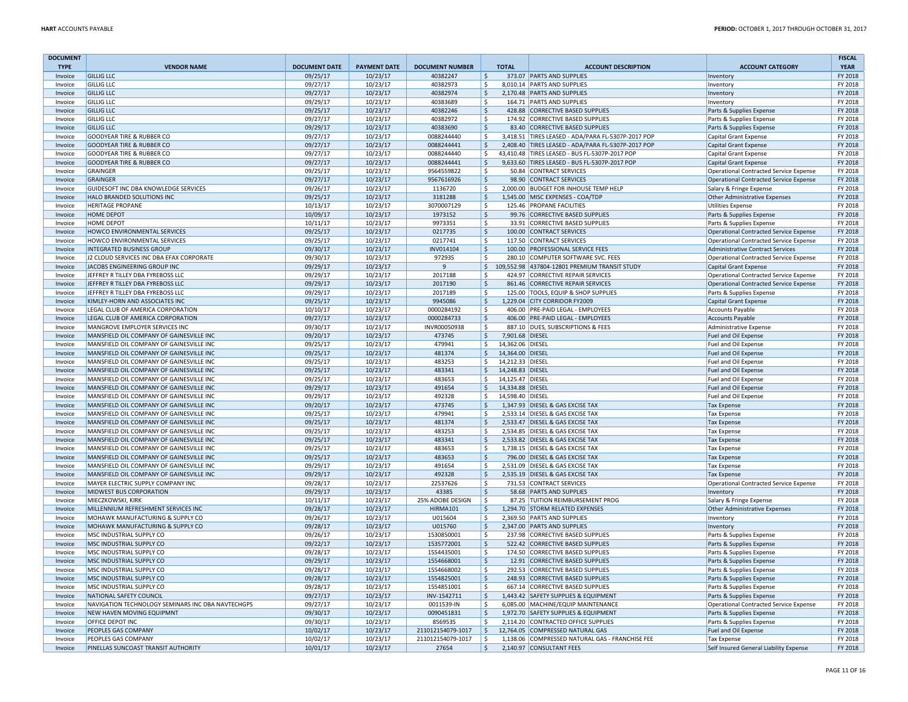| DOCUMENT TYPE | VENDOR NAME | DOCUMENT DATE | PAYMENT DATE | DOCUMENT NUMBER | TOTAL | ACCOUNT DESCRIPTION | ACCOUNT CATEGORY | FISCAL YEAR |
|---|---|---|---|---|---|---|---|---|
| Invoice | GILLIG LLC | 09/25/17 | 10/23/17 | 40382247 | $ 373.07 | PARTS AND SUPPLIES | Inventory | FY 2018 |
| Invoice | GILLIG LLC | 09/27/17 | 10/23/17 | 40382973 | $ 8,010.14 | PARTS AND SUPPLIES | Inventory | FY 2018 |
| Invoice | GILLIG LLC | 09/27/17 | 10/23/17 | 40382974 | $ 2,170.48 | PARTS AND SUPPLIES | Inventory | FY 2018 |
| Invoice | GILLIG LLC | 09/29/17 | 10/23/17 | 40383689 | $ 164.71 | PARTS AND SUPPLIES | Inventory | FY 2018 |
| Invoice | GILLIG LLC | 09/25/17 | 10/23/17 | 40382246 | $ 428.88 | CORRECTIVE BASED SUPPLIES | Parts & Supplies Expense | FY 2018 |
| Invoice | GILLIG LLC | 09/27/17 | 10/23/17 | 40382972 | $ 174.92 | CORRECTIVE BASED SUPPLIES | Parts & Supplies Expense | FY 2018 |
| Invoice | GILLIG LLC | 09/29/17 | 10/23/17 | 40383690 | $ 83.40 | CORRECTIVE BASED SUPPLIES | Parts & Supplies Expense | FY 2018 |
| Invoice | GOODYEAR TIRE & RUBBER CO | 09/27/17 | 10/23/17 | 0088244440 | $ 3,418.51 | TIRES LEASED - ADA/PARA FL-5307P-2017 POP | Capital Grant Expense | FY 2018 |
| Invoice | GOODYEAR TIRE & RUBBER CO | 09/27/17 | 10/23/17 | 0088244441 | $ 2,408.40 | TIRES LEASED - ADA/PARA FL-5307P-2017 POP | Capital Grant Expense | FY 2018 |
| Invoice | GOODYEAR TIRE & RUBBER CO | 09/27/17 | 10/23/17 | 0088244440 | $ 43,410.48 | TIRES LEASED - BUS FL-5307P-2017 POP | Capital Grant Expense | FY 2018 |
| Invoice | GOODYEAR TIRE & RUBBER CO | 09/27/17 | 10/23/17 | 0088244441 | $ 9,633.60 | TIRES LEASED - BUS FL-5307P-2017 POP | Capital Grant Expense | FY 2018 |
| Invoice | GRAINGER | 09/25/17 | 10/23/17 | 9564559822 | $ 50.84 | CONTRACT SERVICES | Operational Contracted Service Expense | FY 2018 |
| Invoice | GRAINGER | 09/27/17 | 10/23/17 | 9567616926 | $ 98.90 | CONTRACT SERVICES | Operational Contracted Service Expense | FY 2018 |
| Invoice | GUIDESOFT INC DBA KNOWLEDGE SERVICES | 09/26/17 | 10/23/17 | 1136720 | $ 2,000.00 | BUDGET FOR INHOUSE TEMP HELP | Salary & Fringe Expense | FY 2018 |
| Invoice | HALO BRANDED SOLUTIONS INC | 09/25/17 | 10/23/17 | 3181288 | $ 1,545.00 | MISC EXPENSES - COA/TDP | Other Administrative Expenses | FY 2018 |
| Invoice | HERITAGE PROPANE | 10/13/17 | 10/23/17 | 3070007129 | $ 125.46 | PROPANE FACILITIES | Utilities Expense | FY 2018 |
| Invoice | HOME DEPOT | 10/09/17 | 10/23/17 | 1973152 | $ 99.76 | CORRECTIVE BASED SUPPLIES | Parts & Supplies Expense | FY 2018 |
| Invoice | HOME DEPOT | 10/11/17 | 10/23/17 | 9973351 | $ 33.91 | CORRECTIVE BASED SUPPLIES | Parts & Supplies Expense | FY 2018 |
| Invoice | HOWCO ENVIRONMENTAL SERVICES | 09/25/17 | 10/23/17 | 0217735 | $ 100.00 | CONTRACT SERVICES | Operational Contracted Service Expense | FY 2018 |
| Invoice | HOWCO ENVIRONMENTAL SERVICES | 09/25/17 | 10/23/17 | 0217741 | $ 117.50 | CONTRACT SERVICES | Operational Contracted Service Expense | FY 2018 |
| Invoice | INTEGRATED BUSINESS GROUP | 09/30/17 | 10/23/17 | INV014104 | $ 100.00 | PROFESSIONAL SERVICE FEES | Administrative Contract Services | FY 2018 |
| Invoice | J2 CLOUD SERVICES INC DBA EFAX CORPORATE | 09/30/17 | 10/23/17 | 972935 | $ 280.10 | COMPUTER SOFTWARE SVC. FEES | Operational Contracted Service Expense | FY 2018 |
| Invoice | JACOBS ENGINEERING GROUP INC | 09/29/17 | 10/23/17 | 9 | $ 109,552.98 | 437804-12801 PREMIUM TRANSIT STUDY | Capital Grant Expense | FY 2018 |
| Invoice | JEFFREY R TILLEY DBA FYREBOSS LLC | 09/29/17 | 10/23/17 | 2017188 | $ 424.97 | CORRECTIVE REPAIR SERVICES | Operational Contracted Service Expense | FY 2018 |
| Invoice | JEFFREY R TILLEY DBA FYREBOSS LLC | 09/29/17 | 10/23/17 | 2017190 | $ 861.46 | CORRECTIVE REPAIR SERVICES | Operational Contracted Service Expense | FY 2018 |
| Invoice | JEFFREY R TILLEY DBA FYREBOSS LLC | 09/29/17 | 10/23/17 | 2017189 | $ 125.00 | TOOLS, EQUIP & SHOP SUPPLIES | Parts & Supplies Expense | FY 2018 |
| Invoice | KIMLEY-HORN AND ASSOCIATES INC | 09/25/17 | 10/23/17 | 9945086 | $ 1,229.04 | CITY CORRIDOR FY2009 | Capital Grant Expense | FY 2018 |
| Invoice | LEGAL CLUB OF AMERICA CORPORATION | 10/10/17 | 10/23/17 | 0000284192 | $ 406.00 | PRE-PAID LEGAL - EMPLOYEES | Accounts Payable | FY 2018 |
| Invoice | LEGAL CLUB OF AMERICA CORPORATION | 09/27/17 | 10/23/17 | 0000284733 | $ 406.00 | PRE-PAID LEGAL - EMPLOYEES | Accounts Payable | FY 2018 |
| Invoice | MANGROVE EMPLOYER SERVICES INC | 09/30/17 | 10/23/17 | INVR00050938 | $ 887.10 | DUES, SUBSCRIPTIONS & FEES | Administrative Expense | FY 2018 |
| Invoice | MANSFIELD OIL COMPANY OF GAINESVILLE INC | 09/20/17 | 10/23/17 | 473745 | $ 7,901.68 | DIESEL | Fuel and Oil Expense | FY 2018 |
| Invoice | MANSFIELD OIL COMPANY OF GAINESVILLE INC | 09/25/17 | 10/23/17 | 479941 | $ 14,362.06 | DIESEL | Fuel and Oil Expense | FY 2018 |
| Invoice | MANSFIELD OIL COMPANY OF GAINESVILLE INC | 09/25/17 | 10/23/17 | 481374 | $ 14,364.00 | DIESEL | Fuel and Oil Expense | FY 2018 |
| Invoice | MANSFIELD OIL COMPANY OF GAINESVILLE INC | 09/25/17 | 10/23/17 | 483253 | $ 14,212.33 | DIESEL | Fuel and Oil Expense | FY 2018 |
| Invoice | MANSFIELD OIL COMPANY OF GAINESVILLE INC | 09/25/17 | 10/23/17 | 483341 | $ 14,248.83 | DIESEL | Fuel and Oil Expense | FY 2018 |
| Invoice | MANSFIELD OIL COMPANY OF GAINESVILLE INC | 09/25/17 | 10/23/17 | 483653 | $ 14,125.47 | DIESEL | Fuel and Oil Expense | FY 2018 |
| Invoice | MANSFIELD OIL COMPANY OF GAINESVILLE INC | 09/29/17 | 10/23/17 | 491654 | $ 14,334.88 | DIESEL | Fuel and Oil Expense | FY 2018 |
| Invoice | MANSFIELD OIL COMPANY OF GAINESVILLE INC | 09/29/17 | 10/23/17 | 492328 | $ 14,598.40 | DIESEL | Fuel and Oil Expense | FY 2018 |
| Invoice | MANSFIELD OIL COMPANY OF GAINESVILLE INC | 09/20/17 | 10/23/17 | 473745 | $ 1,347.93 | DIESEL & GAS EXCISE TAX | Tax Expense | FY 2018 |
| Invoice | MANSFIELD OIL COMPANY OF GAINESVILLE INC | 09/25/17 | 10/23/17 | 479941 | $ 2,533.14 | DIESEL & GAS EXCISE TAX | Tax Expense | FY 2018 |
| Invoice | MANSFIELD OIL COMPANY OF GAINESVILLE INC | 09/25/17 | 10/23/17 | 481374 | $ 2,533.47 | DIESEL & GAS EXCISE TAX | Tax Expense | FY 2018 |
| Invoice | MANSFIELD OIL COMPANY OF GAINESVILLE INC | 09/25/17 | 10/23/17 | 483253 | $ 2,534.85 | DIESEL & GAS EXCISE TAX | Tax Expense | FY 2018 |
| Invoice | MANSFIELD OIL COMPANY OF GAINESVILLE INC | 09/25/17 | 10/23/17 | 483341 | $ 2,533.82 | DIESEL & GAS EXCISE TAX | Tax Expense | FY 2018 |
| Invoice | MANSFIELD OIL COMPANY OF GAINESVILLE INC | 09/25/17 | 10/23/17 | 483653 | $ 1,738.15 | DIESEL & GAS EXCISE TAX | Tax Expense | FY 2018 |
| Invoice | MANSFIELD OIL COMPANY OF GAINESVILLE INC | 09/25/17 | 10/23/17 | 483653 | $ 796.00 | DIESEL & GAS EXCISE TAX | Tax Expense | FY 2018 |
| Invoice | MANSFIELD OIL COMPANY OF GAINESVILLE INC | 09/29/17 | 10/23/17 | 491654 | $ 2,531.09 | DIESEL & GAS EXCISE TAX | Tax Expense | FY 2018 |
| Invoice | MANSFIELD OIL COMPANY OF GAINESVILLE INC | 09/29/17 | 10/23/17 | 492328 | $ 2,535.19 | DIESEL & GAS EXCISE TAX | Tax Expense | FY 2018 |
| Invoice | MAYER ELECTRIC SUPPLY COMPANY INC | 09/28/17 | 10/23/17 | 22537626 | $ 731.53 | CONTRACT SERVICES | Operational Contracted Service Expense | FY 2018 |
| Invoice | MIDWEST BUS CORPORATION | 09/29/17 | 10/23/17 | 43385 | $ 58.68 | PARTS AND SUPPLIES | Inventory | FY 2018 |
| Invoice | MIECZKOWSKI, KIRK | 10/11/17 | 10/23/17 | 25% ADOBE DESIGN | $ 87.25 | TUITION REIMBURSEMENT PROG | Salary & Fringe Expense | FY 2018 |
| Invoice | MILLENNIUM REFRESHMENT SERVICES INC | 09/28/17 | 10/23/17 | HIRMA101 | $ 1,294.70 | STORM RELATED EXPENSES | Other Administrative Expenses | FY 2018 |
| Invoice | MOHAWK MANUFACTURING & SUPPLY CO | 09/26/17 | 10/23/17 | U015604 | $ 2,369.50 | PARTS AND SUPPLIES | Inventory | FY 2018 |
| Invoice | MOHAWK MANUFACTURING & SUPPLY CO | 09/28/17 | 10/23/17 | U015760 | $ 2,347.00 | PARTS AND SUPPLIES | Inventory | FY 2018 |
| Invoice | MSC INDUSTRIAL SUPPLY CO | 09/26/17 | 10/23/17 | 1530850001 | $ 237.98 | CORRECTIVE BASED SUPPLIES | Parts & Supplies Expense | FY 2018 |
| Invoice | MSC INDUSTRIAL SUPPLY CO | 09/22/17 | 10/23/17 | 1535772001 | $ 522.42 | CORRECTIVE BASED SUPPLIES | Parts & Supplies Expense | FY 2018 |
| Invoice | MSC INDUSTRIAL SUPPLY CO | 09/28/17 | 10/23/17 | 1554435001 | $ 174.50 | CORRECTIVE BASED SUPPLIES | Parts & Supplies Expense | FY 2018 |
| Invoice | MSC INDUSTRIAL SUPPLY CO | 09/29/17 | 10/23/17 | 1554668001 | $ 12.91 | CORRECTIVE BASED SUPPLIES | Parts & Supplies Expense | FY 2018 |
| Invoice | MSC INDUSTRIAL SUPPLY CO | 09/28/17 | 10/23/17 | 1554668002 | $ 292.53 | CORRECTIVE BASED SUPPLIES | Parts & Supplies Expense | FY 2018 |
| Invoice | MSC INDUSTRIAL SUPPLY CO | 09/28/17 | 10/23/17 | 1554825001 | $ 248.93 | CORRECTIVE BASED SUPPLIES | Parts & Supplies Expense | FY 2018 |
| Invoice | MSC INDUSTRIAL SUPPLY CO | 09/28/17 | 10/23/17 | 1554851001 | $ 667.14 | CORRECTIVE BASED SUPPLIES | Parts & Supplies Expense | FY 2018 |
| Invoice | NATIONAL SAFETY COUNCIL | 09/27/17 | 10/23/17 | INV-1542711 | $ 1,443.42 | SAFETY SUPPLIES & EQUIPMENT | Parts & Supplies Expense | FY 2018 |
| Invoice | NAVIGATION TECHNOLOGY SEMINARS INC DBA NAVTECHGPS | 09/27/17 | 10/23/17 | 0011539-IN | $ 6,085.00 | MACHINE/EQUIP MAINTENANCE | Operational Contracted Service Expense | FY 2018 |
| Invoice | NEW HAVEN MOVING EQUIPMNT | 09/30/17 | 10/23/17 | 0090451831 | $ 1,972.70 | SAFETY SUPPLIES & EQUIPMENT | Parts & Supplies Expense | FY 2018 |
| Invoice | OFFICE DEPOT INC | 09/30/17 | 10/23/17 | 8569535 | $ 2,114.20 | CONTRACTED OFFICE SUPPLIES | Parts & Supplies Expense | FY 2018 |
| Invoice | PEOPLES GAS COMPANY | 10/02/17 | 10/23/17 | 211012154079-1017 | $ 12,764.05 | COMPRESSED NATURAL GAS | Fuel and Oil Expense | FY 2018 |
| Invoice | PEOPLES GAS COMPANY | 10/02/17 | 10/23/17 | 211012154079-1017 | $ 1,138.06 | COMPRESSED NATURAL GAS - FRANCHISE FEE | Tax Expense | FY 2018 |
| Invoice | PINELLAS SUNCOAST TRANSIT AUTHORITY | 10/01/17 | 10/23/17 | 27654 | $ 2,140.97 | CONSULTANT FEES | Self Insured General Liability Expense | FY 2018 |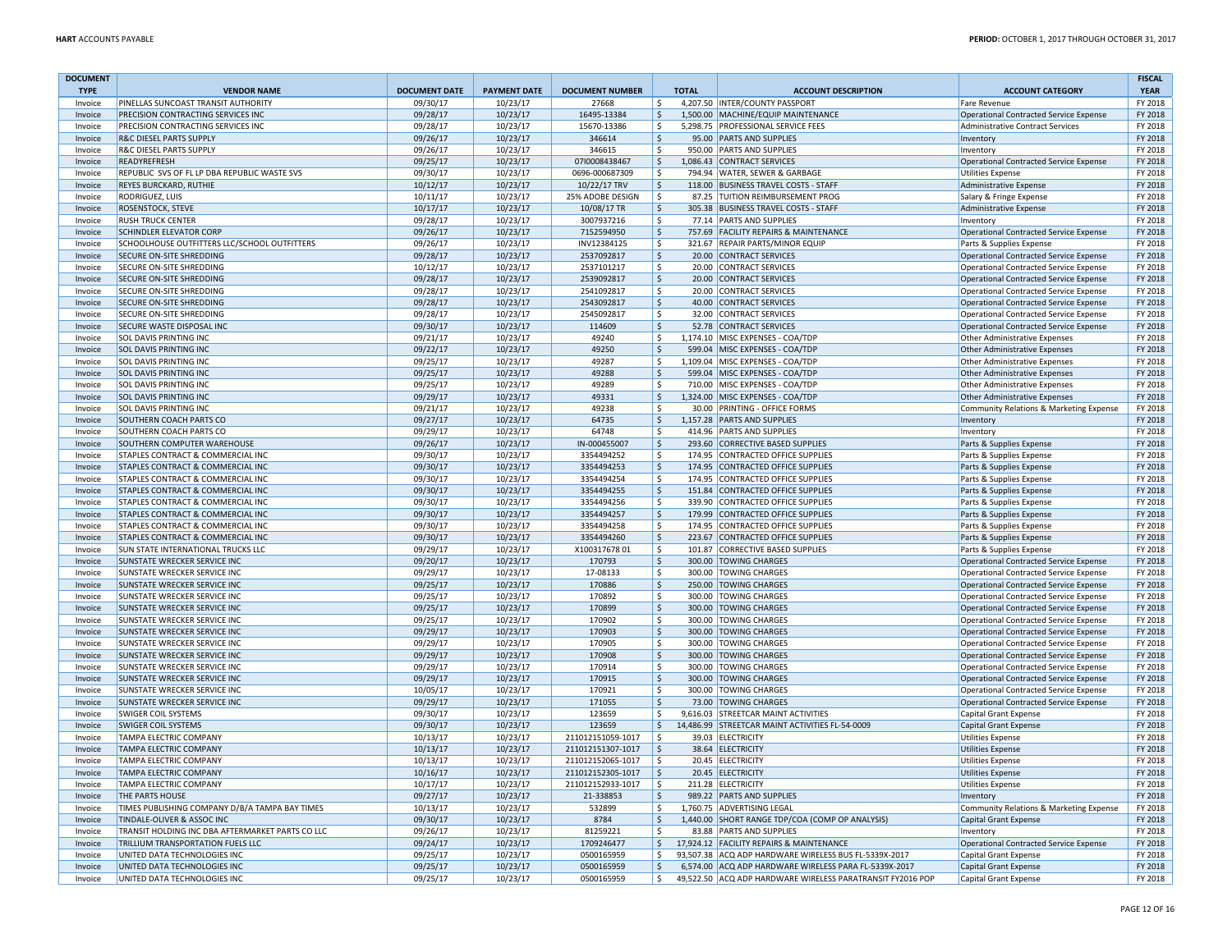| DOCUMENT TYPE | VENDOR NAME | DOCUMENT DATE | PAYMENT DATE | DOCUMENT NUMBER | TOTAL | ACCOUNT DESCRIPTION | ACCOUNT CATEGORY | FISCAL YEAR |
|---|---|---|---|---|---|---|---|---|
| Invoice | PINELLAS SUNCOAST TRANSIT AUTHORITY | 09/30/17 | 10/23/17 | 27668 | $ 4,207.50 | INTER/COUNTY PASSPORT | Fare Revenue | FY 2018 |
| Invoice | PRECISION CONTRACTING SERVICES INC | 09/28/17 | 10/23/17 | 16495-13384 | $ 1,500.00 | MACHINE/EQUIP MAINTENANCE | Operational Contracted Service Expense | FY 2018 |
| Invoice | PRECISION CONTRACTING SERVICES INC | 09/28/17 | 10/23/17 | 15670-13386 | $ 5,298.75 | PROFESSIONAL SERVICE FEES | Administrative Contract Services | FY 2018 |
| Invoice | R&C DIESEL PARTS SUPPLY | 09/26/17 | 10/23/17 | 346614 | $ 95.00 | PARTS AND SUPPLIES | Inventory | FY 2018 |
| Invoice | R&C DIESEL PARTS SUPPLY | 09/26/17 | 10/23/17 | 346615 | $ 950.00 | PARTS AND SUPPLIES | Inventory | FY 2018 |
| Invoice | READYREFRESH | 09/25/17 | 10/23/17 | 07I0008438467 | $ 1,086.43 | CONTRACT SERVICES | Operational Contracted Service Expense | FY 2018 |
| Invoice | REPUBLIC SVS OF FL LP DBA REPUBLIC WASTE SVS | 09/30/17 | 10/23/17 | 0696-000687309 | $ 794.94 | WATER, SEWER & GARBAGE | Utilities Expense | FY 2018 |
| Invoice | REYES BURCKARD, RUTHIE | 10/12/17 | 10/23/17 | 10/22/17 TRV | $ 118.00 | BUSINESS TRAVEL COSTS - STAFF | Administrative Expense | FY 2018 |
| Invoice | RODRIGUEZ, LUIS | 10/11/17 | 10/23/17 | 25% ADOBE DESIGN | $ 87.25 | TUITION REIMBURSEMENT PROG | Salary & Fringe Expense | FY 2018 |
| Invoice | ROSENSTOCK, STEVE | 10/17/17 | 10/23/17 | 10/08/17 TR | $ 305.38 | BUSINESS TRAVEL COSTS - STAFF | Administrative Expense | FY 2018 |
| Invoice | RUSH TRUCK CENTER | 09/28/17 | 10/23/17 | 3007937216 | $ 77.14 | PARTS AND SUPPLIES | Inventory | FY 2018 |
| Invoice | SCHINDLER ELEVATOR CORP | 09/26/17 | 10/23/17 | 7152594950 | $ 757.69 | FACILITY REPAIRS & MAINTENANCE | Operational Contracted Service Expense | FY 2018 |
| Invoice | SCHOOLHOUSE OUTFITTERS LLC/SCHOOL OUTFITTERS | 09/26/17 | 10/23/17 | INV12384125 | $ 321.67 | REPAIR PARTS/MINOR EQUIP | Parts & Supplies Expense | FY 2018 |
| Invoice | SECURE ON-SITE SHREDDING | 09/28/17 | 10/23/17 | 2537092817 | $ 20.00 | CONTRACT SERVICES | Operational Contracted Service Expense | FY 2018 |
| Invoice | SECURE ON-SITE SHREDDING | 10/12/17 | 10/23/17 | 2537101217 | $ 20.00 | CONTRACT SERVICES | Operational Contracted Service Expense | FY 2018 |
| Invoice | SECURE ON-SITE SHREDDING | 09/28/17 | 10/23/17 | 2539092817 | $ 20.00 | CONTRACT SERVICES | Operational Contracted Service Expense | FY 2018 |
| Invoice | SECURE ON-SITE SHREDDING | 09/28/17 | 10/23/17 | 2541092817 | $ 20.00 | CONTRACT SERVICES | Operational Contracted Service Expense | FY 2018 |
| Invoice | SECURE ON-SITE SHREDDING | 09/28/17 | 10/23/17 | 2543092817 | $ 40.00 | CONTRACT SERVICES | Operational Contracted Service Expense | FY 2018 |
| Invoice | SECURE ON-SITE SHREDDING | 09/28/17 | 10/23/17 | 2545092817 | $ 32.00 | CONTRACT SERVICES | Operational Contracted Service Expense | FY 2018 |
| Invoice | SECURE WASTE DISPOSAL INC | 09/30/17 | 10/23/17 | 114609 | $ 52.78 | CONTRACT SERVICES | Operational Contracted Service Expense | FY 2018 |
| Invoice | SOL DAVIS PRINTING INC | 09/21/17 | 10/23/17 | 49240 | $ 1,174.10 | MISC EXPENSES - COA/TDP | Other Administrative Expenses | FY 2018 |
| Invoice | SOL DAVIS PRINTING INC | 09/22/17 | 10/23/17 | 49250 | $ 599.04 | MISC EXPENSES - COA/TDP | Other Administrative Expenses | FY 2018 |
| Invoice | SOL DAVIS PRINTING INC | 09/25/17 | 10/23/17 | 49287 | $ 1,109.04 | MISC EXPENSES - COA/TDP | Other Administrative Expenses | FY 2018 |
| Invoice | SOL DAVIS PRINTING INC | 09/25/17 | 10/23/17 | 49288 | $ 599.04 | MISC EXPENSES - COA/TDP | Other Administrative Expenses | FY 2018 |
| Invoice | SOL DAVIS PRINTING INC | 09/25/17 | 10/23/17 | 49289 | $ 710.00 | MISC EXPENSES - COA/TDP | Other Administrative Expenses | FY 2018 |
| Invoice | SOL DAVIS PRINTING INC | 09/29/17 | 10/23/17 | 49331 | $ 1,324.00 | MISC EXPENSES - COA/TDP | Other Administrative Expenses | FY 2018 |
| Invoice | SOL DAVIS PRINTING INC | 09/21/17 | 10/23/17 | 49238 | $ 30.00 | PRINTING - OFFICE FORMS | Community Relations & Marketing Expense | FY 2018 |
| Invoice | SOUTHERN COACH PARTS CO | 09/27/17 | 10/23/17 | 64735 | $ 1,157.28 | PARTS AND SUPPLIES | Inventory | FY 2018 |
| Invoice | SOUTHERN COACH PARTS CO | 09/29/17 | 10/23/17 | 64748 | $ 414.96 | PARTS AND SUPPLIES | Inventory | FY 2018 |
| Invoice | SOUTHERN COMPUTER WAREHOUSE | 09/26/17 | 10/23/17 | IN-000455007 | $ 293.60 | CORRECTIVE BASED SUPPLIES | Parts & Supplies Expense | FY 2018 |
| Invoice | STAPLES CONTRACT & COMMERCIAL INC | 09/30/17 | 10/23/17 | 3354494252 | $ 174.95 | CONTRACTED OFFICE SUPPLIES | Parts & Supplies Expense | FY 2018 |
| Invoice | STAPLES CONTRACT & COMMERCIAL INC | 09/30/17 | 10/23/17 | 3354494253 | $ 174.95 | CONTRACTED OFFICE SUPPLIES | Parts & Supplies Expense | FY 2018 |
| Invoice | STAPLES CONTRACT & COMMERCIAL INC | 09/30/17 | 10/23/17 | 3354494254 | $ 174.95 | CONTRACTED OFFICE SUPPLIES | Parts & Supplies Expense | FY 2018 |
| Invoice | STAPLES CONTRACT & COMMERCIAL INC | 09/30/17 | 10/23/17 | 3354494255 | $ 151.84 | CONTRACTED OFFICE SUPPLIES | Parts & Supplies Expense | FY 2018 |
| Invoice | STAPLES CONTRACT & COMMERCIAL INC | 09/30/17 | 10/23/17 | 3354494256 | $ 339.90 | CONTRACTED OFFICE SUPPLIES | Parts & Supplies Expense | FY 2018 |
| Invoice | STAPLES CONTRACT & COMMERCIAL INC | 09/30/17 | 10/23/17 | 3354494257 | $ 179.99 | CONTRACTED OFFICE SUPPLIES | Parts & Supplies Expense | FY 2018 |
| Invoice | STAPLES CONTRACT & COMMERCIAL INC | 09/30/17 | 10/23/17 | 3354494258 | $ 174.95 | CONTRACTED OFFICE SUPPLIES | Parts & Supplies Expense | FY 2018 |
| Invoice | STAPLES CONTRACT & COMMERCIAL INC | 09/30/17 | 10/23/17 | 3354494260 | $ 223.67 | CONTRACTED OFFICE SUPPLIES | Parts & Supplies Expense | FY 2018 |
| Invoice | SUN STATE INTERNATIONAL TRUCKS LLC | 09/29/17 | 10/23/17 | X100317678 01 | $ 101.87 | CORRECTIVE BASED SUPPLIES | Parts & Supplies Expense | FY 2018 |
| Invoice | SUNSTATE WRECKER SERVICE INC | 09/20/17 | 10/23/17 | 170793 | $ 300.00 | TOWING CHARGES | Operational Contracted Service Expense | FY 2018 |
| Invoice | SUNSTATE WRECKER SERVICE INC | 09/29/17 | 10/23/17 | 17-08133 | $ 300.00 | TOWING CHARGES | Operational Contracted Service Expense | FY 2018 |
| Invoice | SUNSTATE WRECKER SERVICE INC | 09/25/17 | 10/23/17 | 170886 | $ 250.00 | TOWING CHARGES | Operational Contracted Service Expense | FY 2018 |
| Invoice | SUNSTATE WRECKER SERVICE INC | 09/25/17 | 10/23/17 | 170892 | $ 300.00 | TOWING CHARGES | Operational Contracted Service Expense | FY 2018 |
| Invoice | SUNSTATE WRECKER SERVICE INC | 09/25/17 | 10/23/17 | 170899 | $ 300.00 | TOWING CHARGES | Operational Contracted Service Expense | FY 2018 |
| Invoice | SUNSTATE WRECKER SERVICE INC | 09/25/17 | 10/23/17 | 170902 | $ 300.00 | TOWING CHARGES | Operational Contracted Service Expense | FY 2018 |
| Invoice | SUNSTATE WRECKER SERVICE INC | 09/29/17 | 10/23/17 | 170903 | $ 300.00 | TOWING CHARGES | Operational Contracted Service Expense | FY 2018 |
| Invoice | SUNSTATE WRECKER SERVICE INC | 09/29/17 | 10/23/17 | 170905 | $ 300.00 | TOWING CHARGES | Operational Contracted Service Expense | FY 2018 |
| Invoice | SUNSTATE WRECKER SERVICE INC | 09/29/17 | 10/23/17 | 170908 | $ 300.00 | TOWING CHARGES | Operational Contracted Service Expense | FY 2018 |
| Invoice | SUNSTATE WRECKER SERVICE INC | 09/29/17 | 10/23/17 | 170914 | $ 300.00 | TOWING CHARGES | Operational Contracted Service Expense | FY 2018 |
| Invoice | SUNSTATE WRECKER SERVICE INC | 09/29/17 | 10/23/17 | 170915 | $ 300.00 | TOWING CHARGES | Operational Contracted Service Expense | FY 2018 |
| Invoice | SUNSTATE WRECKER SERVICE INC | 10/05/17 | 10/23/17 | 170921 | $ 300.00 | TOWING CHARGES | Operational Contracted Service Expense | FY 2018 |
| Invoice | SUNSTATE WRECKER SERVICE INC | 09/29/17 | 10/23/17 | 171055 | $ 73.00 | TOWING CHARGES | Operational Contracted Service Expense | FY 2018 |
| Invoice | SWIGER COIL SYSTEMS | 09/30/17 | 10/23/17 | 123659 | $ 9,616.03 | STREETCAR MAINT ACTIVITIES | Capital Grant Expense | FY 2018 |
| Invoice | SWIGER COIL SYSTEMS | 09/30/17 | 10/23/17 | 123659 | $ 14,486.99 | STREETCAR MAINT ACTIVITIES FL-54-0009 | Capital Grant Expense | FY 2018 |
| Invoice | TAMPA ELECTRIC COMPANY | 10/13/17 | 10/23/17 | 211012151059-1017 | $ 39.03 | ELECTRICITY | Utilities Expense | FY 2018 |
| Invoice | TAMPA ELECTRIC COMPANY | 10/13/17 | 10/23/17 | 211012151307-1017 | $ 38.64 | ELECTRICITY | Utilities Expense | FY 2018 |
| Invoice | TAMPA ELECTRIC COMPANY | 10/13/17 | 10/23/17 | 211012152065-1017 | $ 20.45 | ELECTRICITY | Utilities Expense | FY 2018 |
| Invoice | TAMPA ELECTRIC COMPANY | 10/16/17 | 10/23/17 | 211012152305-1017 | $ 20.45 | ELECTRICITY | Utilities Expense | FY 2018 |
| Invoice | TAMPA ELECTRIC COMPANY | 10/17/17 | 10/23/17 | 211012152933-1017 | $ 211.28 | ELECTRICITY | Utilities Expense | FY 2018 |
| Invoice | THE PARTS HOUSE | 09/27/17 | 10/23/17 | 21-338853 | $ 989.22 | PARTS AND SUPPLIES | Inventory | FY 2018 |
| Invoice | TIMES PUBLISHING COMPANY D/B/A TAMPA BAY TIMES | 10/13/17 | 10/23/17 | 532899 | $ 1,760.75 | ADVERTISING LEGAL | Community Relations & Marketing Expense | FY 2018 |
| Invoice | TINDALE-OLIVER & ASSOC INC | 09/30/17 | 10/23/17 | 8784 | $ 1,440.00 | SHORT RANGE TDP/COA (COMP OP ANALYSIS) | Capital Grant Expense | FY 2018 |
| Invoice | TRANSIT HOLDING INC DBA AFTERMARKET PARTS CO LLC | 09/26/17 | 10/23/17 | 81259221 | $ 83.88 | PARTS AND SUPPLIES | Inventory | FY 2018 |
| Invoice | TRILLIUM TRANSPORTATION FUELS LLC | 09/24/17 | 10/23/17 | 1709246477 | $ 17,924.12 | FACILITY REPAIRS & MAINTENANCE | Operational Contracted Service Expense | FY 2018 |
| Invoice | UNITED DATA TECHNOLOGIES INC | 09/25/17 | 10/23/17 | 0500165959 | $ 93,507.38 | ACQ ADP HARDWARE WIRELESS BUS FL-5339X-2017 | Capital Grant Expense | FY 2018 |
| Invoice | UNITED DATA TECHNOLOGIES INC | 09/25/17 | 10/23/17 | 0500165959 | $ 6,574.00 | ACQ ADP HARDWARE WIRELESS PARA FL-5339X-2017 | Capital Grant Expense | FY 2018 |
| Invoice | UNITED DATA TECHNOLOGIES INC | 09/25/17 | 10/23/17 | 0500165959 | $ 49,522.50 | ACQ ADP HARDWARE WIRELESS PARATRANSIT FY2016 POP | Capital Grant Expense | FY 2018 |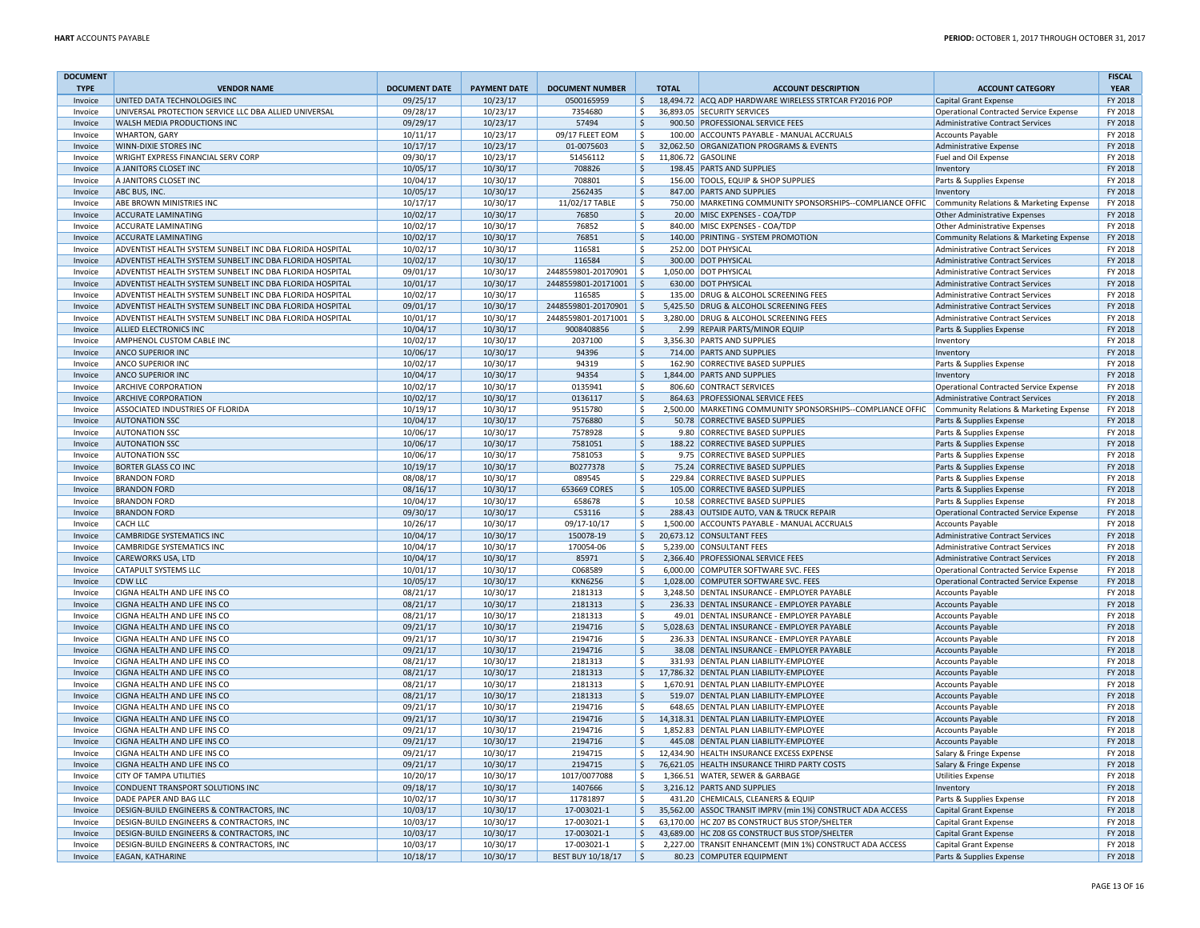| DOCUMENT TYPE | VENDOR NAME | DOCUMENT DATE | PAYMENT DATE | DOCUMENT NUMBER | TOTAL | ACCOUNT DESCRIPTION | ACCOUNT CATEGORY | FISCAL YEAR |
|---|---|---|---|---|---|---|---|---|
| Invoice | UNITED DATA TECHNOLOGIES INC | 09/25/17 | 10/23/17 | 0500165959 | $ 18,494.72 | ACQ ADP HARDWARE WIRELESS STRTCAR FY2016 POP | Capital Grant Expense | FY 2018 |
| Invoice | UNIVERSAL PROTECTION SERVICE LLC DBA ALLIED UNIVERSAL | 09/28/17 | 10/23/17 | 7354680 | $ 36,893.05 | SECURITY SERVICES | Operational Contracted Service Expense | FY 2018 |
| Invoice | WALSH MEDIA PRODUCTIONS INC | 09/29/17 | 10/23/17 | 57494 | $ 900.50 | PROFESSIONAL SERVICE FEES | Administrative Contract Services | FY 2018 |
| Invoice | WHARTON, GARY | 10/11/17 | 10/23/17 | 09/17 FLEET EOM | $ 100.00 | ACCOUNTS PAYABLE - MANUAL ACCRUALS | Accounts Payable | FY 2018 |
| Invoice | WINN-DIXIE STORES INC | 10/17/17 | 10/23/17 | 01-0075603 | $ 32,062.50 | ORGANIZATION PROGRAMS & EVENTS | Administrative Expense | FY 2018 |
| Invoice | WRIGHT EXPRESS FINANCIAL SERV CORP | 09/30/17 | 10/23/17 | 51456112 | $ 11,806.72 | GASOLINE | Fuel and Oil Expense | FY 2018 |
| Invoice | A JANITORS CLOSET INC | 10/05/17 | 10/30/17 | 708826 | $ 198.45 | PARTS AND SUPPLIES | Inventory | FY 2018 |
| Invoice | A JANITORS CLOSET INC | 10/04/17 | 10/30/17 | 708801 | $ 156.00 | TOOLS, EQUIP & SHOP SUPPLIES | Parts & Supplies Expense | FY 2018 |
| Invoice | ABC BUS, INC. | 10/05/17 | 10/30/17 | 2562435 | $ 847.00 | PARTS AND SUPPLIES | Inventory | FY 2018 |
| Invoice | ABE BROWN MINISTRIES INC | 10/17/17 | 10/30/17 | 11/02/17 TABLE | $ 750.00 | MARKETING COMMUNITY SPONSORSHIPS--COMPLIANCE OFFIC | Community Relations & Marketing Expense | FY 2018 |
| Invoice | ACCURATE LAMINATING | 10/02/17 | 10/30/17 | 76850 | $ 20.00 | MISC EXPENSES - COA/TDP | Other Administrative Expenses | FY 2018 |
| Invoice | ACCURATE LAMINATING | 10/02/17 | 10/30/17 | 76852 | $ 840.00 | MISC EXPENSES - COA/TDP | Other Administrative Expenses | FY 2018 |
| Invoice | ACCURATE LAMINATING | 10/02/17 | 10/30/17 | 76851 | $ 140.00 | PRINTING - SYSTEM PROMOTION | Community Relations & Marketing Expense | FY 2018 |
| Invoice | ADVENTIST HEALTH SYSTEM SUNBELT INC DBA FLORIDA HOSPITAL | 10/02/17 | 10/30/17 | 116581 | $ 252.00 | DOT PHYSICAL | Administrative Contract Services | FY 2018 |
| Invoice | ADVENTIST HEALTH SYSTEM SUNBELT INC DBA FLORIDA HOSPITAL | 10/02/17 | 10/30/17 | 116584 | $ 300.00 | DOT PHYSICAL | Administrative Contract Services | FY 2018 |
| Invoice | ADVENTIST HEALTH SYSTEM SUNBELT INC DBA FLORIDA HOSPITAL | 09/01/17 | 10/30/17 | 2448559801-20170901 | $ 1,050.00 | DOT PHYSICAL | Administrative Contract Services | FY 2018 |
| Invoice | ADVENTIST HEALTH SYSTEM SUNBELT INC DBA FLORIDA HOSPITAL | 10/01/17 | 10/30/17 | 2448559801-20171001 | $ 630.00 | DOT PHYSICAL | Administrative Contract Services | FY 2018 |
| Invoice | ADVENTIST HEALTH SYSTEM SUNBELT INC DBA FLORIDA HOSPITAL | 10/02/17 | 10/30/17 | 116585 | $ 135.00 | DRUG & ALCOHOL SCREENING FEES | Administrative Contract Services | FY 2018 |
| Invoice | ADVENTIST HEALTH SYSTEM SUNBELT INC DBA FLORIDA HOSPITAL | 09/01/17 | 10/30/17 | 2448559801-20170901 | $ 5,425.50 | DRUG & ALCOHOL SCREENING FEES | Administrative Contract Services | FY 2018 |
| Invoice | ADVENTIST HEALTH SYSTEM SUNBELT INC DBA FLORIDA HOSPITAL | 10/01/17 | 10/30/17 | 2448559801-20171001 | $ 3,280.00 | DRUG & ALCOHOL SCREENING FEES | Administrative Contract Services | FY 2018 |
| Invoice | ALLIED ELECTRONICS INC | 10/04/17 | 10/30/17 | 9008408856 | $ 2.99 | REPAIR PARTS/MINOR EQUIP | Parts & Supplies Expense | FY 2018 |
| Invoice | AMPHENOL CUSTOM CABLE INC | 10/02/17 | 10/30/17 | 2037100 | $ 3,356.30 | PARTS AND SUPPLIES | Inventory | FY 2018 |
| Invoice | ANCO SUPERIOR INC | 10/06/17 | 10/30/17 | 94396 | $ 714.00 | PARTS AND SUPPLIES | Inventory | FY 2018 |
| Invoice | ANCO SUPERIOR INC | 10/02/17 | 10/30/17 | 94319 | $ 162.90 | CORRECTIVE BASED SUPPLIES | Parts & Supplies Expense | FY 2018 |
| Invoice | ANCO SUPERIOR INC | 10/04/17 | 10/30/17 | 94354 | $ 1,844.00 | PARTS AND SUPPLIES | Inventory | FY 2018 |
| Invoice | ARCHIVE CORPORATION | 10/02/17 | 10/30/17 | 0135941 | $ 806.60 | CONTRACT SERVICES | Operational Contracted Service Expense | FY 2018 |
| Invoice | ARCHIVE CORPORATION | 10/02/17 | 10/30/17 | 0136117 | $ 864.63 | PROFESSIONAL SERVICE FEES | Administrative Contract Services | FY 2018 |
| Invoice | ASSOCIATED INDUSTRIES OF FLORIDA | 10/19/17 | 10/30/17 | 9515780 | $ 2,500.00 | MARKETING COMMUNITY SPONSORSHIPS--COMPLIANCE OFFIC | Community Relations & Marketing Expense | FY 2018 |
| Invoice | AUTONATION SSC | 10/04/17 | 10/30/17 | 7576880 | $ 50.78 | CORRECTIVE BASED SUPPLIES | Parts & Supplies Expense | FY 2018 |
| Invoice | AUTONATION SSC | 10/06/17 | 10/30/17 | 7578928 | $ 9.80 | CORRECTIVE BASED SUPPLIES | Parts & Supplies Expense | FY 2018 |
| Invoice | AUTONATION SSC | 10/06/17 | 10/30/17 | 7581051 | $ 188.22 | CORRECTIVE BASED SUPPLIES | Parts & Supplies Expense | FY 2018 |
| Invoice | AUTONATION SSC | 10/06/17 | 10/30/17 | 7581053 | $ 9.75 | CORRECTIVE BASED SUPPLIES | Parts & Supplies Expense | FY 2018 |
| Invoice | BORTER GLASS CO INC | 10/19/17 | 10/30/17 | B0277378 | $ 75.24 | CORRECTIVE BASED SUPPLIES | Parts & Supplies Expense | FY 2018 |
| Invoice | BRANDON FORD | 08/08/17 | 10/30/17 | 089545 | $ 229.84 | CORRECTIVE BASED SUPPLIES | Parts & Supplies Expense | FY 2018 |
| Invoice | BRANDON FORD | 08/16/17 | 10/30/17 | 653669 CORES | $ 105.00 | CORRECTIVE BASED SUPPLIES | Parts & Supplies Expense | FY 2018 |
| Invoice | BRANDON FORD | 10/04/17 | 10/30/17 | 658678 | $ 10.58 | CORRECTIVE BASED SUPPLIES | Parts & Supplies Expense | FY 2018 |
| Invoice | BRANDON FORD | 09/30/17 | 10/30/17 | C53116 | $ 288.43 | OUTSIDE AUTO, VAN & TRUCK REPAIR | Operational Contracted Service Expense | FY 2018 |
| Invoice | CACH LLC | 10/26/17 | 10/30/17 | 09/17-10/17 | $ 1,500.00 | ACCOUNTS PAYABLE - MANUAL ACCRUALS | Accounts Payable | FY 2018 |
| Invoice | CAMBRIDGE SYSTEMATICS INC | 10/04/17 | 10/30/17 | 150078-19 | $ 20,673.12 | CONSULTANT FEES | Administrative Contract Services | FY 2018 |
| Invoice | CAMBRIDGE SYSTEMATICS INC | 10/04/17 | 10/30/17 | 170054-06 | $ 5,239.00 | CONSULTANT FEES | Administrative Contract Services | FY 2018 |
| Invoice | CAREWORKS USA, LTD | 10/04/17 | 10/30/17 | 85971 | $ 2,366.40 | PROFESSIONAL SERVICE FEES | Administrative Contract Services | FY 2018 |
| Invoice | CATAPULT SYSTEMS LLC | 10/01/17 | 10/30/17 | C068589 | $ 6,000.00 | COMPUTER SOFTWARE SVC. FEES | Operational Contracted Service Expense | FY 2018 |
| Invoice | CDW LLC | 10/05/17 | 10/30/17 | KKN6256 | $ 1,028.00 | COMPUTER SOFTWARE SVC. FEES | Operational Contracted Service Expense | FY 2018 |
| Invoice | CIGNA HEALTH AND LIFE INS CO | 08/21/17 | 10/30/17 | 2181313 | $ 3,248.50 | DENTAL INSURANCE - EMPLOYER PAYABLE | Accounts Payable | FY 2018 |
| Invoice | CIGNA HEALTH AND LIFE INS CO | 08/21/17 | 10/30/17 | 2181313 | $ 236.33 | DENTAL INSURANCE - EMPLOYER PAYABLE | Accounts Payable | FY 2018 |
| Invoice | CIGNA HEALTH AND LIFE INS CO | 08/21/17 | 10/30/17 | 2181313 | $ 49.01 | DENTAL INSURANCE - EMPLOYER PAYABLE | Accounts Payable | FY 2018 |
| Invoice | CIGNA HEALTH AND LIFE INS CO | 09/21/17 | 10/30/17 | 2194716 | $ 5,028.63 | DENTAL INSURANCE - EMPLOYER PAYABLE | Accounts Payable | FY 2018 |
| Invoice | CIGNA HEALTH AND LIFE INS CO | 09/21/17 | 10/30/17 | 2194716 | $ 236.33 | DENTAL INSURANCE - EMPLOYER PAYABLE | Accounts Payable | FY 2018 |
| Invoice | CIGNA HEALTH AND LIFE INS CO | 09/21/17 | 10/30/17 | 2194716 | $ 38.08 | DENTAL INSURANCE - EMPLOYER PAYABLE | Accounts Payable | FY 2018 |
| Invoice | CIGNA HEALTH AND LIFE INS CO | 08/21/17 | 10/30/17 | 2181313 | $ 331.93 | DENTAL PLAN LIABILITY-EMPLOYEE | Accounts Payable | FY 2018 |
| Invoice | CIGNA HEALTH AND LIFE INS CO | 08/21/17 | 10/30/17 | 2181313 | $ 17,786.32 | DENTAL PLAN LIABILITY-EMPLOYEE | Accounts Payable | FY 2018 |
| Invoice | CIGNA HEALTH AND LIFE INS CO | 08/21/17 | 10/30/17 | 2181313 | $ 1,670.91 | DENTAL PLAN LIABILITY-EMPLOYEE | Accounts Payable | FY 2018 |
| Invoice | CIGNA HEALTH AND LIFE INS CO | 08/21/17 | 10/30/17 | 2181313 | $ 519.07 | DENTAL PLAN LIABILITY-EMPLOYEE | Accounts Payable | FY 2018 |
| Invoice | CIGNA HEALTH AND LIFE INS CO | 09/21/17 | 10/30/17 | 2194716 | $ 648.65 | DENTAL PLAN LIABILITY-EMPLOYEE | Accounts Payable | FY 2018 |
| Invoice | CIGNA HEALTH AND LIFE INS CO | 09/21/17 | 10/30/17 | 2194716 | $ 14,318.31 | DENTAL PLAN LIABILITY-EMPLOYEE | Accounts Payable | FY 2018 |
| Invoice | CIGNA HEALTH AND LIFE INS CO | 09/21/17 | 10/30/17 | 2194716 | $ 1,852.83 | DENTAL PLAN LIABILITY-EMPLOYEE | Accounts Payable | FY 2018 |
| Invoice | CIGNA HEALTH AND LIFE INS CO | 09/21/17 | 10/30/17 | 2194716 | $ 445.08 | DENTAL PLAN LIABILITY-EMPLOYEE | Accounts Payable | FY 2018 |
| Invoice | CIGNA HEALTH AND LIFE INS CO | 09/21/17 | 10/30/17 | 2194715 | $ 12,434.90 | HEALTH INSURANCE EXCESS EXPENSE | Salary & Fringe Expense | FY 2018 |
| Invoice | CIGNA HEALTH AND LIFE INS CO | 09/21/17 | 10/30/17 | 2194715 | $ 76,621.05 | HEALTH INSURANCE THIRD PARTY COSTS | Salary & Fringe Expense | FY 2018 |
| Invoice | CITY OF TAMPA UTILITIES | 10/20/17 | 10/30/17 | 1017/0077088 | $ 1,366.51 | WATER, SEWER & GARBAGE | Utilities Expense | FY 2018 |
| Invoice | CONDUENT TRANSPORT SOLUTIONS INC | 09/18/17 | 10/30/17 | 1407666 | $ 3,216.12 | PARTS AND SUPPLIES | Inventory | FY 2018 |
| Invoice | DADE PAPER AND BAG LLC | 10/02/17 | 10/30/17 | 11781897 | $ 431.20 | CHEMICALS, CLEANERS & EQUIP | Parts & Supplies Expense | FY 2018 |
| Invoice | DESIGN-BUILD ENGINEERS & CONTRACTORS, INC | 10/03/17 | 10/30/17 | 17-003021-1 | $ 35,562.00 | ASSOC TRANSIT IMPRV (min 1%) CONSTRUCT ADA ACCESS | Capital Grant Expense | FY 2018 |
| Invoice | DESIGN-BUILD ENGINEERS & CONTRACTORS, INC | 10/03/17 | 10/30/17 | 17-003021-1 | $ 63,170.00 | HC Z07 BS CONSTRUCT BUS STOP/SHELTER | Capital Grant Expense | FY 2018 |
| Invoice | DESIGN-BUILD ENGINEERS & CONTRACTORS, INC | 10/03/17 | 10/30/17 | 17-003021-1 | $ 43,689.00 | HC Z08 GS CONSTRUCT BUS STOP/SHELTER | Capital Grant Expense | FY 2018 |
| Invoice | DESIGN-BUILD ENGINEERS & CONTRACTORS, INC | 10/03/17 | 10/30/17 | 17-003021-1 | $ 2,227.00 | TRANSIT ENHANCEMT (MIN 1%) CONSTRUCT ADA ACCESS | Capital Grant Expense | FY 2018 |
| Invoice | EAGAN, KATHARINE | 10/18/17 | 10/30/17 | BEST BUY 10/18/17 | $ 80.23 | COMPUTER EQUIPMENT | Parts & Supplies Expense | FY 2018 |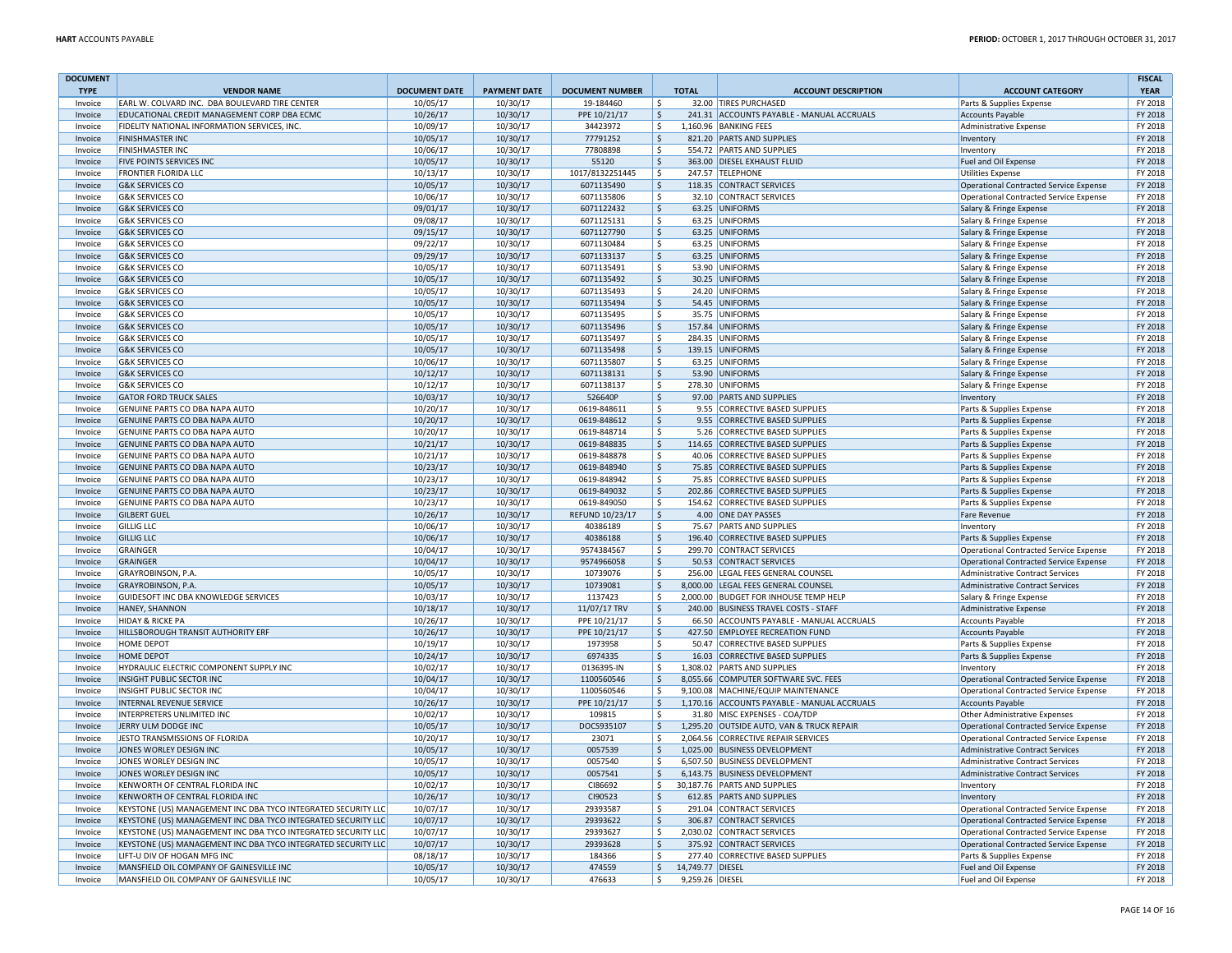| DOCUMENT TYPE | VENDOR NAME | DOCUMENT DATE | PAYMENT DATE | DOCUMENT NUMBER | TOTAL | ACCOUNT DESCRIPTION | ACCOUNT CATEGORY | FISCAL YEAR |
|---|---|---|---|---|---|---|---|---|
| Invoice | EARL W. COLVARD INC. DBA BOULEVARD TIRE CENTER | 10/05/17 | 10/30/17 | 19-184460 | $ 32.00 | TIRES PURCHASED | Parts & Supplies Expense | FY 2018 |
| Invoice | EDUCATIONAL CREDIT MANAGEMENT CORP DBA ECMC | 10/26/17 | 10/30/17 | PPE 10/21/17 | $ 241.31 | ACCOUNTS PAYABLE - MANUAL ACCRUALS | Accounts Payable | FY 2018 |
| Invoice | FIDELITY NATIONAL INFORMATION SERVICES, INC. | 10/09/17 | 10/30/17 | 34423972 | $ 1,160.96 | BANKING FEES | Administrative Expense | FY 2018 |
| Invoice | FINISHMASTER INC | 10/05/17 | 10/30/17 | 77791252 | $ 821.20 | PARTS AND SUPPLIES | Inventory | FY 2018 |
| Invoice | FINISHMASTER INC | 10/06/17 | 10/30/17 | 77808898 | $ 554.72 | PARTS AND SUPPLIES | Inventory | FY 2018 |
| Invoice | FIVE POINTS SERVICES INC | 10/05/17 | 10/30/17 | 55120 | $ 363.00 | DIESEL EXHAUST FLUID | Fuel and Oil Expense | FY 2018 |
| Invoice | FRONTIER FLORIDA LLC | 10/13/17 | 10/30/17 | 1017/8132251445 | $ 247.57 | TELEPHONE | Utilities Expense | FY 2018 |
| Invoice | G&K SERVICES CO | 10/05/17 | 10/30/17 | 6071135490 | $ 118.35 | CONTRACT SERVICES | Operational Contracted Service Expense | FY 2018 |
| Invoice | G&K SERVICES CO | 10/06/17 | 10/30/17 | 6071135806 | $ 32.10 | CONTRACT SERVICES | Operational Contracted Service Expense | FY 2018 |
| Invoice | G&K SERVICES CO | 09/01/17 | 10/30/17 | 6071122432 | $ 63.25 | UNIFORMS | Salary & Fringe Expense | FY 2018 |
| Invoice | G&K SERVICES CO | 09/08/17 | 10/30/17 | 6071125131 | $ 63.25 | UNIFORMS | Salary & Fringe Expense | FY 2018 |
| Invoice | G&K SERVICES CO | 09/15/17 | 10/30/17 | 6071127790 | $ 63.25 | UNIFORMS | Salary & Fringe Expense | FY 2018 |
| Invoice | G&K SERVICES CO | 09/22/17 | 10/30/17 | 6071130484 | $ 63.25 | UNIFORMS | Salary & Fringe Expense | FY 2018 |
| Invoice | G&K SERVICES CO | 09/29/17 | 10/30/17 | 6071133137 | $ 63.25 | UNIFORMS | Salary & Fringe Expense | FY 2018 |
| Invoice | G&K SERVICES CO | 10/05/17 | 10/30/17 | 6071135491 | $ 53.90 | UNIFORMS | Salary & Fringe Expense | FY 2018 |
| Invoice | G&K SERVICES CO | 10/05/17 | 10/30/17 | 6071135492 | $ 30.25 | UNIFORMS | Salary & Fringe Expense | FY 2018 |
| Invoice | G&K SERVICES CO | 10/05/17 | 10/30/17 | 6071135493 | $ 24.20 | UNIFORMS | Salary & Fringe Expense | FY 2018 |
| Invoice | G&K SERVICES CO | 10/05/17 | 10/30/17 | 6071135494 | $ 54.45 | UNIFORMS | Salary & Fringe Expense | FY 2018 |
| Invoice | G&K SERVICES CO | 10/05/17 | 10/30/17 | 6071135495 | $ 35.75 | UNIFORMS | Salary & Fringe Expense | FY 2018 |
| Invoice | G&K SERVICES CO | 10/05/17 | 10/30/17 | 6071135496 | $ 157.84 | UNIFORMS | Salary & Fringe Expense | FY 2018 |
| Invoice | G&K SERVICES CO | 10/05/17 | 10/30/17 | 6071135497 | $ 284.35 | UNIFORMS | Salary & Fringe Expense | FY 2018 |
| Invoice | G&K SERVICES CO | 10/05/17 | 10/30/17 | 6071135498 | $ 139.15 | UNIFORMS | Salary & Fringe Expense | FY 2018 |
| Invoice | G&K SERVICES CO | 10/06/17 | 10/30/17 | 6071135807 | $ 63.25 | UNIFORMS | Salary & Fringe Expense | FY 2018 |
| Invoice | G&K SERVICES CO | 10/12/17 | 10/30/17 | 6071138131 | $ 53.90 | UNIFORMS | Salary & Fringe Expense | FY 2018 |
| Invoice | G&K SERVICES CO | 10/12/17 | 10/30/17 | 6071138137 | $ 278.30 | UNIFORMS | Salary & Fringe Expense | FY 2018 |
| Invoice | GATOR FORD TRUCK SALES | 10/03/17 | 10/30/17 | 526640P | $ 97.00 | PARTS AND SUPPLIES | Inventory | FY 2018 |
| Invoice | GENUINE PARTS CO DBA NAPA AUTO | 10/20/17 | 10/30/17 | 0619-848611 | $ 9.55 | CORRECTIVE BASED SUPPLIES | Parts & Supplies Expense | FY 2018 |
| Invoice | GENUINE PARTS CO DBA NAPA AUTO | 10/20/17 | 10/30/17 | 0619-848612 | $ 9.55 | CORRECTIVE BASED SUPPLIES | Parts & Supplies Expense | FY 2018 |
| Invoice | GENUINE PARTS CO DBA NAPA AUTO | 10/20/17 | 10/30/17 | 0619-848714 | $ 5.26 | CORRECTIVE BASED SUPPLIES | Parts & Supplies Expense | FY 2018 |
| Invoice | GENUINE PARTS CO DBA NAPA AUTO | 10/21/17 | 10/30/17 | 0619-848835 | $ 114.65 | CORRECTIVE BASED SUPPLIES | Parts & Supplies Expense | FY 2018 |
| Invoice | GENUINE PARTS CO DBA NAPA AUTO | 10/21/17 | 10/30/17 | 0619-848878 | $ 40.06 | CORRECTIVE BASED SUPPLIES | Parts & Supplies Expense | FY 2018 |
| Invoice | GENUINE PARTS CO DBA NAPA AUTO | 10/23/17 | 10/30/17 | 0619-848940 | $ 75.85 | CORRECTIVE BASED SUPPLIES | Parts & Supplies Expense | FY 2018 |
| Invoice | GENUINE PARTS CO DBA NAPA AUTO | 10/23/17 | 10/30/17 | 0619-848942 | $ 75.85 | CORRECTIVE BASED SUPPLIES | Parts & Supplies Expense | FY 2018 |
| Invoice | GENUINE PARTS CO DBA NAPA AUTO | 10/23/17 | 10/30/17 | 0619-849032 | $ 202.86 | CORRECTIVE BASED SUPPLIES | Parts & Supplies Expense | FY 2018 |
| Invoice | GENUINE PARTS CO DBA NAPA AUTO | 10/23/17 | 10/30/17 | 0619-849050 | $ 154.62 | CORRECTIVE BASED SUPPLIES | Parts & Supplies Expense | FY 2018 |
| Invoice | GILBERT GUEL | 10/26/17 | 10/30/17 | REFUND 10/23/17 | $ 4.00 | ONE DAY PASSES | Fare Revenue | FY 2018 |
| Invoice | GILLIG LLC | 10/06/17 | 10/30/17 | 40386189 | $ 75.67 | PARTS AND SUPPLIES | Inventory | FY 2018 |
| Invoice | GILLIG LLC | 10/06/17 | 10/30/17 | 40386188 | $ 196.40 | CORRECTIVE BASED SUPPLIES | Parts & Supplies Expense | FY 2018 |
| Invoice | GRAINGER | 10/04/17 | 10/30/17 | 9574384567 | $ 299.70 | CONTRACT SERVICES | Operational Contracted Service Expense | FY 2018 |
| Invoice | GRAINGER | 10/04/17 | 10/30/17 | 9574966058 | $ 50.53 | CONTRACT SERVICES | Operational Contracted Service Expense | FY 2018 |
| Invoice | GRAYROBINSON, P.A. | 10/05/17 | 10/30/17 | 10739076 | $ 256.00 | LEGAL FEES GENERAL COUNSEL | Administrative Contract Services | FY 2018 |
| Invoice | GRAYROBINSON, P.A. | 10/05/17 | 10/30/17 | 10739081 | $ 8,000.00 | LEGAL FEES GENERAL COUNSEL | Administrative Contract Services | FY 2018 |
| Invoice | GUIDESOFT INC DBA KNOWLEDGE SERVICES | 10/03/17 | 10/30/17 | 1137423 | $ 2,000.00 | BUDGET FOR INHOUSE TEMP HELP | Salary & Fringe Expense | FY 2018 |
| Invoice | HANEY, SHANNON | 10/18/17 | 10/30/17 | 11/07/17 TRV | $ 240.00 | BUSINESS TRAVEL COSTS - STAFF | Administrative Expense | FY 2018 |
| Invoice | HIDAY & RICKE PA | 10/26/17 | 10/30/17 | PPE 10/21/17 | $ 66.50 | ACCOUNTS PAYABLE - MANUAL ACCRUALS | Accounts Payable | FY 2018 |
| Invoice | HILLSBOROUGH TRANSIT AUTHORITY ERF | 10/26/17 | 10/30/17 | PPE 10/21/17 | $ 427.50 | EMPLOYEE RECREATION FUND | Accounts Payable | FY 2018 |
| Invoice | HOME DEPOT | 10/19/17 | 10/30/17 | 1973958 | $ 50.47 | CORRECTIVE BASED SUPPLIES | Parts & Supplies Expense | FY 2018 |
| Invoice | HOME DEPOT | 10/24/17 | 10/30/17 | 6974335 | $ 16.03 | CORRECTIVE BASED SUPPLIES | Parts & Supplies Expense | FY 2018 |
| Invoice | HYDRAULIC ELECTRIC COMPONENT SUPPLY INC | 10/02/17 | 10/30/17 | 0136395-IN | $ 1,308.02 | PARTS AND SUPPLIES | Inventory | FY 2018 |
| Invoice | INSIGHT PUBLIC SECTOR INC | 10/04/17 | 10/30/17 | 1100560546 | $ 8,055.66 | COMPUTER SOFTWARE SVC. FEES | Operational Contracted Service Expense | FY 2018 |
| Invoice | INSIGHT PUBLIC SECTOR INC | 10/04/17 | 10/30/17 | 1100560546 | $ 9,100.08 | MACHINE/EQUIP MAINTENANCE | Operational Contracted Service Expense | FY 2018 |
| Invoice | INTERNAL REVENUE SERVICE | 10/26/17 | 10/30/17 | PPE 10/21/17 | $ 1,170.16 | ACCOUNTS PAYABLE - MANUAL ACCRUALS | Accounts Payable | FY 2018 |
| Invoice | INTERPRETERS UNLIMITED INC | 10/02/17 | 10/30/17 | 109815 | $ 31.80 | MISC EXPENSES - COA/TDP | Other Administrative Expenses | FY 2018 |
| Invoice | JERRY ULM DODGE INC | 10/05/17 | 10/30/17 | DOCS935107 | $ 1,295.20 | OUTSIDE AUTO, VAN & TRUCK REPAIR | Operational Contracted Service Expense | FY 2018 |
| Invoice | JESTO TRANSMISSIONS OF FLORIDA | 10/20/17 | 10/30/17 | 23071 | $ 2,064.56 | CORRECTIVE REPAIR SERVICES | Operational Contracted Service Expense | FY 2018 |
| Invoice | JONES WORLEY DESIGN INC | 10/05/17 | 10/30/17 | 0057539 | $ 1,025.00 | BUSINESS DEVELOPMENT | Administrative Contract Services | FY 2018 |
| Invoice | JONES WORLEY DESIGN INC | 10/05/17 | 10/30/17 | 0057540 | $ 6,507.50 | BUSINESS DEVELOPMENT | Administrative Contract Services | FY 2018 |
| Invoice | JONES WORLEY DESIGN INC | 10/05/17 | 10/30/17 | 0057541 | $ 6,143.75 | BUSINESS DEVELOPMENT | Administrative Contract Services | FY 2018 |
| Invoice | KENWORTH OF CENTRAL FLORIDA INC | 10/02/17 | 10/30/17 | CI86692 | $ 30,187.76 | PARTS AND SUPPLIES | Inventory | FY 2018 |
| Invoice | KENWORTH OF CENTRAL FLORIDA INC | 10/26/17 | 10/30/17 | CI90523 | $ 612.85 | PARTS AND SUPPLIES | Inventory | FY 2018 |
| Invoice | KEYSTONE (US) MANAGEMENT INC DBA TYCO INTEGRATED SECURITY LLC | 10/07/17 | 10/30/17 | 29393587 | $ 291.04 | CONTRACT SERVICES | Operational Contracted Service Expense | FY 2018 |
| Invoice | KEYSTONE (US) MANAGEMENT INC DBA TYCO INTEGRATED SECURITY LLC | 10/07/17 | 10/30/17 | 29393622 | $ 306.87 | CONTRACT SERVICES | Operational Contracted Service Expense | FY 2018 |
| Invoice | KEYSTONE (US) MANAGEMENT INC DBA TYCO INTEGRATED SECURITY LLC | 10/07/17 | 10/30/17 | 29393627 | $ 2,030.02 | CONTRACT SERVICES | Operational Contracted Service Expense | FY 2018 |
| Invoice | KEYSTONE (US) MANAGEMENT INC DBA TYCO INTEGRATED SECURITY LLC | 10/07/17 | 10/30/17 | 29393628 | $ 375.92 | CONTRACT SERVICES | Operational Contracted Service Expense | FY 2018 |
| Invoice | LIFT-U DIV OF HOGAN MFG INC | 08/18/17 | 10/30/17 | 184366 | $ 277.40 | CORRECTIVE BASED SUPPLIES | Parts & Supplies Expense | FY 2018 |
| Invoice | MANSFIELD OIL COMPANY OF GAINESVILLE INC | 10/05/17 | 10/30/17 | 474559 | $ 14,749.77 | DIESEL | Fuel and Oil Expense | FY 2018 |
| Invoice | MANSFIELD OIL COMPANY OF GAINESVILLE INC | 10/05/17 | 10/30/17 | 476633 | $ 9,259.26 | DIESEL | Fuel and Oil Expense | FY 2018 |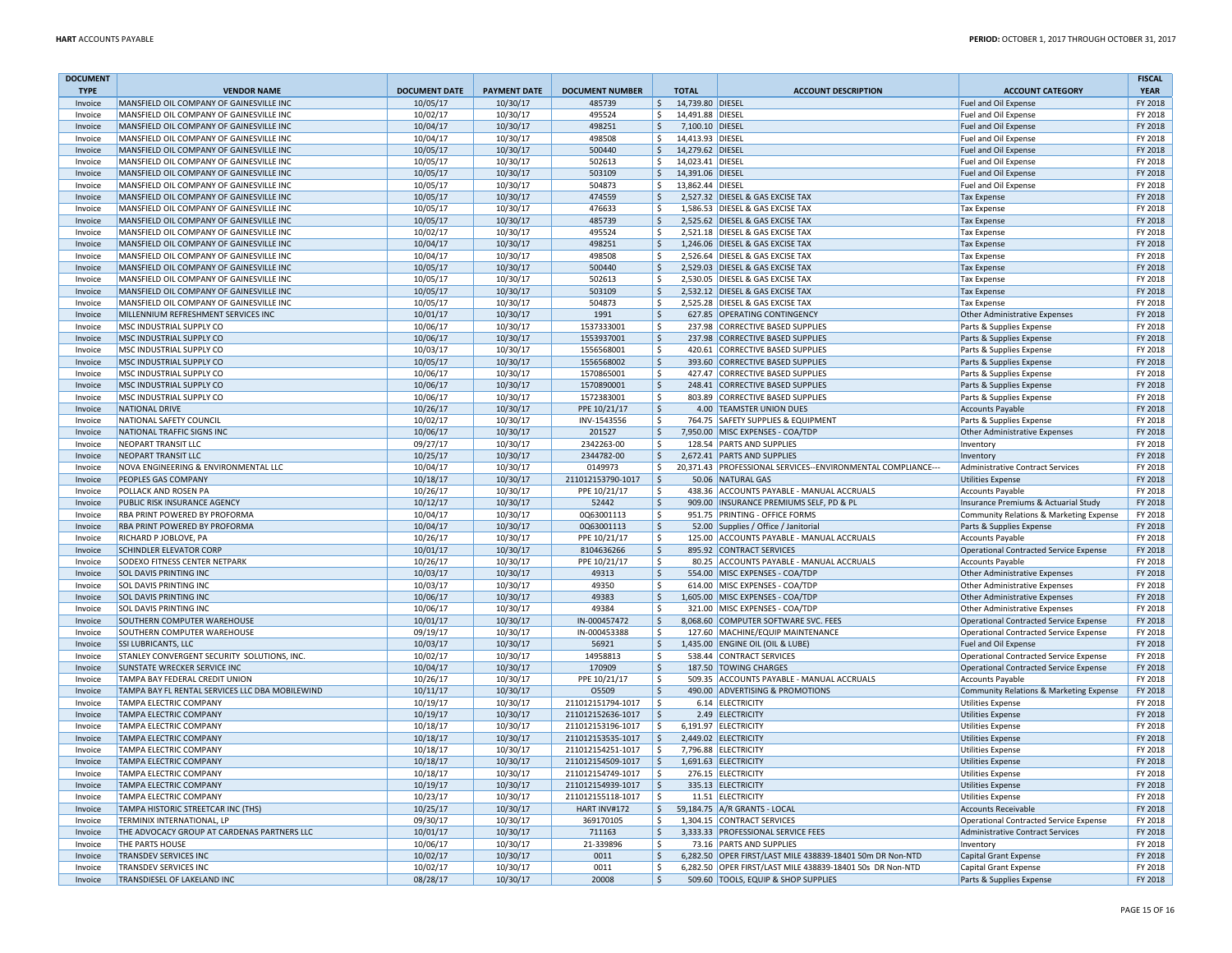| DOCUMENT TYPE | VENDOR NAME | DOCUMENT DATE | PAYMENT DATE | DOCUMENT NUMBER | TOTAL | ACCOUNT DESCRIPTION | ACCOUNT CATEGORY | FISCAL YEAR |
|---|---|---|---|---|---|---|---|---|
| Invoice | MANSFIELD OIL COMPANY OF GAINESVILLE INC | 10/05/17 | 10/30/17 | 485739 | $ 14,739.80 | DIESEL | Fuel and Oil Expense | FY 2018 |
| Invoice | MANSFIELD OIL COMPANY OF GAINESVILLE INC | 10/02/17 | 10/30/17 | 495524 | $ 14,491.88 | DIESEL | Fuel and Oil Expense | FY 2018 |
| Invoice | MANSFIELD OIL COMPANY OF GAINESVILLE INC | 10/04/17 | 10/30/17 | 498251 | $ 7,100.10 | DIESEL | Fuel and Oil Expense | FY 2018 |
| Invoice | MANSFIELD OIL COMPANY OF GAINESVILLE INC | 10/04/17 | 10/30/17 | 498508 | $ 14,413.93 | DIESEL | Fuel and Oil Expense | FY 2018 |
| Invoice | MANSFIELD OIL COMPANY OF GAINESVILLE INC | 10/05/17 | 10/30/17 | 500440 | $ 14,279.62 | DIESEL | Fuel and Oil Expense | FY 2018 |
| Invoice | MANSFIELD OIL COMPANY OF GAINESVILLE INC | 10/05/17 | 10/30/17 | 502613 | $ 14,023.41 | DIESEL | Fuel and Oil Expense | FY 2018 |
| Invoice | MANSFIELD OIL COMPANY OF GAINESVILLE INC | 10/05/17 | 10/30/17 | 503109 | $ 14,391.06 | DIESEL | Fuel and Oil Expense | FY 2018 |
| Invoice | MANSFIELD OIL COMPANY OF GAINESVILLE INC | 10/05/17 | 10/30/17 | 504873 | $ 13,862.44 | DIESEL | Fuel and Oil Expense | FY 2018 |
| Invoice | MANSFIELD OIL COMPANY OF GAINESVILLE INC | 10/05/17 | 10/30/17 | 474559 | $ 2,527.32 | DIESEL & GAS EXCISE TAX | Tax Expense | FY 2018 |
| Invoice | MANSFIELD OIL COMPANY OF GAINESVILLE INC | 10/05/17 | 10/30/17 | 476633 | $ 1,586.53 | DIESEL & GAS EXCISE TAX | Tax Expense | FY 2018 |
| Invoice | MANSFIELD OIL COMPANY OF GAINESVILLE INC | 10/05/17 | 10/30/17 | 485739 | $ 2,525.62 | DIESEL & GAS EXCISE TAX | Tax Expense | FY 2018 |
| Invoice | MANSFIELD OIL COMPANY OF GAINESVILLE INC | 10/02/17 | 10/30/17 | 495524 | $ 2,521.18 | DIESEL & GAS EXCISE TAX | Tax Expense | FY 2018 |
| Invoice | MANSFIELD OIL COMPANY OF GAINESVILLE INC | 10/04/17 | 10/30/17 | 498251 | $ 1,246.06 | DIESEL & GAS EXCISE TAX | Tax Expense | FY 2018 |
| Invoice | MANSFIELD OIL COMPANY OF GAINESVILLE INC | 10/04/17 | 10/30/17 | 498508 | $ 2,526.64 | DIESEL & GAS EXCISE TAX | Tax Expense | FY 2018 |
| Invoice | MANSFIELD OIL COMPANY OF GAINESVILLE INC | 10/05/17 | 10/30/17 | 500440 | $ 2,529.03 | DIESEL & GAS EXCISE TAX | Tax Expense | FY 2018 |
| Invoice | MANSFIELD OIL COMPANY OF GAINESVILLE INC | 10/05/17 | 10/30/17 | 502613 | $ 2,530.05 | DIESEL & GAS EXCISE TAX | Tax Expense | FY 2018 |
| Invoice | MANSFIELD OIL COMPANY OF GAINESVILLE INC | 10/05/17 | 10/30/17 | 503109 | $ 2,532.12 | DIESEL & GAS EXCISE TAX | Tax Expense | FY 2018 |
| Invoice | MANSFIELD OIL COMPANY OF GAINESVILLE INC | 10/05/17 | 10/30/17 | 504873 | $ 2,525.28 | DIESEL & GAS EXCISE TAX | Tax Expense | FY 2018 |
| Invoice | MILLENNIUM REFRESHMENT SERVICES INC | 10/01/17 | 10/30/17 | 1991 | $ 627.85 | OPERATING CONTINGENCY | Other Administrative Expenses | FY 2018 |
| Invoice | MSC INDUSTRIAL SUPPLY CO | 10/06/17 | 10/30/17 | 1537333001 | $ 237.98 | CORRECTIVE BASED SUPPLIES | Parts & Supplies Expense | FY 2018 |
| Invoice | MSC INDUSTRIAL SUPPLY CO | 10/06/17 | 10/30/17 | 1553937001 | $ 237.98 | CORRECTIVE BASED SUPPLIES | Parts & Supplies Expense | FY 2018 |
| Invoice | MSC INDUSTRIAL SUPPLY CO | 10/03/17 | 10/30/17 | 1556568001 | $ 420.61 | CORRECTIVE BASED SUPPLIES | Parts & Supplies Expense | FY 2018 |
| Invoice | MSC INDUSTRIAL SUPPLY CO | 10/05/17 | 10/30/17 | 1556568002 | $ 393.60 | CORRECTIVE BASED SUPPLIES | Parts & Supplies Expense | FY 2018 |
| Invoice | MSC INDUSTRIAL SUPPLY CO | 10/06/17 | 10/30/17 | 1570865001 | $ 427.47 | CORRECTIVE BASED SUPPLIES | Parts & Supplies Expense | FY 2018 |
| Invoice | MSC INDUSTRIAL SUPPLY CO | 10/06/17 | 10/30/17 | 1570890001 | $ 248.41 | CORRECTIVE BASED SUPPLIES | Parts & Supplies Expense | FY 2018 |
| Invoice | MSC INDUSTRIAL SUPPLY CO | 10/06/17 | 10/30/17 | 1572383001 | $ 803.89 | CORRECTIVE BASED SUPPLIES | Parts & Supplies Expense | FY 2018 |
| Invoice | NATIONAL DRIVE | 10/26/17 | 10/30/17 | PPE 10/21/17 | $ 4.00 | TEAMSTER UNION DUES | Accounts Payable | FY 2018 |
| Invoice | NATIONAL SAFETY COUNCIL | 10/02/17 | 10/30/17 | INV-1543556 | $ 764.75 | SAFETY SUPPLIES & EQUIPMENT | Parts & Supplies Expense | FY 2018 |
| Invoice | NATIONAL TRAFFIC SIGNS INC | 10/06/17 | 10/30/17 | 201527 | $ 7,950.00 | MISC EXPENSES - COA/TDP | Other Administrative Expenses | FY 2018 |
| Invoice | NEOPART TRANSIT LLC | 09/27/17 | 10/30/17 | 2342263-00 | $ 128.54 | PARTS AND SUPPLIES | Inventory | FY 2018 |
| Invoice | NEOPART TRANSIT LLC | 10/25/17 | 10/30/17 | 2344782-00 | $ 2,672.41 | PARTS AND SUPPLIES | Inventory | FY 2018 |
| Invoice | NOVA ENGINEERING & ENVIRONMENTAL LLC | 10/04/17 | 10/30/17 | 0149973 | $ 20,371.43 | PROFESSIONAL SERVICES--ENVIRONMENTAL COMPLIANCE--- | Administrative Contract Services | FY 2018 |
| Invoice | PEOPLES GAS COMPANY | 10/18/17 | 10/30/17 | 211012153790-1017 | $ 50.06 | NATURAL GAS | Utilities Expense | FY 2018 |
| Invoice | POLLACK AND ROSEN PA | 10/26/17 | 10/30/17 | PPE 10/21/17 | $ 438.36 | ACCOUNTS PAYABLE - MANUAL ACCRUALS | Accounts Payable | FY 2018 |
| Invoice | PUBLIC RISK INSURANCE AGENCY | 10/12/17 | 10/30/17 | 52442 | $ 909.00 | INSURANCE PREMIUMS SELF, PD & PL | Insurance Premiums & Actuarial Study | FY 2018 |
| Invoice | RBA PRINT POWERED BY PROFORMA | 10/04/17 | 10/30/17 | 0Q63001113 | $ 951.75 | PRINTING - OFFICE FORMS | Community Relations & Marketing Expense | FY 2018 |
| Invoice | RBA PRINT POWERED BY PROFORMA | 10/04/17 | 10/30/17 | 0Q63001113 | $ 52.00 | Supplies / Office / Janitorial | Parts & Supplies Expense | FY 2018 |
| Invoice | RICHARD P JOBLOVE, PA | 10/26/17 | 10/30/17 | PPE 10/21/17 | $ 125.00 | ACCOUNTS PAYABLE - MANUAL ACCRUALS | Accounts Payable | FY 2018 |
| Invoice | SCHINDLER ELEVATOR CORP | 10/01/17 | 10/30/17 | 8104636266 | $ 895.92 | CONTRACT SERVICES | Operational Contracted Service Expense | FY 2018 |
| Invoice | SODEXO FITNESS CENTER NETPARK | 10/26/17 | 10/30/17 | PPE 10/21/17 | $ 80.25 | ACCOUNTS PAYABLE - MANUAL ACCRUALS | Accounts Payable | FY 2018 |
| Invoice | SOL DAVIS PRINTING INC | 10/03/17 | 10/30/17 | 49313 | $ 554.00 | MISC EXPENSES - COA/TDP | Other Administrative Expenses | FY 2018 |
| Invoice | SOL DAVIS PRINTING INC | 10/03/17 | 10/30/17 | 49350 | $ 614.00 | MISC EXPENSES - COA/TDP | Other Administrative Expenses | FY 2018 |
| Invoice | SOL DAVIS PRINTING INC | 10/06/17 | 10/30/17 | 49383 | $ 1,605.00 | MISC EXPENSES - COA/TDP | Other Administrative Expenses | FY 2018 |
| Invoice | SOL DAVIS PRINTING INC | 10/06/17 | 10/30/17 | 49384 | $ 321.00 | MISC EXPENSES - COA/TDP | Other Administrative Expenses | FY 2018 |
| Invoice | SOUTHERN COMPUTER WAREHOUSE | 10/01/17 | 10/30/17 | IN-000457472 | $ 8,068.60 | COMPUTER SOFTWARE SVC. FEES | Operational Contracted Service Expense | FY 2018 |
| Invoice | SOUTHERN COMPUTER WAREHOUSE | 09/19/17 | 10/30/17 | IN-000453388 | $ 127.60 | MACHINE/EQUIP MAINTENANCE | Operational Contracted Service Expense | FY 2018 |
| Invoice | SSI LUBRICANTS, LLC | 10/03/17 | 10/30/17 | 56921 | $ 1,435.00 | ENGINE OIL (OIL & LUBE) | Fuel and Oil Expense | FY 2018 |
| Invoice | STANLEY CONVERGENT SECURITY SOLUTIONS, INC. | 10/02/17 | 10/30/17 | 14958813 | $ 538.44 | CONTRACT SERVICES | Operational Contracted Service Expense | FY 2018 |
| Invoice | SUNSTATE WRECKER SERVICE INC | 10/04/17 | 10/30/17 | 170909 | $ 187.50 | TOWING CHARGES | Operational Contracted Service Expense | FY 2018 |
| Invoice | TAMPA BAY FEDERAL CREDIT UNION | 10/26/17 | 10/30/17 | PPE 10/21/17 | $ 509.35 | ACCOUNTS PAYABLE - MANUAL ACCRUALS | Accounts Payable | FY 2018 |
| Invoice | TAMPA BAY FL RENTAL SERVICES LLC DBA MOBILEWIND | 10/11/17 | 10/30/17 | O5509 | $ 490.00 | ADVERTISING & PROMOTIONS | Community Relations & Marketing Expense | FY 2018 |
| Invoice | TAMPA ELECTRIC COMPANY | 10/19/17 | 10/30/17 | 211012151794-1017 | $ 6.14 | ELECTRICITY | Utilities Expense | FY 2018 |
| Invoice | TAMPA ELECTRIC COMPANY | 10/19/17 | 10/30/17 | 211012152636-1017 | $ 2.49 | ELECTRICITY | Utilities Expense | FY 2018 |
| Invoice | TAMPA ELECTRIC COMPANY | 10/18/17 | 10/30/17 | 211012153196-1017 | $ 6,191.97 | ELECTRICITY | Utilities Expense | FY 2018 |
| Invoice | TAMPA ELECTRIC COMPANY | 10/18/17 | 10/30/17 | 211012153535-1017 | $ 2,449.02 | ELECTRICITY | Utilities Expense | FY 2018 |
| Invoice | TAMPA ELECTRIC COMPANY | 10/18/17 | 10/30/17 | 211012154251-1017 | $ 7,796.88 | ELECTRICITY | Utilities Expense | FY 2018 |
| Invoice | TAMPA ELECTRIC COMPANY | 10/18/17 | 10/30/17 | 211012154509-1017 | $ 1,691.63 | ELECTRICITY | Utilities Expense | FY 2018 |
| Invoice | TAMPA ELECTRIC COMPANY | 10/18/17 | 10/30/17 | 211012154749-1017 | $ 276.15 | ELECTRICITY | Utilities Expense | FY 2018 |
| Invoice | TAMPA ELECTRIC COMPANY | 10/19/17 | 10/30/17 | 211012154939-1017 | $ 335.13 | ELECTRICITY | Utilities Expense | FY 2018 |
| Invoice | TAMPA ELECTRIC COMPANY | 10/23/17 | 10/30/17 | 211012155118-1017 | $ 11.51 | ELECTRICITY | Utilities Expense | FY 2018 |
| Invoice | TAMPA HISTORIC STREETCAR INC (THS) | 10/25/17 | 10/30/17 | HART INV#172 | $ 59,184.75 | A/R GRANTS - LOCAL | Accounts Receivable | FY 2018 |
| Invoice | TERMINIX INTERNATIONAL, LP | 09/30/17 | 10/30/17 | 369170105 | $ 1,304.15 | CONTRACT SERVICES | Operational Contracted Service Expense | FY 2018 |
| Invoice | THE ADVOCACY GROUP AT CARDENAS PARTNERS LLC | 10/01/17 | 10/30/17 | 711163 | $ 3,333.33 | PROFESSIONAL SERVICE FEES | Administrative Contract Services | FY 2018 |
| Invoice | THE PARTS HOUSE | 10/06/17 | 10/30/17 | 21-339896 | $ 73.16 | PARTS AND SUPPLIES | Inventory | FY 2018 |
| Invoice | TRANSDEV SERVICES INC | 10/02/17 | 10/30/17 | 0011 | $ 6,282.50 | OPER FIRST/LAST MILE 438839-18401 50m DR Non-NTD | Capital Grant Expense | FY 2018 |
| Invoice | TRANSDEV SERVICES INC | 10/02/17 | 10/30/17 | 0011 | $ 6,282.50 | OPER FIRST/LAST MILE 438839-18401 50s DR Non-NTD | Capital Grant Expense | FY 2018 |
| Invoice | TRANSDIESEL OF LAKELAND INC | 08/28/17 | 10/30/17 | 20008 | $ 509.60 | TOOLS, EQUIP & SHOP SUPPLIES | Parts & Supplies Expense | FY 2018 |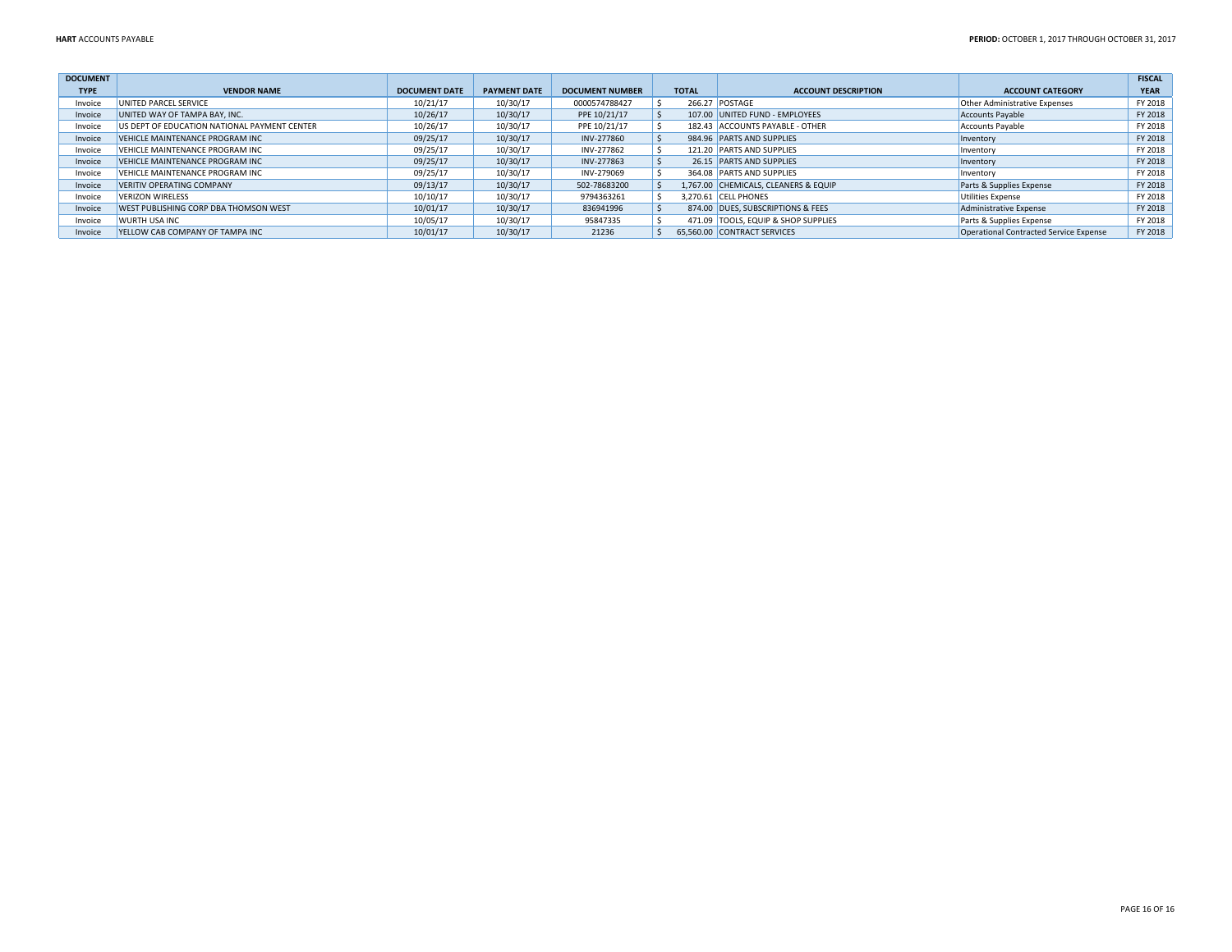| DOCUMENT TYPE | VENDOR NAME | DOCUMENT DATE | PAYMENT DATE | DOCUMENT NUMBER | TOTAL | ACCOUNT DESCRIPTION | ACCOUNT CATEGORY | FISCAL YEAR |
|---|---|---|---|---|---|---|---|---|
| Invoice | UNITED PARCEL SERVICE | 10/21/17 | 10/30/17 | 0000574788427 | $ 266.27 | POSTAGE | Other Administrative Expenses | FY 2018 |
| Invoice | UNITED WAY OF TAMPA BAY, INC. | 10/26/17 | 10/30/17 | PPE 10/21/17 | $ 107.00 | UNITED FUND - EMPLOYEES | Accounts Payable | FY 2018 |
| Invoice | US DEPT OF EDUCATION NATIONAL PAYMENT CENTER | 10/26/17 | 10/30/17 | PPE 10/21/17 | $ 182.43 | ACCOUNTS PAYABLE - OTHER | Accounts Payable | FY 2018 |
| Invoice | VEHICLE MAINTENANCE PROGRAM INC | 09/25/17 | 10/30/17 | INV-277860 | $ 984.96 | PARTS AND SUPPLIES | Inventory | FY 2018 |
| Invoice | VEHICLE MAINTENANCE PROGRAM INC | 09/25/17 | 10/30/17 | INV-277862 | $ 121.20 | PARTS AND SUPPLIES | Inventory | FY 2018 |
| Invoice | VEHICLE MAINTENANCE PROGRAM INC | 09/25/17 | 10/30/17 | INV-277863 | $ 26.15 | PARTS AND SUPPLIES | Inventory | FY 2018 |
| Invoice | VEHICLE MAINTENANCE PROGRAM INC | 09/25/17 | 10/30/17 | INV-279069 | $ 364.08 | PARTS AND SUPPLIES | Inventory | FY 2018 |
| Invoice | VERITIV OPERATING COMPANY | 09/13/17 | 10/30/17 | 502-78683200 | $ 1,767.00 | CHEMICALS, CLEANERS & EQUIP | Parts & Supplies Expense | FY 2018 |
| Invoice | VERIZON WIRELESS | 10/10/17 | 10/30/17 | 9794363261 | $ 3,270.61 | CELL PHONES | Utilities Expense | FY 2018 |
| Invoice | WEST PUBLISHING CORP DBA THOMSON WEST | 10/01/17 | 10/30/17 | 836941996 | $ 874.00 | DUES, SUBSCRIPTIONS & FEES | Administrative Expense | FY 2018 |
| Invoice | WURTH USA INC | 10/05/17 | 10/30/17 | 95847335 | $ 471.09 | TOOLS, EQUIP & SHOP SUPPLIES | Parts & Supplies Expense | FY 2018 |
| Invoice | YELLOW CAB COMPANY OF TAMPA INC | 10/01/17 | 10/30/17 | 21236 | $ 65,560.00 | CONTRACT SERVICES | Operational Contracted Service Expense | FY 2018 |